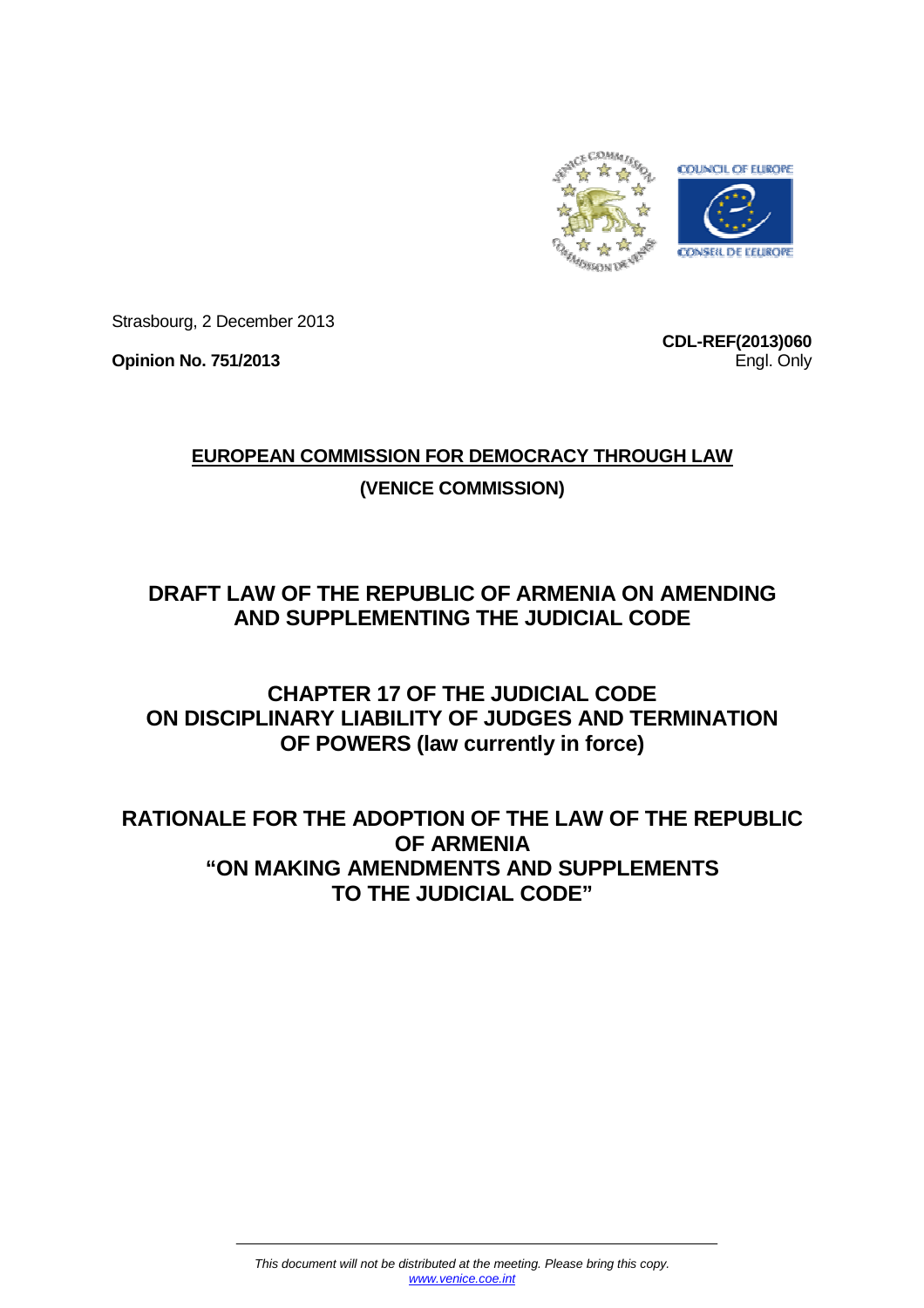Strasbourg, 2 December 2013

**Opinion No. 751/2013**

**CDL-REF(2013)060**
Engl. Only

**EUROPEAN COMMISSION FOR DEMOCRACY THROUGH LAW**

**(VENICE COMMISSION)**

# DRAFT LAW OF THE REPUBLIC OF ARMENIA ON AMENDING AND SUPPLEMENTING THE JUDICIAL CODE

# CHAPTER 17 OF THE JUDICIAL CODE ON DISCIPLINARY LIABILITY OF JUDGES AND TERMINATION OF POWERS (law currently in force)

# RATIONALE FOR THE ADOPTION OF THE LAW OF THE REPUBLIC OF ARMENIA "ON MAKING AMENDMENTS AND SUPPLEMENTS TO THE JUDICIAL CODE"

*This document will not be distributed at the meeting. Please bring this copy.*
*www.venice.coe.int*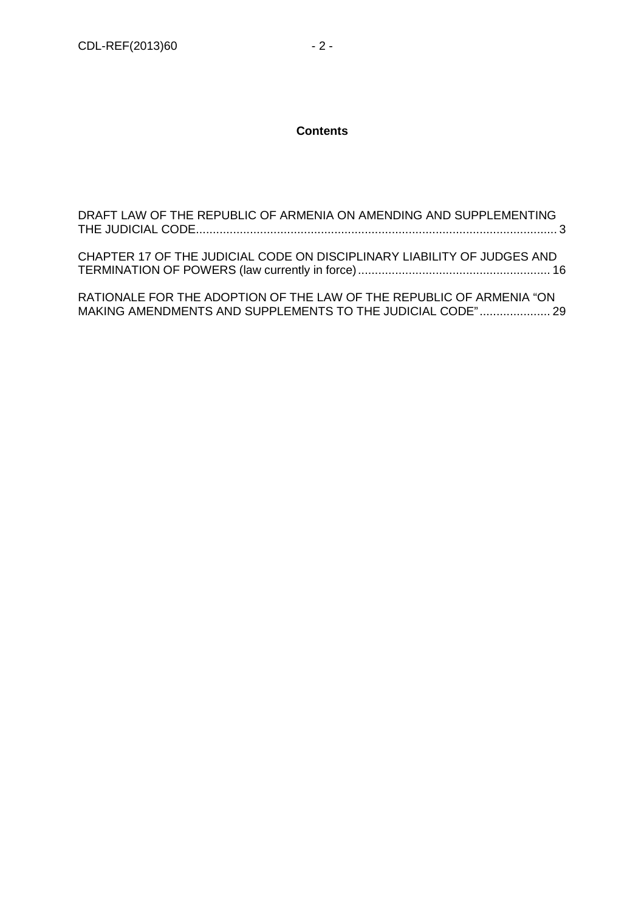**Contents**

DRAFT LAW OF THE REPUBLIC OF ARMENIA ON AMENDING AND SUPPLEMENTING THE JUDICIAL CODE.......................................................................................................... 3

CHAPTER 17 OF THE JUDICIAL CODE ON DISCIPLINARY LIABILITY OF JUDGES AND TERMINATION OF POWERS (law currently in force)......................................................... 16

RATIONALE FOR THE ADOPTION OF THE LAW OF THE REPUBLIC OF ARMENIA "ON MAKING AMENDMENTS AND SUPPLEMENTS TO THE JUDICIAL CODE"..................... 29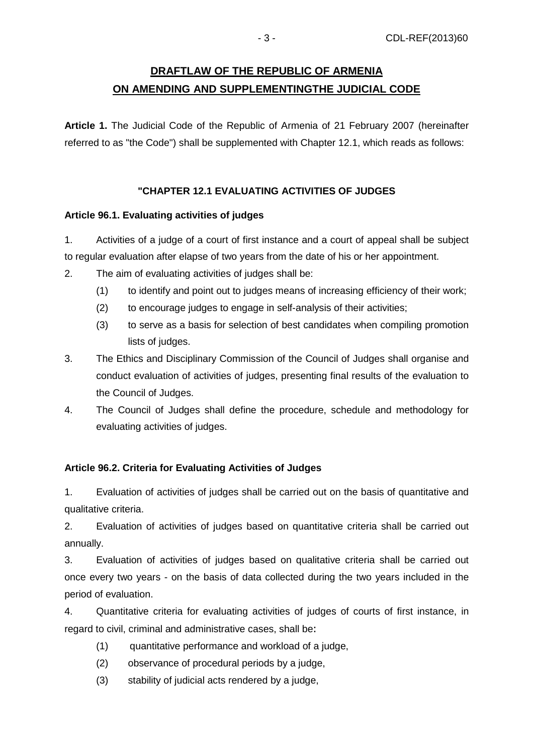# DRAFTLAW OF THE REPUBLIC OF ARMENIA ON AMENDING AND SUPPLEMENTINGTHE JUDICIAL CODE

**Article 1.** The Judicial Code of the Republic of Armenia of 21 February 2007 (hereinafter referred to as "the Code") shall be supplemented with Chapter 12.1, which reads as follows:

## "CHAPTER 12.1 EVALUATING ACTIVITIES OF JUDGES

### Article 96.1. Evaluating activities of judges

1. Activities of a judge of a court of first instance and a court of appeal shall be subject to regular evaluation after elapse of two years from the date of his or her appointment.
2. The aim of evaluating activities of judges shall be:
   - (1) to identify and point out to judges means of increasing efficiency of their work;
   - (2) to encourage judges to engage in self-analysis of their activities;
   - (3) to serve as a basis for selection of best candidates when compiling promotion lists of judges.
3. The Ethics and Disciplinary Commission of the Council of Judges shall organise and conduct evaluation of activities of judges, presenting final results of the evaluation to the Council of Judges.
4. The Council of Judges shall define the procedure, schedule and methodology for evaluating activities of judges.

### Article 96.2. Criteria for Evaluating Activities of Judges

1. Evaluation of activities of judges shall be carried out on the basis of quantitative and qualitative criteria.
2. Evaluation of activities of judges based on quantitative criteria shall be carried out annually.
3. Evaluation of activities of judges based on qualitative criteria shall be carried out once every two years - on the basis of data collected during the two years included in the period of evaluation.
4. Quantitative criteria for evaluating activities of judges of courts of first instance, in regard to civil, criminal and administrative cases, shall be:
   - (1) quantitative performance and workload of a judge,
   - (2) observance of procedural periods by a judge,
   - (3) stability of judicial acts rendered by a judge,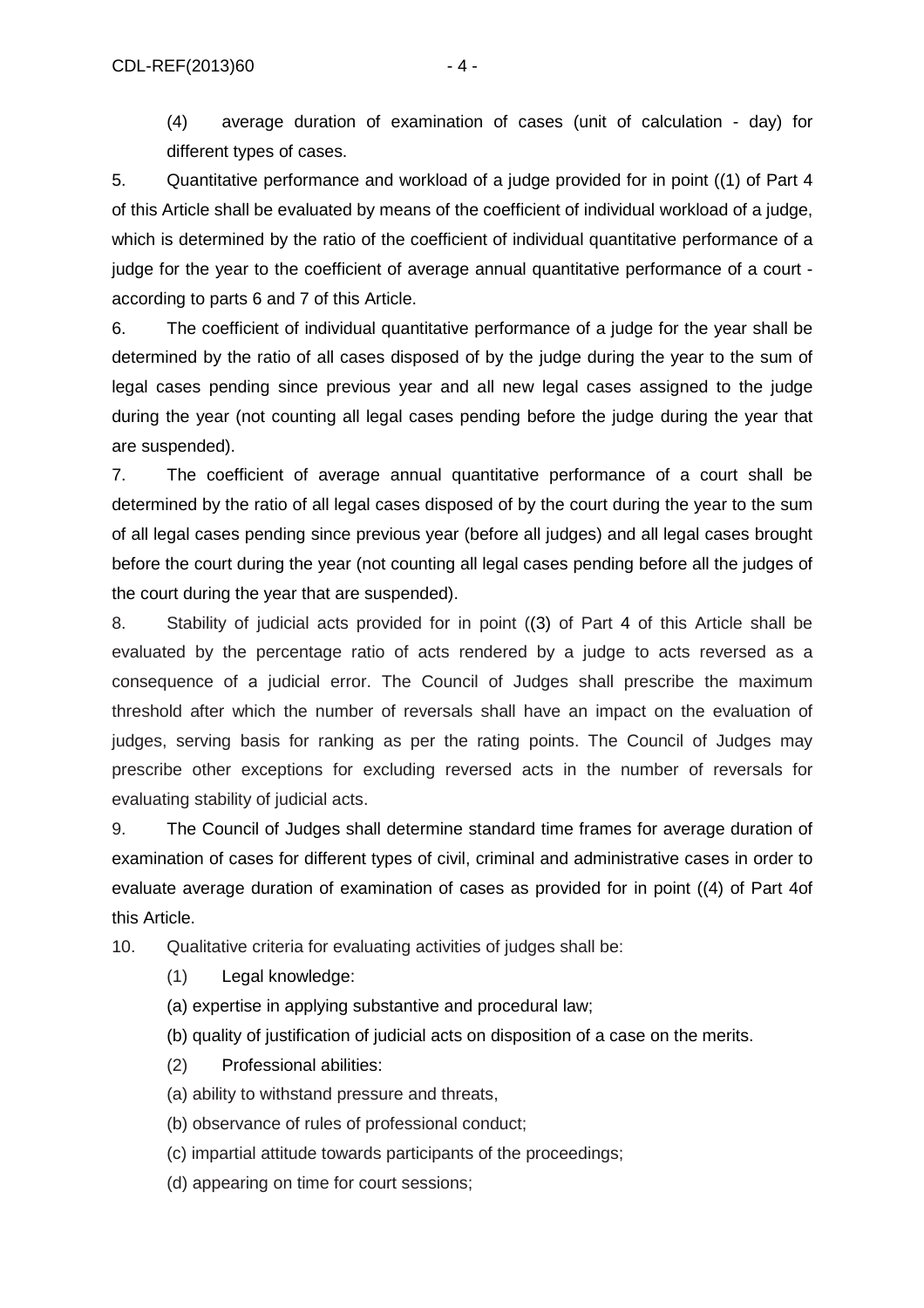(4) average duration of examination of cases (unit of calculation - day) for different types of cases.

5. Quantitative performance and workload of a judge provided for in point ((1) of Part 4 of this Article shall be evaluated by means of the coefficient of individual workload of a judge, which is determined by the ratio of the coefficient of individual quantitative performance of a judge for the year to the coefficient of average annual quantitative performance of a court - according to parts 6 and 7 of this Article.

6. The coefficient of individual quantitative performance of a judge for the year shall be determined by the ratio of all cases disposed of by the judge during the year to the sum of legal cases pending since previous year and all new legal cases assigned to the judge during the year (not counting all legal cases pending before the judge during the year that are suspended).

7. The coefficient of average annual quantitative performance of a court shall be determined by the ratio of all legal cases disposed of by the court during the year to the sum of all legal cases pending since previous year (before all judges) and all legal cases brought before the court during the year (not counting all legal cases pending before all the judges of the court during the year that are suspended).

8. Stability of judicial acts provided for in point ((3) of Part 4 of this Article shall be evaluated by the percentage ratio of acts rendered by a judge to acts reversed as a consequence of a judicial error. The Council of Judges shall prescribe the maximum threshold after which the number of reversals shall have an impact on the evaluation of judges, serving basis for ranking as per the rating points. The Council of Judges may prescribe other exceptions for excluding reversed acts in the number of reversals for evaluating stability of judicial acts.

9. The Council of Judges shall determine standard time frames for average duration of examination of cases for different types of civil, criminal and administrative cases in order to evaluate average duration of examination of cases as provided for in point ((4) of Part 4of this Article.

10. Qualitative criteria for evaluating activities of judges shall be:

(1) Legal knowledge:

(a) expertise in applying substantive and procedural law;

(b) quality of justification of judicial acts on disposition of a case on the merits.

(2) Professional abilities:

(a) ability to withstand pressure and threats,

(b) observance of rules of professional conduct;

(c) impartial attitude towards participants of the proceedings;

(d) appearing on time for court sessions;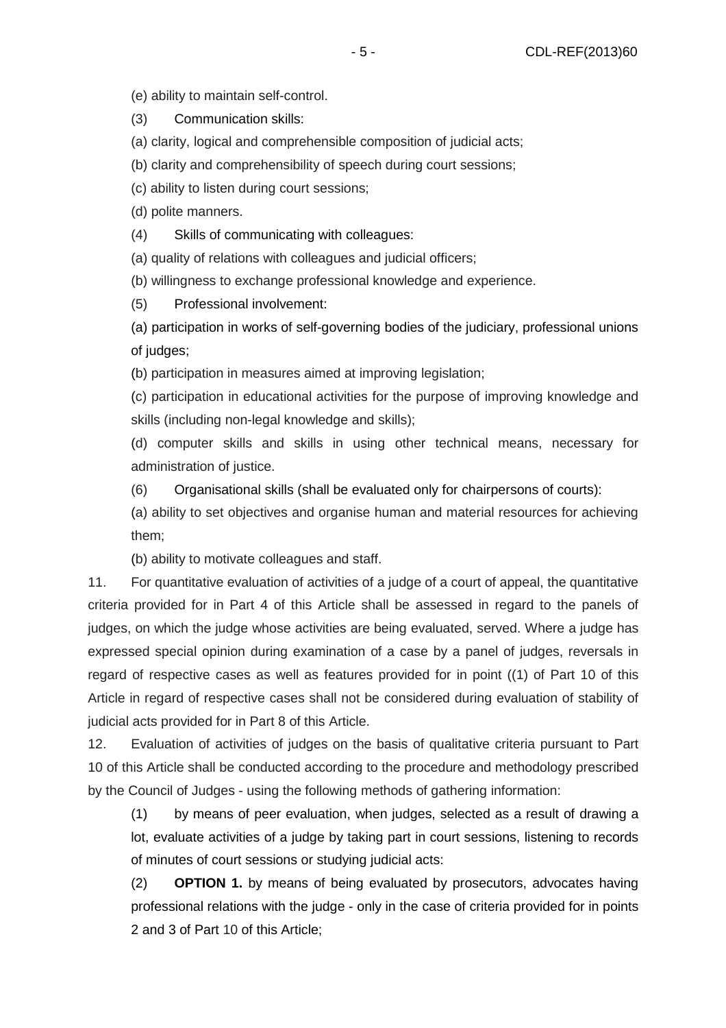(e) ability to maintain self-control.

(3) Communication skills:

(a) clarity, logical and comprehensible composition of judicial acts;

(b) clarity and comprehensibility of speech during court sessions;

(c) ability to listen during court sessions;

(d) polite manners.

(4) Skills of communicating with colleagues:

(a) quality of relations with colleagues and judicial officers;

(b) willingness to exchange professional knowledge and experience.

(5) Professional involvement:

(a) participation in works of self-governing bodies of the judiciary, professional unions of judges;

(b) participation in measures aimed at improving legislation;

(c) participation in educational activities for the purpose of improving knowledge and skills (including non-legal knowledge and skills);

(d) computer skills and skills in using other technical means, necessary for administration of justice.

(6) Organisational skills (shall be evaluated only for chairpersons of courts):

(a) ability to set objectives and organise human and material resources for achieving them;

(b) ability to motivate colleagues and staff.

11. For quantitative evaluation of activities of a judge of a court of appeal, the quantitative criteria provided for in Part 4 of this Article shall be assessed in regard to the panels of judges, on which the judge whose activities are being evaluated, served. Where a judge has expressed special opinion during examination of a case by a panel of judges, reversals in regard of respective cases as well as features provided for in point ((1) of Part 10 of this Article in regard of respective cases shall not be considered during evaluation of stability of judicial acts provided for in Part 8 of this Article.

12. Evaluation of activities of judges on the basis of qualitative criteria pursuant to Part 10 of this Article shall be conducted according to the procedure and methodology prescribed by the Council of Judges - using the following methods of gathering information:

(1) by means of peer evaluation, when judges, selected as a result of drawing a lot, evaluate activities of a judge by taking part in court sessions, listening to records of minutes of court sessions or studying judicial acts:

(2) **OPTION 1.** by means of being evaluated by prosecutors, advocates having professional relations with the judge - only in the case of criteria provided for in points 2 and 3 of Part 10 of this Article;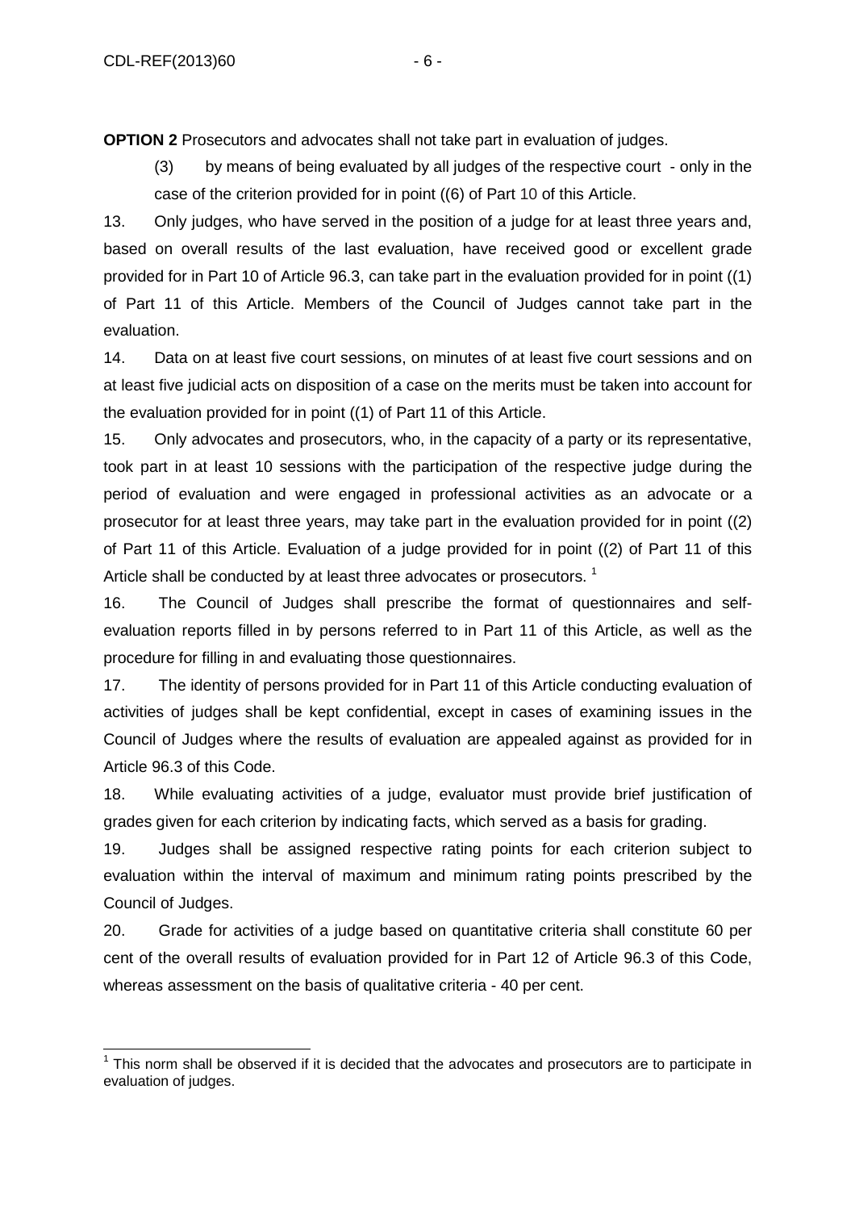**OPTION 2** Prosecutors and advocates shall not take part in evaluation of judges.

(3) by means of being evaluated by all judges of the respective court - only in the case of the criterion provided for in point ((6) of Part 10 of this Article.

13. Only judges, who have served in the position of a judge for at least three years and, based on overall results of the last evaluation, have received good or excellent grade provided for in Part 10 of Article 96.3, can take part in the evaluation provided for in point ((1) of Part 11 of this Article. Members of the Council of Judges cannot take part in the evaluation.

14. Data on at least five court sessions, on minutes of at least five court sessions and on at least five judicial acts on disposition of a case on the merits must be taken into account for the evaluation provided for in point ((1) of Part 11 of this Article.

15. Only advocates and prosecutors, who, in the capacity of a party or its representative, took part in at least 10 sessions with the participation of the respective judge during the period of evaluation and were engaged in professional activities as an advocate or a prosecutor for at least three years, may take part in the evaluation provided for in point ((2) of Part 11 of this Article. Evaluation of a judge provided for in point ((2) of Part 11 of this Article shall be conducted by at least three advocates or prosecutors. [1]

16. The Council of Judges shall prescribe the format of questionnaires and self-evaluation reports filled in by persons referred to in Part 11 of this Article, as well as the procedure for filling in and evaluating those questionnaires.

17. The identity of persons provided for in Part 11 of this Article conducting evaluation of activities of judges shall be kept confidential, except in cases of examining issues in the Council of Judges where the results of evaluation are appealed against as provided for in Article 96.3 of this Code.

18. While evaluating activities of a judge, evaluator must provide brief justification of grades given for each criterion by indicating facts, which served as a basis for grading.

19. Judges shall be assigned respective rating points for each criterion subject to evaluation within the interval of maximum and minimum rating points prescribed by the Council of Judges.

20. Grade for activities of a judge based on quantitative criteria shall constitute 60 per cent of the overall results of evaluation provided for in Part 12 of Article 96.3 of this Code, whereas assessment on the basis of qualitative criteria - 40 per cent.

---

[1] This norm shall be observed if it is decided that the advocates and prosecutors are to participate in evaluation of judges.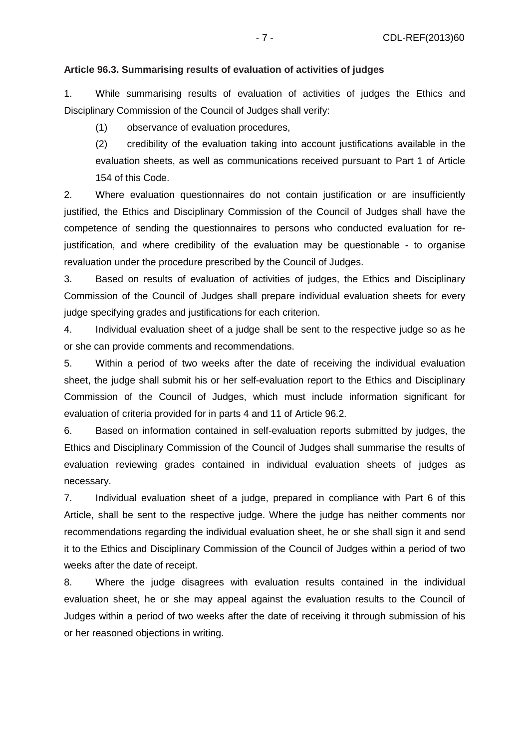**Article 96.3. Summarising results of evaluation of activities of judges**

1. While summarising results of evaluation of activities of judges the Ethics and Disciplinary Commission of the Council of Judges shall verify:

   (1) observance of evaluation procedures,

   (2) credibility of the evaluation taking into account justifications available in the evaluation sheets, as well as communications received pursuant to Part 1 of Article 154 of this Code.

2. Where evaluation questionnaires do not contain justification or are insufficiently justified, the Ethics and Disciplinary Commission of the Council of Judges shall have the competence of sending the questionnaires to persons who conducted evaluation for re-justification, and where credibility of the evaluation may be questionable - to organise revaluation under the procedure prescribed by the Council of Judges.

3. Based on results of evaluation of activities of judges, the Ethics and Disciplinary Commission of the Council of Judges shall prepare individual evaluation sheets for every judge specifying grades and justifications for each criterion.

4. Individual evaluation sheet of a judge shall be sent to the respective judge so as he or she can provide comments and recommendations.

5. Within a period of two weeks after the date of receiving the individual evaluation sheet, the judge shall submit his or her self-evaluation report to the Ethics and Disciplinary Commission of the Council of Judges, which must include information significant for evaluation of criteria provided for in parts 4 and 11 of Article 96.2.

6. Based on information contained in self-evaluation reports submitted by judges, the Ethics and Disciplinary Commission of the Council of Judges shall summarise the results of evaluation reviewing grades contained in individual evaluation sheets of judges as necessary.

7. Individual evaluation sheet of a judge, prepared in compliance with Part 6 of this Article, shall be sent to the respective judge. Where the judge has neither comments nor recommendations regarding the individual evaluation sheet, he or she shall sign it and send it to the Ethics and Disciplinary Commission of the Council of Judges within a period of two weeks after the date of receipt.

8. Where the judge disagrees with evaluation results contained in the individual evaluation sheet, he or she may appeal against the evaluation results to the Council of Judges within a period of two weeks after the date of receiving it through submission of his or her reasoned objections in writing.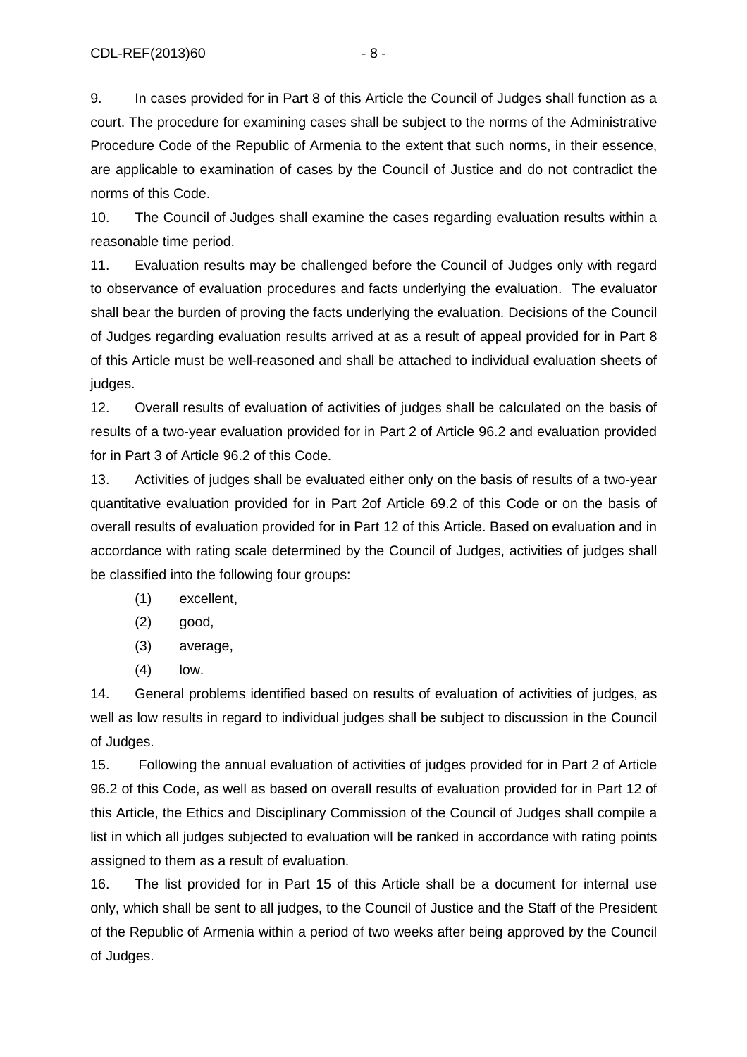9. In cases provided for in Part 8 of this Article the Council of Judges shall function as a court. The procedure for examining cases shall be subject to the norms of the Administrative Procedure Code of the Republic of Armenia to the extent that such norms, in their essence, are applicable to examination of cases by the Council of Justice and do not contradict the norms of this Code.

10. The Council of Judges shall examine the cases regarding evaluation results within a reasonable time period.

11. Evaluation results may be challenged before the Council of Judges only with regard to observance of evaluation procedures and facts underlying the evaluation. The evaluator shall bear the burden of proving the facts underlying the evaluation. Decisions of the Council of Judges regarding evaluation results arrived at as a result of appeal provided for in Part 8 of this Article must be well-reasoned and shall be attached to individual evaluation sheets of judges.

12. Overall results of evaluation of activities of judges shall be calculated on the basis of results of a two-year evaluation provided for in Part 2 of Article 96.2 and evaluation provided for in Part 3 of Article 96.2 of this Code.

13. Activities of judges shall be evaluated either only on the basis of results of a two-year quantitative evaluation provided for in Part 2of Article 69.2 of this Code or on the basis of overall results of evaluation provided for in Part 12 of this Article. Based on evaluation and in accordance with rating scale determined by the Council of Judges, activities of judges shall be classified into the following four groups:

(1) excellent,

(2) good,

(3) average,

(4) low.

14. General problems identified based on results of evaluation of activities of judges, as well as low results in regard to individual judges shall be subject to discussion in the Council of Judges.

15. Following the annual evaluation of activities of judges provided for in Part 2 of Article 96.2 of this Code, as well as based on overall results of evaluation provided for in Part 12 of this Article, the Ethics and Disciplinary Commission of the Council of Judges shall compile a list in which all judges subjected to evaluation will be ranked in accordance with rating points assigned to them as a result of evaluation.

16. The list provided for in Part 15 of this Article shall be a document for internal use only, which shall be sent to all judges, to the Council of Justice and the Staff of the President of the Republic of Armenia within a period of two weeks after being approved by the Council of Judges.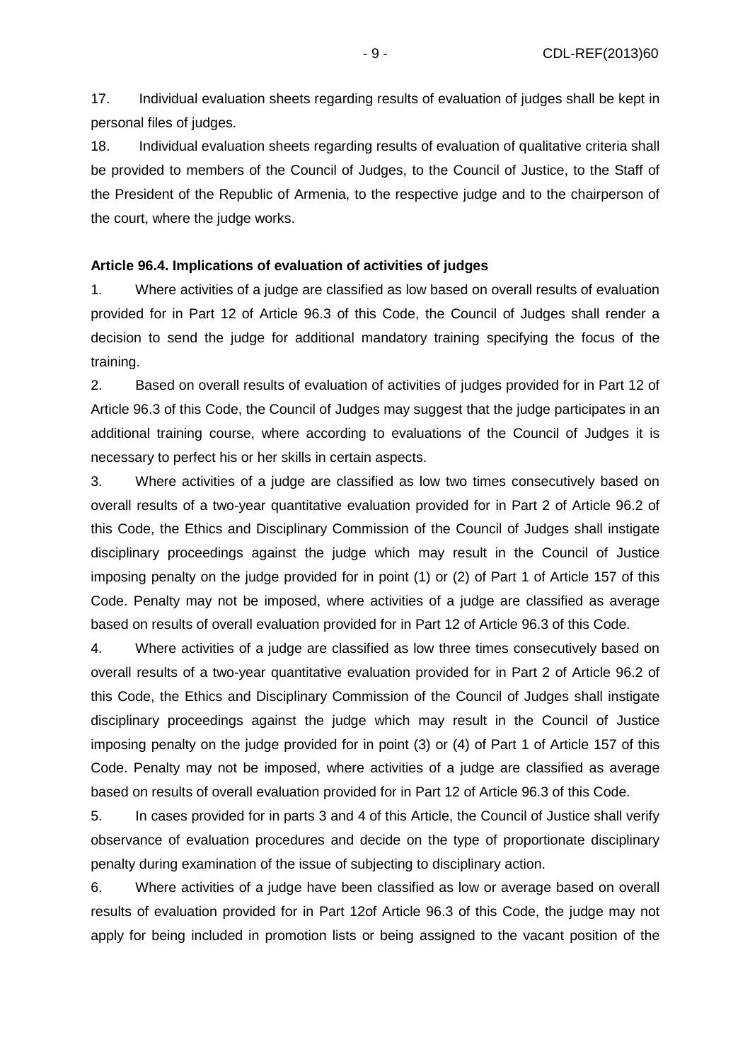17. Individual evaluation sheets regarding results of evaluation of judges shall be kept in personal files of judges.

18. Individual evaluation sheets regarding results of evaluation of qualitative criteria shall be provided to members of the Council of Judges, to the Council of Justice, to the Staff of the President of the Republic of Armenia, to the respective judge and to the chairperson of the court, where the judge works.

**Article 96.4. Implications of evaluation of activities of judges**

1. Where activities of a judge are classified as low based on overall results of evaluation provided for in Part 12 of Article 96.3 of this Code, the Council of Judges shall render a decision to send the judge for additional mandatory training specifying the focus of the training.

2. Based on overall results of evaluation of activities of judges provided for in Part 12 of Article 96.3 of this Code, the Council of Judges may suggest that the judge participates in an additional training course, where according to evaluations of the Council of Judges it is necessary to perfect his or her skills in certain aspects.

3. Where activities of a judge are classified as low two times consecutively based on overall results of a two-year quantitative evaluation provided for in Part 2 of Article 96.2 of this Code, the Ethics and Disciplinary Commission of the Council of Judges shall instigate disciplinary proceedings against the judge which may result in the Council of Justice imposing penalty on the judge provided for in point (1) or (2) of Part 1 of Article 157 of this Code. Penalty may not be imposed, where activities of a judge are classified as average based on results of overall evaluation provided for in Part 12 of Article 96.3 of this Code.

4. Where activities of a judge are classified as low three times consecutively based on overall results of a two-year quantitative evaluation provided for in Part 2 of Article 96.2 of this Code, the Ethics and Disciplinary Commission of the Council of Judges shall instigate disciplinary proceedings against the judge which may result in the Council of Justice imposing penalty on the judge provided for in point (3) or (4) of Part 1 of Article 157 of this Code. Penalty may not be imposed, where activities of a judge are classified as average based on results of overall evaluation provided for in Part 12 of Article 96.3 of this Code.

5. In cases provided for in parts 3 and 4 of this Article, the Council of Justice shall verify observance of evaluation procedures and decide on the type of proportionate disciplinary penalty during examination of the issue of subjecting to disciplinary action.

6. Where activities of a judge have been classified as low or average based on overall results of evaluation provided for in Part 12of Article 96.3 of this Code, the judge may not apply for being included in promotion lists or being assigned to the vacant position of the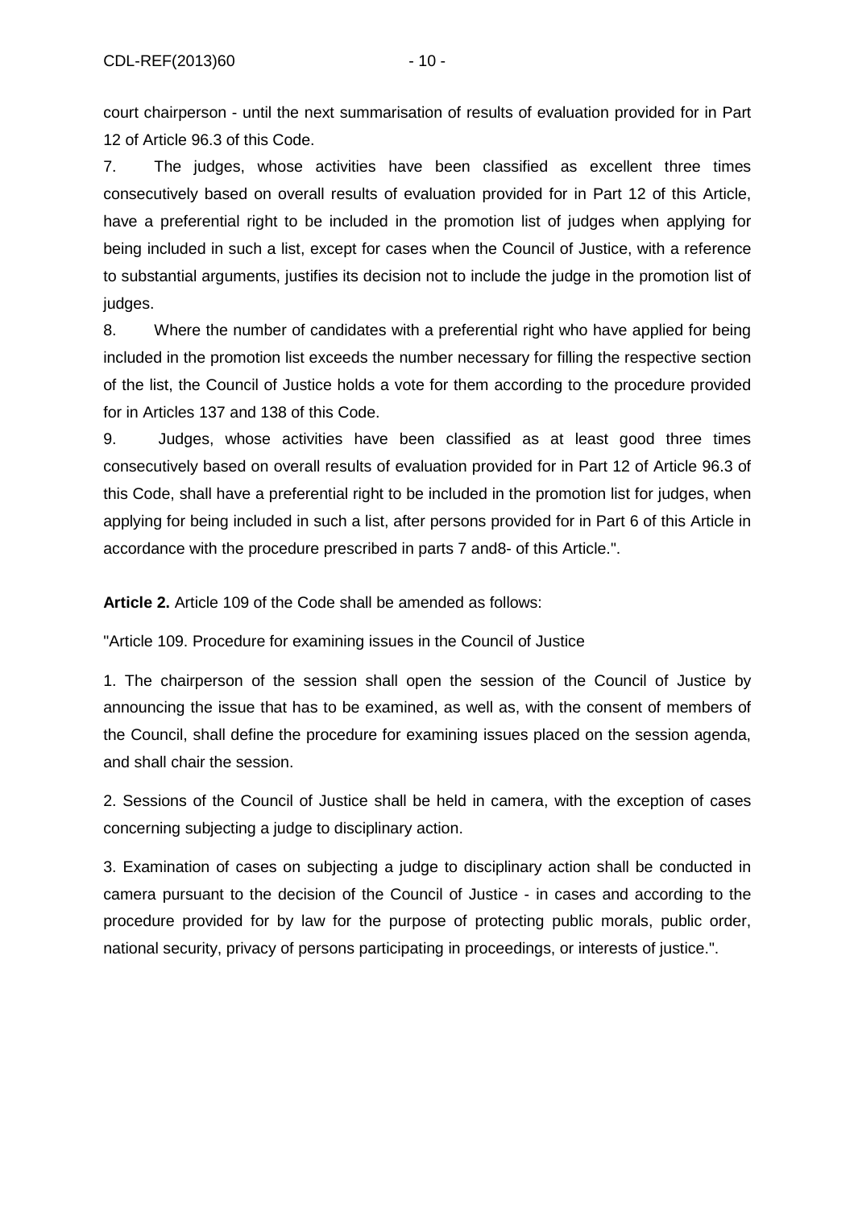court chairperson - until the next summarisation of results of evaluation provided for in Part 12 of Article 96.3 of this Code.

7. The judges, whose activities have been classified as excellent three times consecutively based on overall results of evaluation provided for in Part 12 of this Article, have a preferential right to be included in the promotion list of judges when applying for being included in such a list, except for cases when the Council of Justice, with a reference to substantial arguments, justifies its decision not to include the judge in the promotion list of judges.

8. Where the number of candidates with a preferential right who have applied for being included in the promotion list exceeds the number necessary for filling the respective section of the list, the Council of Justice holds a vote for them according to the procedure provided for in Articles 137 and 138 of this Code.

9. Judges, whose activities have been classified as at least good three times consecutively based on overall results of evaluation provided for in Part 12 of Article 96.3 of this Code, shall have a preferential right to be included in the promotion list for judges, when applying for being included in such a list, after persons provided for in Part 6 of this Article in accordance with the procedure prescribed in parts 7 and8- of this Article.".

**Article 2.** Article 109 of the Code shall be amended as follows:

"Article 109. Procedure for examining issues in the Council of Justice

1. The chairperson of the session shall open the session of the Council of Justice by announcing the issue that has to be examined, as well as, with the consent of members of the Council, shall define the procedure for examining issues placed on the session agenda, and shall chair the session.

2. Sessions of the Council of Justice shall be held in camera, with the exception of cases concerning subjecting a judge to disciplinary action.

3. Examination of cases on subjecting a judge to disciplinary action shall be conducted in camera pursuant to the decision of the Council of Justice - in cases and according to the procedure provided for by law for the purpose of protecting public morals, public order, national security, privacy of persons participating in proceedings, or interests of justice.".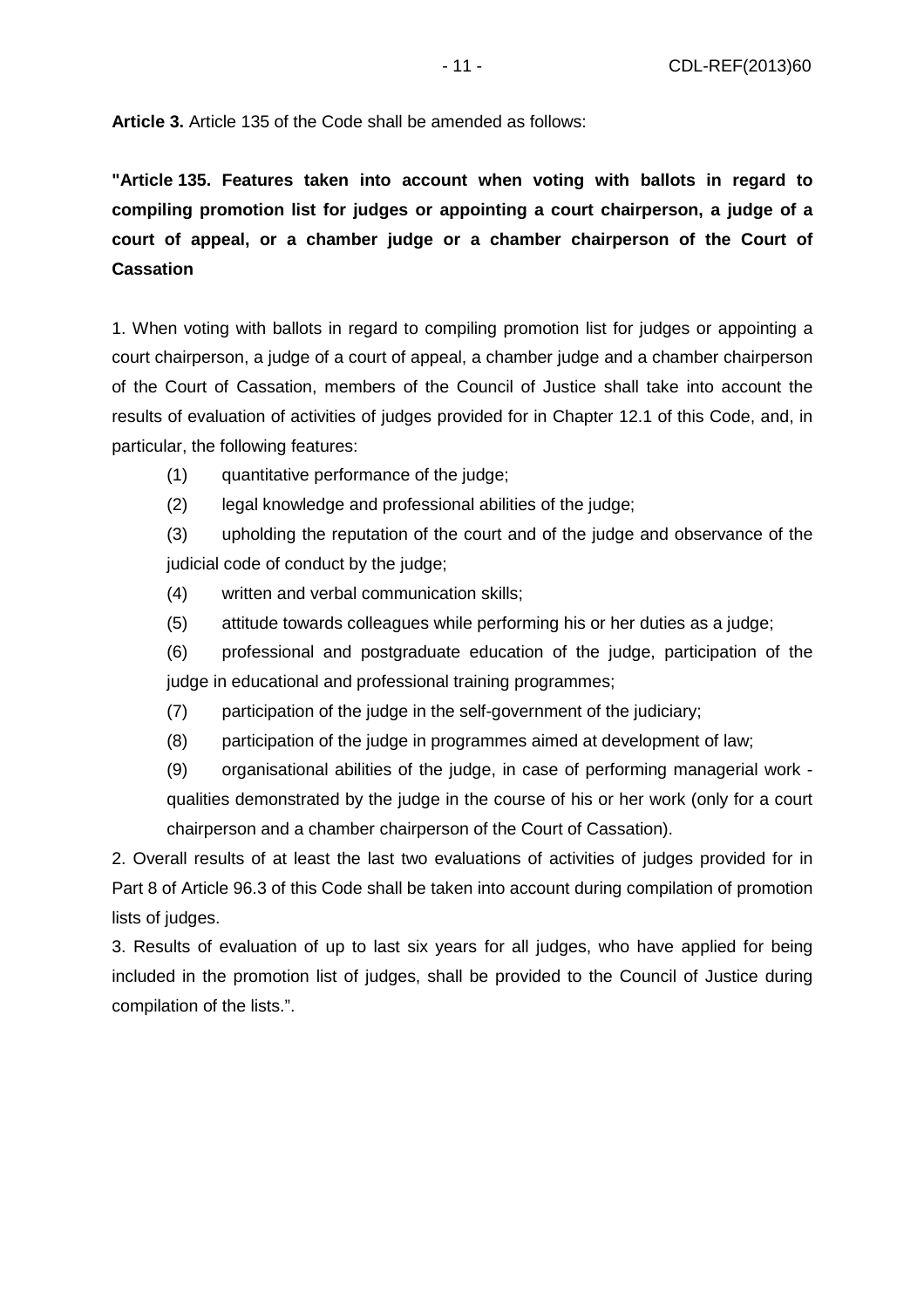**Article 3.** Article 135 of the Code shall be amended as follows:

**"Article 135. Features taken into account when voting with ballots in regard to compiling promotion list for judges or appointing a court chairperson, a judge of a court of appeal, or a chamber judge or a chamber chairperson of the Court of Cassation**

1. When voting with ballots in regard to compiling promotion list for judges or appointing a court chairperson, a judge of a court of appeal, a chamber judge and a chamber chairperson of the Court of Cassation, members of the Council of Justice shall take into account the results of evaluation of activities of judges provided for in Chapter 12.1 of this Code, and, in particular, the following features:

   (1) quantitative performance of the judge;

   (2) legal knowledge and professional abilities of the judge;

   (3) upholding the reputation of the court and of the judge and observance of the judicial code of conduct by the judge;

   (4) written and verbal communication skills;

   (5) attitude towards colleagues while performing his or her duties as a judge;

   (6) professional and postgraduate education of the judge, participation of the judge in educational and professional training programmes;

   (7) participation of the judge in the self-government of the judiciary;

   (8) participation of the judge in programmes aimed at development of law;

   (9) organisational abilities of the judge, in case of performing managerial work - qualities demonstrated by the judge in the course of his or her work (only for a court chairperson and a chamber chairperson of the Court of Cassation).

2. Overall results of at least the last two evaluations of activities of judges provided for in Part 8 of Article 96.3 of this Code shall be taken into account during compilation of promotion lists of judges.

3. Results of evaluation of up to last six years for all judges, who have applied for being included in the promotion list of judges, shall be provided to the Council of Justice during compilation of the lists.".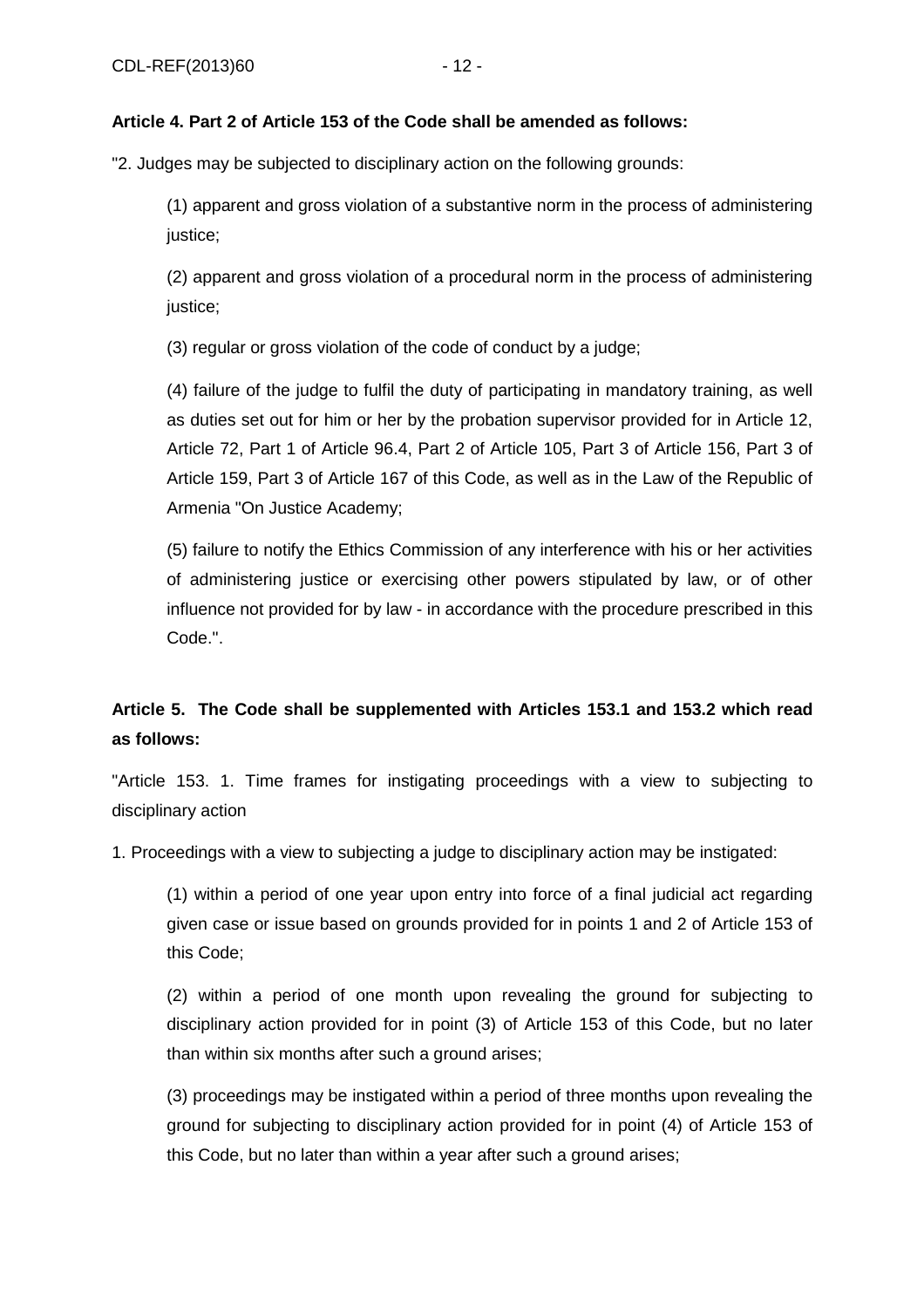**Article 4. Part 2 of Article 153 of the Code shall be amended as follows:**

"2. Judges may be subjected to disciplinary action on the following grounds:

(1) apparent and gross violation of a substantive norm in the process of administering justice;

(2) apparent and gross violation of a procedural norm in the process of administering justice;

(3) regular or gross violation of the code of conduct by a judge;

(4) failure of the judge to fulfil the duty of participating in mandatory training, as well as duties set out for him or her by the probation supervisor provided for in Article 12, Article 72, Part 1 of Article 96.4, Part 2 of Article 105, Part 3 of Article 156, Part 3 of Article 159, Part 3 of Article 167 of this Code, as well as in the Law of the Republic of Armenia "On Justice Academy;

(5) failure to notify the Ethics Commission of any interference with his or her activities of administering justice or exercising other powers stipulated by law, or of other influence not provided for by law - in accordance with the procedure prescribed in this Code.".

**Article 5. The Code shall be supplemented with Articles 153.1 and 153.2 which read as follows:**

"Article 153. 1. Time frames for instigating proceedings with a view to subjecting to disciplinary action

1. Proceedings with a view to subjecting a judge to disciplinary action may be instigated:

(1) within a period of one year upon entry into force of a final judicial act regarding given case or issue based on grounds provided for in points 1 and 2 of Article 153 of this Code;

(2) within a period of one month upon revealing the ground for subjecting to disciplinary action provided for in point (3) of Article 153 of this Code, but no later than within six months after such a ground arises;

(3) proceedings may be instigated within a period of three months upon revealing the ground for subjecting to disciplinary action provided for in point (4) of Article 153 of this Code, but no later than within a year after such a ground arises;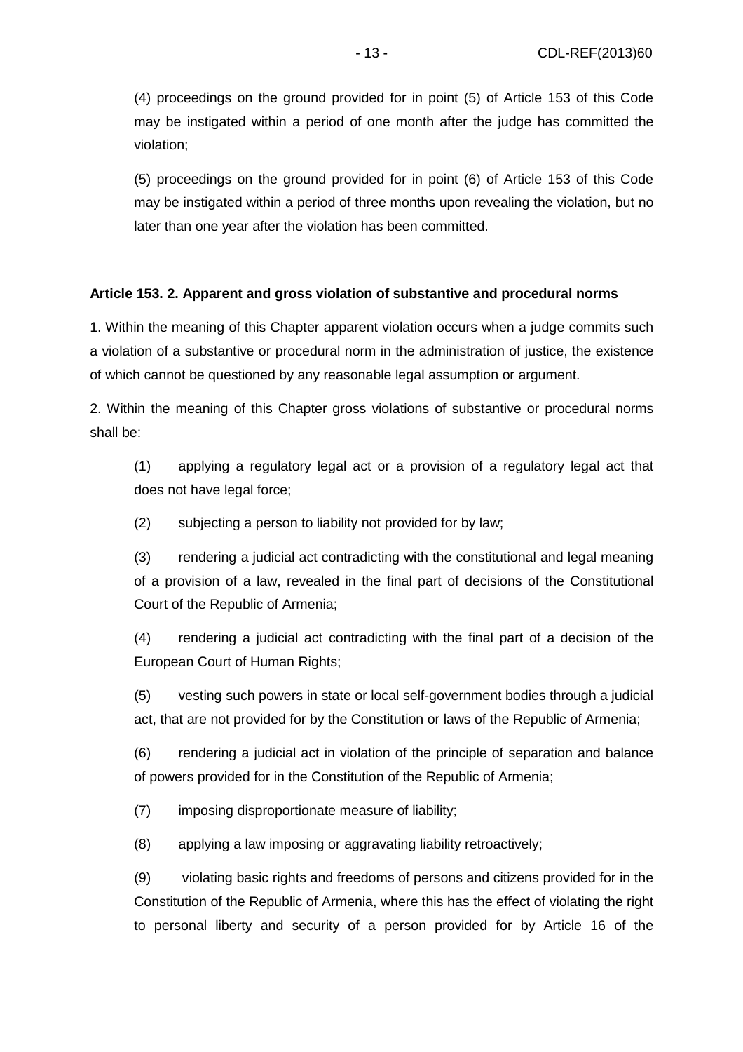(4) proceedings on the ground provided for in point (5) of Article 153 of this Code may be instigated within a period of one month after the judge has committed the violation;

(5) proceedings on the ground provided for in point (6) of Article 153 of this Code may be instigated within a period of three months upon revealing the violation, but no later than one year after the violation has been committed.

**Article 153. 2. Apparent and gross violation of substantive and procedural norms**

1. Within the meaning of this Chapter apparent violation occurs when a judge commits such a violation of a substantive or procedural norm in the administration of justice, the existence of which cannot be questioned by any reasonable legal assumption or argument.

2. Within the meaning of this Chapter gross violations of substantive or procedural norms shall be:

(1) applying a regulatory legal act or a provision of a regulatory legal act that does not have legal force;

(2) subjecting a person to liability not provided for by law;

(3) rendering a judicial act contradicting with the constitutional and legal meaning of a provision of a law, revealed in the final part of decisions of the Constitutional Court of the Republic of Armenia;

(4) rendering a judicial act contradicting with the final part of a decision of the European Court of Human Rights;

(5) vesting such powers in state or local self-government bodies through a judicial act, that are not provided for by the Constitution or laws of the Republic of Armenia;

(6) rendering a judicial act in violation of the principle of separation and balance of powers provided for in the Constitution of the Republic of Armenia;

(7) imposing disproportionate measure of liability;

(8) applying a law imposing or aggravating liability retroactively;

(9) violating basic rights and freedoms of persons and citizens provided for in the Constitution of the Republic of Armenia, where this has the effect of violating the right to personal liberty and security of a person provided for by Article 16 of the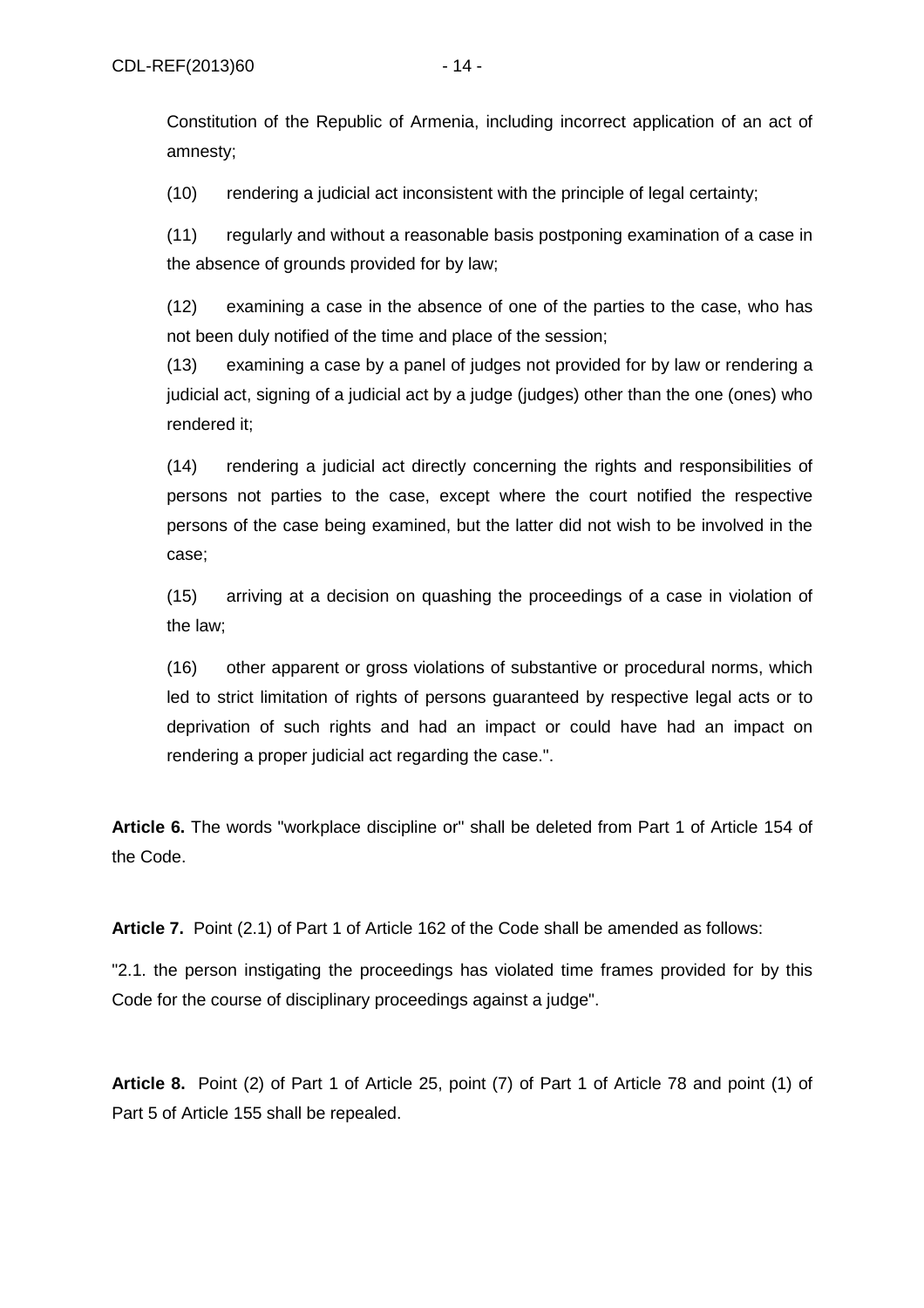Constitution of the Republic of Armenia, including incorrect application of an act of amnesty;

(10) rendering a judicial act inconsistent with the principle of legal certainty;

(11) regularly and without a reasonable basis postponing examination of a case in the absence of grounds provided for by law;

(12) examining a case in the absence of one of the parties to the case, who has not been duly notified of the time and place of the session;

(13) examining a case by a panel of judges not provided for by law or rendering a judicial act, signing of a judicial act by a judge (judges) other than the one (ones) who rendered it;

(14) rendering a judicial act directly concerning the rights and responsibilities of persons not parties to the case, except where the court notified the respective persons of the case being examined, but the latter did not wish to be involved in the case;

(15) arriving at a decision on quashing the proceedings of a case in violation of the law;

(16) other apparent or gross violations of substantive or procedural norms, which led to strict limitation of rights of persons guaranteed by respective legal acts or to deprivation of such rights and had an impact or could have had an impact on rendering a proper judicial act regarding the case.".

**Article 6.** The words "workplace discipline or" shall be deleted from Part 1 of Article 154 of the Code.

**Article 7.** Point (2.1) of Part 1 of Article 162 of the Code shall be amended as follows:

"2.1. the person instigating the proceedings has violated time frames provided for by this Code for the course of disciplinary proceedings against a judge".

**Article 8.** Point (2) of Part 1 of Article 25, point (7) of Part 1 of Article 78 and point (1) of Part 5 of Article 155 shall be repealed.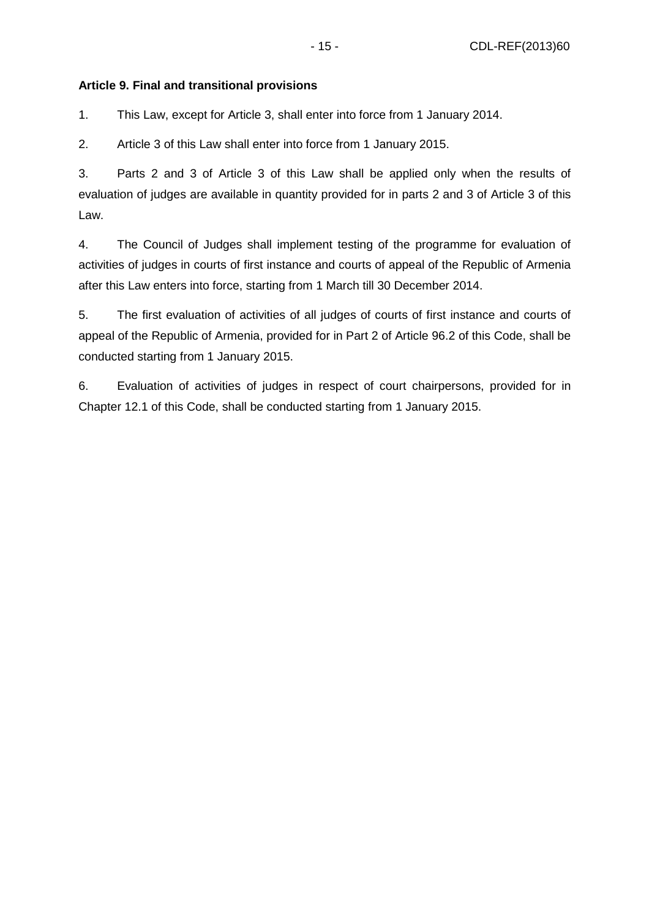**Article 9. Final and transitional provisions**

1. This Law, except for Article 3, shall enter into force from 1 January 2014.

2. Article 3 of this Law shall enter into force from 1 January 2015.

3. Parts 2 and 3 of Article 3 of this Law shall be applied only when the results of evaluation of judges are available in quantity provided for in parts 2 and 3 of Article 3 of this Law.

4. The Council of Judges shall implement testing of the programme for evaluation of activities of judges in courts of first instance and courts of appeal of the Republic of Armenia after this Law enters into force, starting from 1 March till 30 December 2014.

5. The first evaluation of activities of all judges of courts of first instance and courts of appeal of the Republic of Armenia, provided for in Part 2 of Article 96.2 of this Code, shall be conducted starting from 1 January 2015.

6. Evaluation of activities of judges in respect of court chairpersons, provided for in Chapter 12.1 of this Code, shall be conducted starting from 1 January 2015.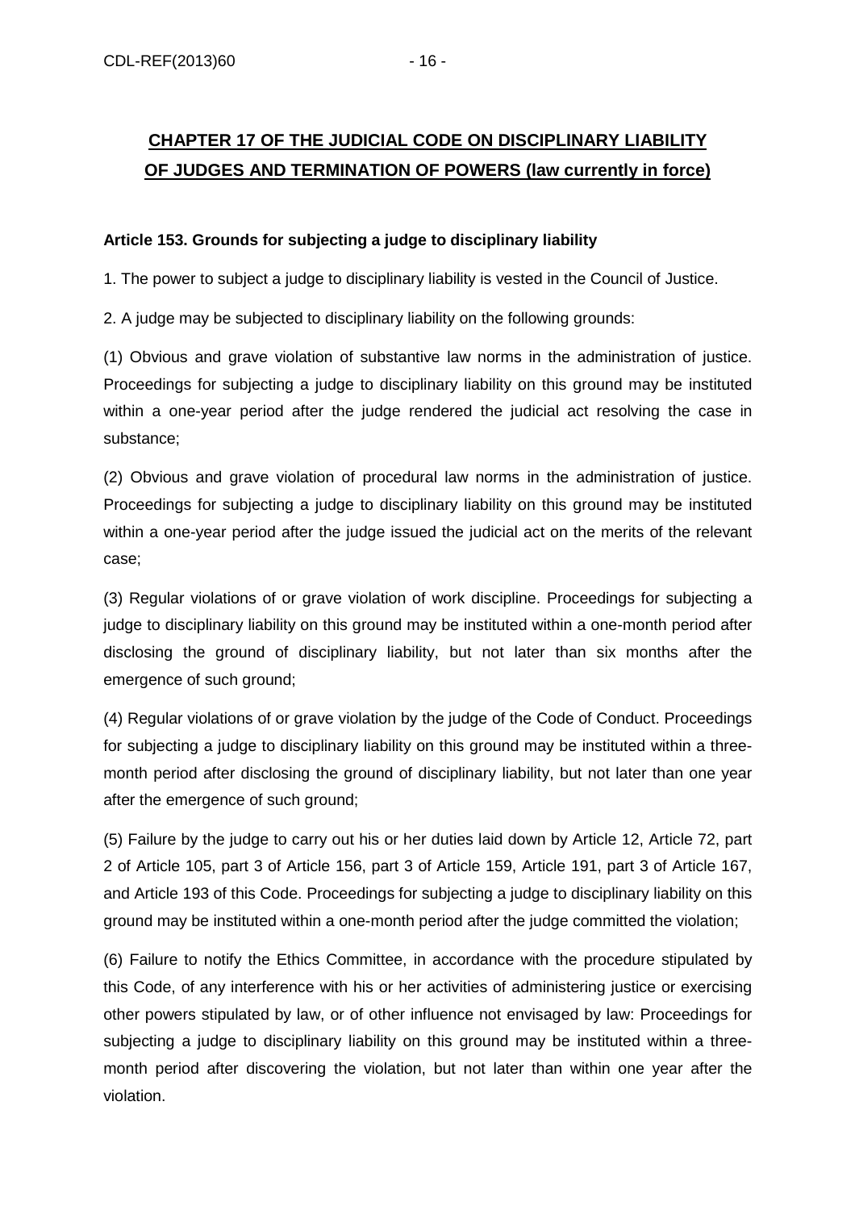## CHAPTER 17 OF THE JUDICIAL CODE ON DISCIPLINARY LIABILITY OF JUDGES AND TERMINATION OF POWERS (law currently in force)

**Article 153. Grounds for subjecting a judge to disciplinary liability**

1. The power to subject a judge to disciplinary liability is vested in the Council of Justice.

2. A judge may be subjected to disciplinary liability on the following grounds:

(1) Obvious and grave violation of substantive law norms in the administration of justice. Proceedings for subjecting a judge to disciplinary liability on this ground may be instituted within a one-year period after the judge rendered the judicial act resolving the case in substance;

(2) Obvious and grave violation of procedural law norms in the administration of justice. Proceedings for subjecting a judge to disciplinary liability on this ground may be instituted within a one-year period after the judge issued the judicial act on the merits of the relevant case;

(3) Regular violations of or grave violation of work discipline. Proceedings for subjecting a judge to disciplinary liability on this ground may be instituted within a one-month period after disclosing the ground of disciplinary liability, but not later than six months after the emergence of such ground;

(4) Regular violations of or grave violation by the judge of the Code of Conduct. Proceedings for subjecting a judge to disciplinary liability on this ground may be instituted within a three-month period after disclosing the ground of disciplinary liability, but not later than one year after the emergence of such ground;

(5) Failure by the judge to carry out his or her duties laid down by Article 12, Article 72, part 2 of Article 105, part 3 of Article 156, part 3 of Article 159, Article 191, part 3 of Article 167, and Article 193 of this Code. Proceedings for subjecting a judge to disciplinary liability on this ground may be instituted within a one-month period after the judge committed the violation;

(6) Failure to notify the Ethics Committee, in accordance with the procedure stipulated by this Code, of any interference with his or her activities of administering justice or exercising other powers stipulated by law, or of other influence not envisaged by law: Proceedings for subjecting a judge to disciplinary liability on this ground may be instituted within a three-month period after discovering the violation, but not later than within one year after the violation.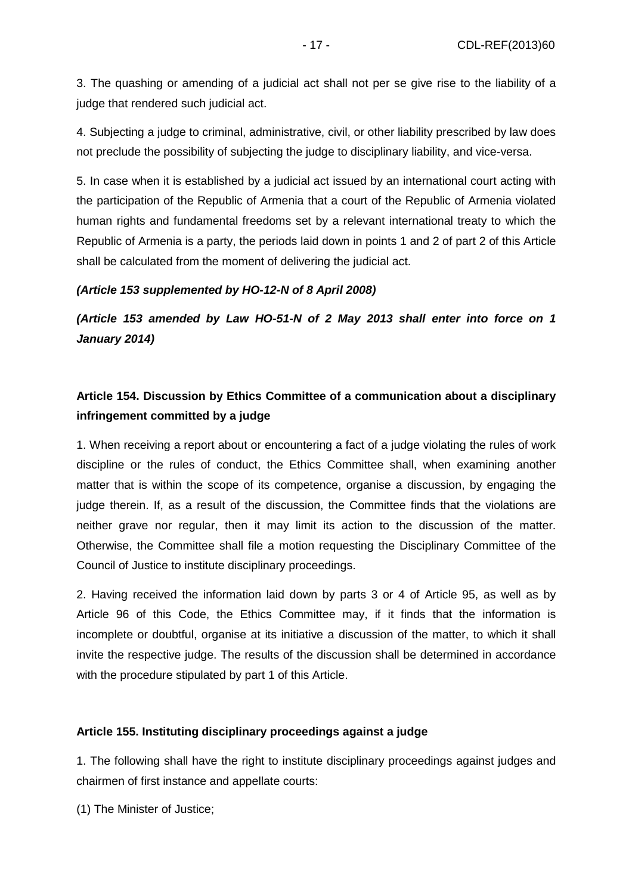3. The quashing or amending of a judicial act shall not per se give rise to the liability of a judge that rendered such judicial act.

4. Subjecting a judge to criminal, administrative, civil, or other liability prescribed by law does not preclude the possibility of subjecting the judge to disciplinary liability, and vice-versa.

5. In case when it is established by a judicial act issued by an international court acting with the participation of the Republic of Armenia that a court of the Republic of Armenia violated human rights and fundamental freedoms set by a relevant international treaty to which the Republic of Armenia is a party, the periods laid down in points 1 and 2 of part 2 of this Article shall be calculated from the moment of delivering the judicial act.

***(Article 153 supplemented by HO-12-N of 8 April 2008)***

***(Article 153 amended by Law HO-51-N of 2 May 2013 shall enter into force on 1 January 2014)***

**Article 154. Discussion by Ethics Committee of a communication about a disciplinary infringement committed by a judge**

1. When receiving a report about or encountering a fact of a judge violating the rules of work discipline or the rules of conduct, the Ethics Committee shall, when examining another matter that is within the scope of its competence, organise a discussion, by engaging the judge therein. If, as a result of the discussion, the Committee finds that the violations are neither grave nor regular, then it may limit its action to the discussion of the matter. Otherwise, the Committee shall file a motion requesting the Disciplinary Committee of the Council of Justice to institute disciplinary proceedings.

2. Having received the information laid down by parts 3 or 4 of Article 95, as well as by Article 96 of this Code, the Ethics Committee may, if it finds that the information is incomplete or doubtful, organise at its initiative a discussion of the matter, to which it shall invite the respective judge. The results of the discussion shall be determined in accordance with the procedure stipulated by part 1 of this Article.

**Article 155. Instituting disciplinary proceedings against a judge**

1. The following shall have the right to institute disciplinary proceedings against judges and chairmen of first instance and appellate courts:

(1) The Minister of Justice;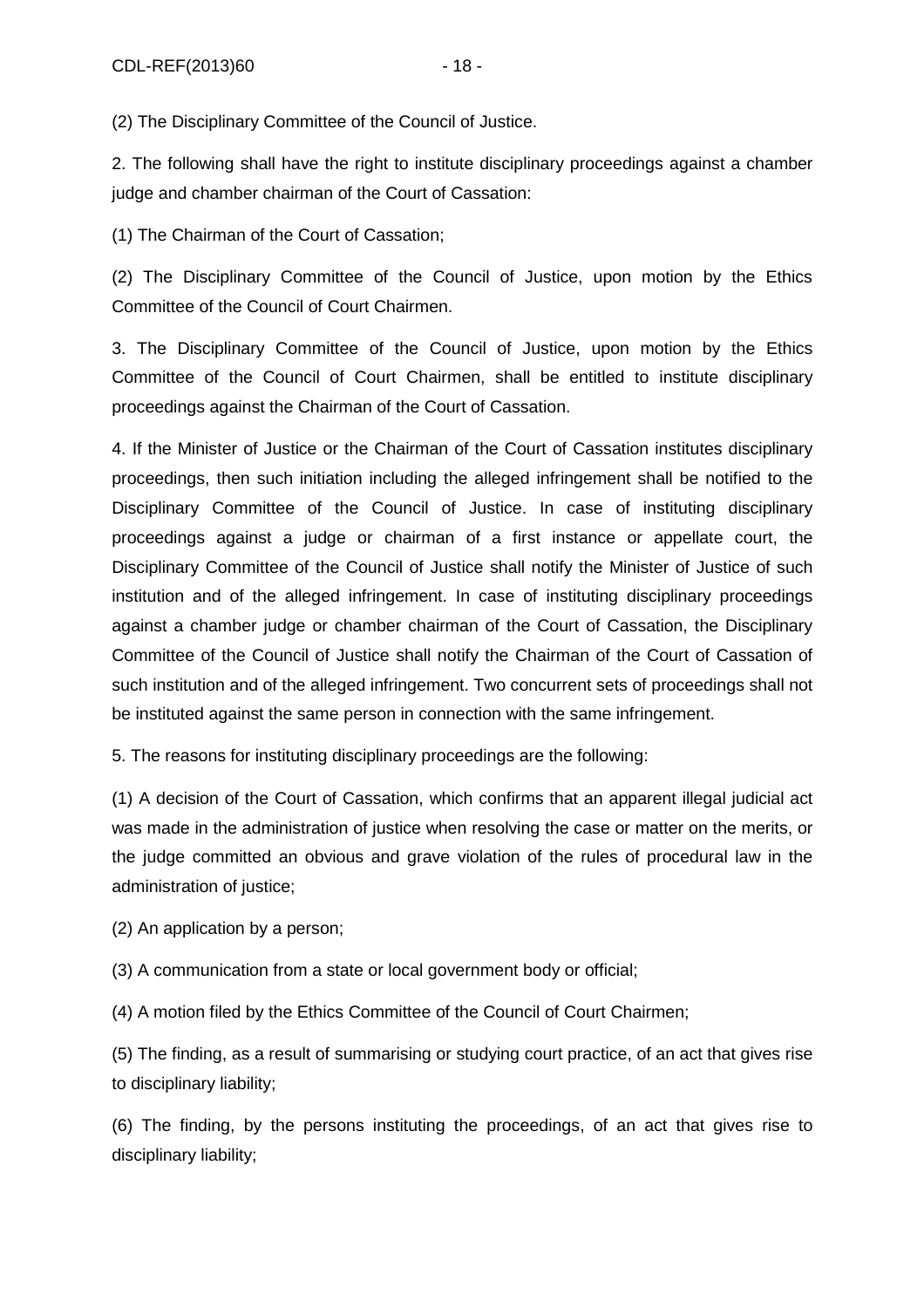(2) The Disciplinary Committee of the Council of Justice.

2. The following shall have the right to institute disciplinary proceedings against a chamber judge and chamber chairman of the Court of Cassation:

(1) The Chairman of the Court of Cassation;

(2) The Disciplinary Committee of the Council of Justice, upon motion by the Ethics Committee of the Council of Court Chairmen.

3. The Disciplinary Committee of the Council of Justice, upon motion by the Ethics Committee of the Council of Court Chairmen, shall be entitled to institute disciplinary proceedings against the Chairman of the Court of Cassation.

4. If the Minister of Justice or the Chairman of the Court of Cassation institutes disciplinary proceedings, then such initiation including the alleged infringement shall be notified to the Disciplinary Committee of the Council of Justice. In case of instituting disciplinary proceedings against a judge or chairman of a first instance or appellate court, the Disciplinary Committee of the Council of Justice shall notify the Minister of Justice of such institution and of the alleged infringement. In case of instituting disciplinary proceedings against a chamber judge or chamber chairman of the Court of Cassation, the Disciplinary Committee of the Council of Justice shall notify the Chairman of the Court of Cassation of such institution and of the alleged infringement. Two concurrent sets of proceedings shall not be instituted against the same person in connection with the same infringement.

5. The reasons for instituting disciplinary proceedings are the following:

(1) A decision of the Court of Cassation, which confirms that an apparent illegal judicial act was made in the administration of justice when resolving the case or matter on the merits, or the judge committed an obvious and grave violation of the rules of procedural law in the administration of justice;

(2) An application by a person;

(3) A communication from a state or local government body or official;

(4) A motion filed by the Ethics Committee of the Council of Court Chairmen;

(5) The finding, as a result of summarising or studying court practice, of an act that gives rise to disciplinary liability;

(6) The finding, by the persons instituting the proceedings, of an act that gives rise to disciplinary liability;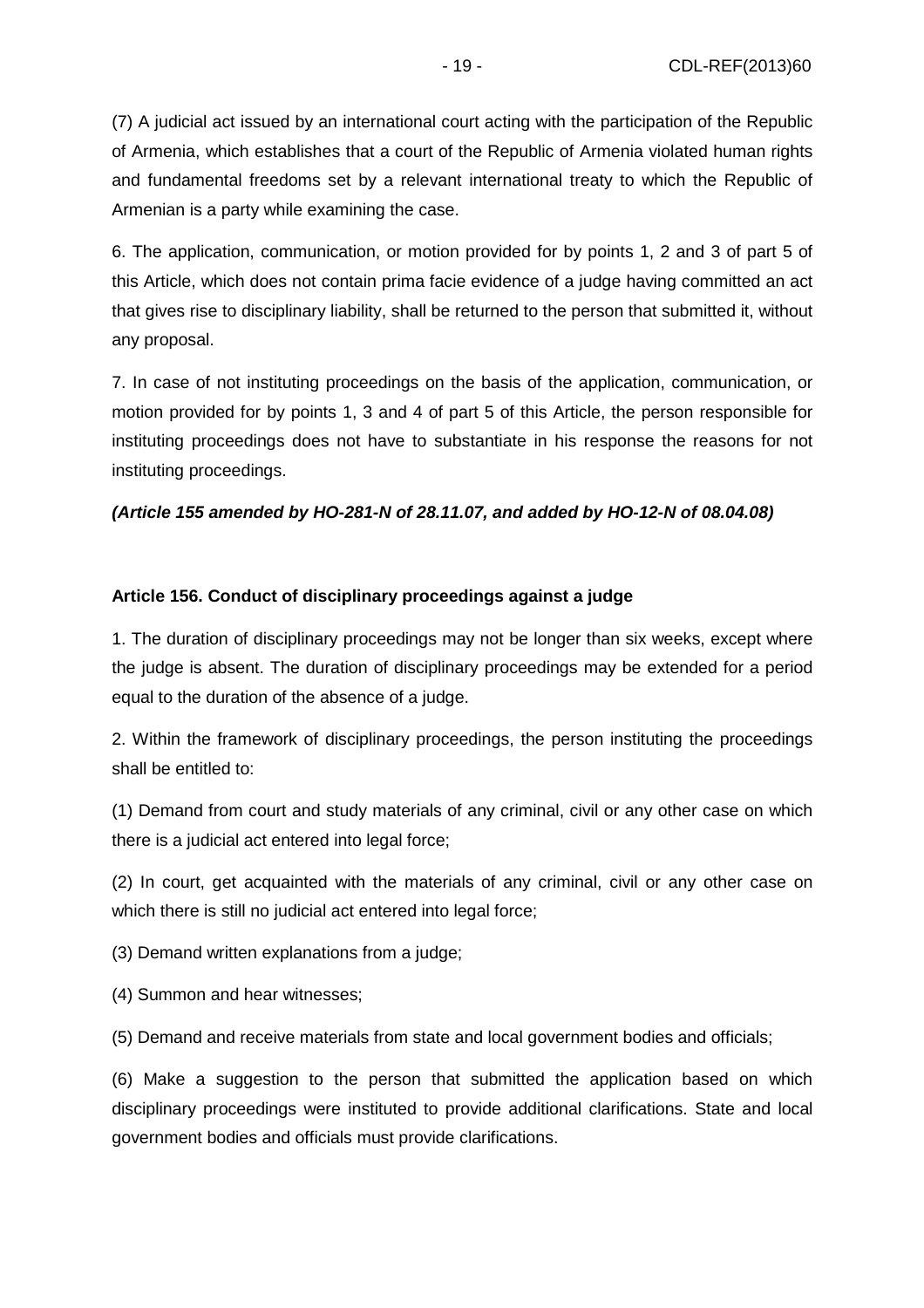(7) A judicial act issued by an international court acting with the participation of the Republic of Armenia, which establishes that a court of the Republic of Armenia violated human rights and fundamental freedoms set by a relevant international treaty to which the Republic of Armenian is a party while examining the case.

6. The application, communication, or motion provided for by points 1, 2 and 3 of part 5 of this Article, which does not contain prima facie evidence of a judge having committed an act that gives rise to disciplinary liability, shall be returned to the person that submitted it, without any proposal.

7. In case of not instituting proceedings on the basis of the application, communication, or motion provided for by points 1, 3 and 4 of part 5 of this Article, the person responsible for instituting proceedings does not have to substantiate in his response the reasons for not instituting proceedings.

***(Article 155 amended by HO-281-N of 28.11.07, and added by HO-12-N of 08.04.08)***

**Article 156. Conduct of disciplinary proceedings against a judge**

1. The duration of disciplinary proceedings may not be longer than six weeks, except where the judge is absent. The duration of disciplinary proceedings may be extended for a period equal to the duration of the absence of a judge.

2. Within the framework of disciplinary proceedings, the person instituting the proceedings shall be entitled to:

(1) Demand from court and study materials of any criminal, civil or any other case on which there is a judicial act entered into legal force;

(2) In court, get acquainted with the materials of any criminal, civil or any other case on which there is still no judicial act entered into legal force;

(3) Demand written explanations from a judge;

(4) Summon and hear witnesses;

(5) Demand and receive materials from state and local government bodies and officials;

(6) Make a suggestion to the person that submitted the application based on which disciplinary proceedings were instituted to provide additional clarifications. State and local government bodies and officials must provide clarifications.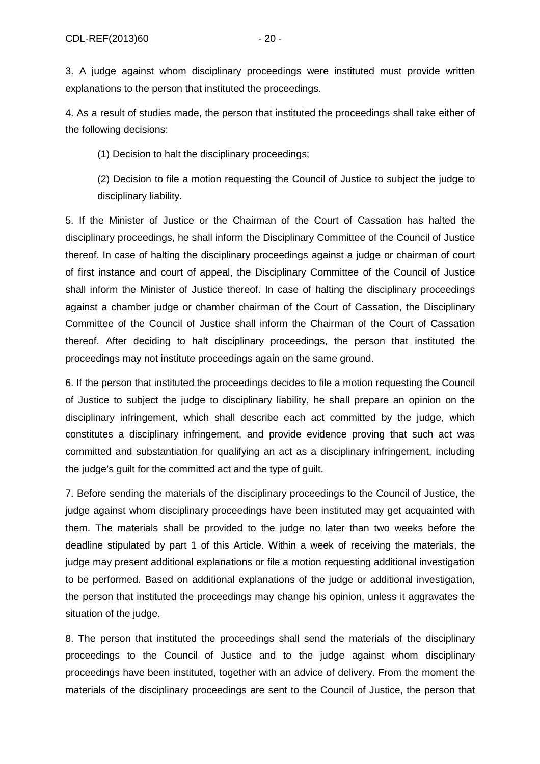3. A judge against whom disciplinary proceedings were instituted must provide written explanations to the person that instituted the proceedings.

4. As a result of studies made, the person that instituted the proceedings shall take either of the following decisions:

(1) Decision to halt the disciplinary proceedings;

(2) Decision to file a motion requesting the Council of Justice to subject the judge to disciplinary liability.

5. If the Minister of Justice or the Chairman of the Court of Cassation has halted the disciplinary proceedings, he shall inform the Disciplinary Committee of the Council of Justice thereof. In case of halting the disciplinary proceedings against a judge or chairman of court of first instance and court of appeal, the Disciplinary Committee of the Council of Justice shall inform the Minister of Justice thereof. In case of halting the disciplinary proceedings against a chamber judge or chamber chairman of the Court of Cassation, the Disciplinary Committee of the Council of Justice shall inform the Chairman of the Court of Cassation thereof. After deciding to halt disciplinary proceedings, the person that instituted the proceedings may not institute proceedings again on the same ground.

6. If the person that instituted the proceedings decides to file a motion requesting the Council of Justice to subject the judge to disciplinary liability, he shall prepare an opinion on the disciplinary infringement, which shall describe each act committed by the judge, which constitutes a disciplinary infringement, and provide evidence proving that such act was committed and substantiation for qualifying an act as a disciplinary infringement, including the judge's guilt for the committed act and the type of guilt.

7. Before sending the materials of the disciplinary proceedings to the Council of Justice, the judge against whom disciplinary proceedings have been instituted may get acquainted with them. The materials shall be provided to the judge no later than two weeks before the deadline stipulated by part 1 of this Article. Within a week of receiving the materials, the judge may present additional explanations or file a motion requesting additional investigation to be performed. Based on additional explanations of the judge or additional investigation, the person that instituted the proceedings may change his opinion, unless it aggravates the situation of the judge.

8. The person that instituted the proceedings shall send the materials of the disciplinary proceedings to the Council of Justice and to the judge against whom disciplinary proceedings have been instituted, together with an advice of delivery. From the moment the materials of the disciplinary proceedings are sent to the Council of Justice, the person that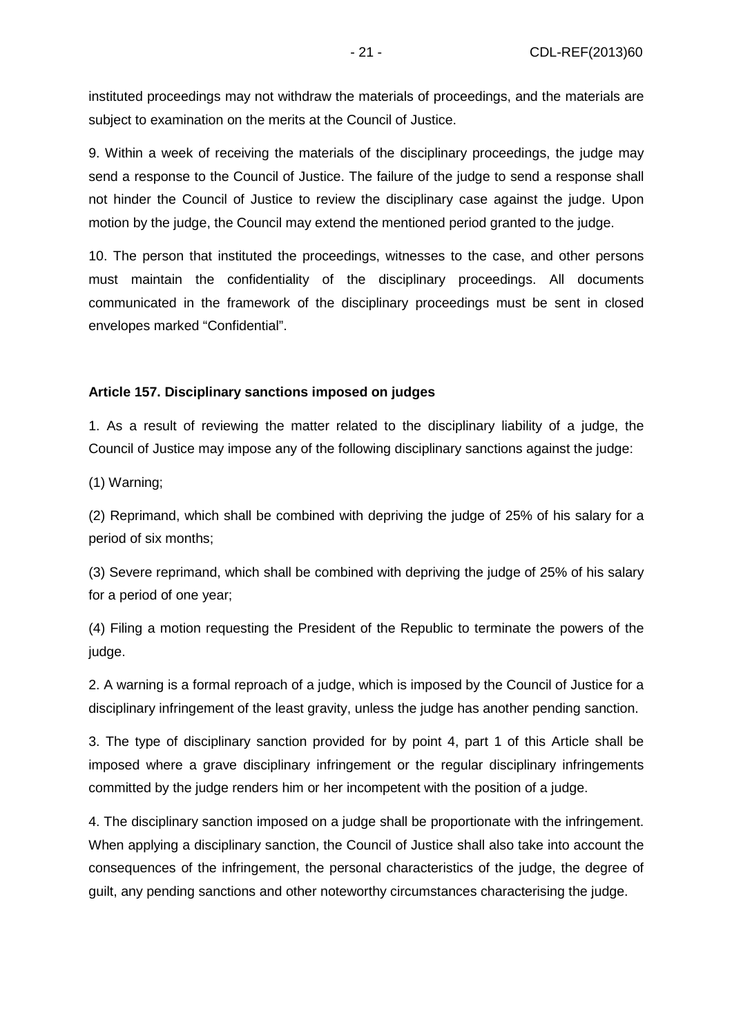instituted proceedings may not withdraw the materials of proceedings, and the materials are subject to examination on the merits at the Council of Justice.

9. Within a week of receiving the materials of the disciplinary proceedings, the judge may send a response to the Council of Justice. The failure of the judge to send a response shall not hinder the Council of Justice to review the disciplinary case against the judge. Upon motion by the judge, the Council may extend the mentioned period granted to the judge.

10. The person that instituted the proceedings, witnesses to the case, and other persons must maintain the confidentiality of the disciplinary proceedings. All documents communicated in the framework of the disciplinary proceedings must be sent in closed envelopes marked "Confidential".

**Article 157. Disciplinary sanctions imposed on judges**

1. As a result of reviewing the matter related to the disciplinary liability of a judge, the Council of Justice may impose any of the following disciplinary sanctions against the judge:

(1) Warning;

(2) Reprimand, which shall be combined with depriving the judge of 25% of his salary for a period of six months;

(3) Severe reprimand, which shall be combined with depriving the judge of 25% of his salary for a period of one year;

(4) Filing a motion requesting the President of the Republic to terminate the powers of the judge.

2. A warning is a formal reproach of a judge, which is imposed by the Council of Justice for a disciplinary infringement of the least gravity, unless the judge has another pending sanction.

3. The type of disciplinary sanction provided for by point 4, part 1 of this Article shall be imposed where a grave disciplinary infringement or the regular disciplinary infringements committed by the judge renders him or her incompetent with the position of a judge.

4. The disciplinary sanction imposed on a judge shall be proportionate with the infringement. When applying a disciplinary sanction, the Council of Justice shall also take into account the consequences of the infringement, the personal characteristics of the judge, the degree of guilt, any pending sanctions and other noteworthy circumstances characterising the judge.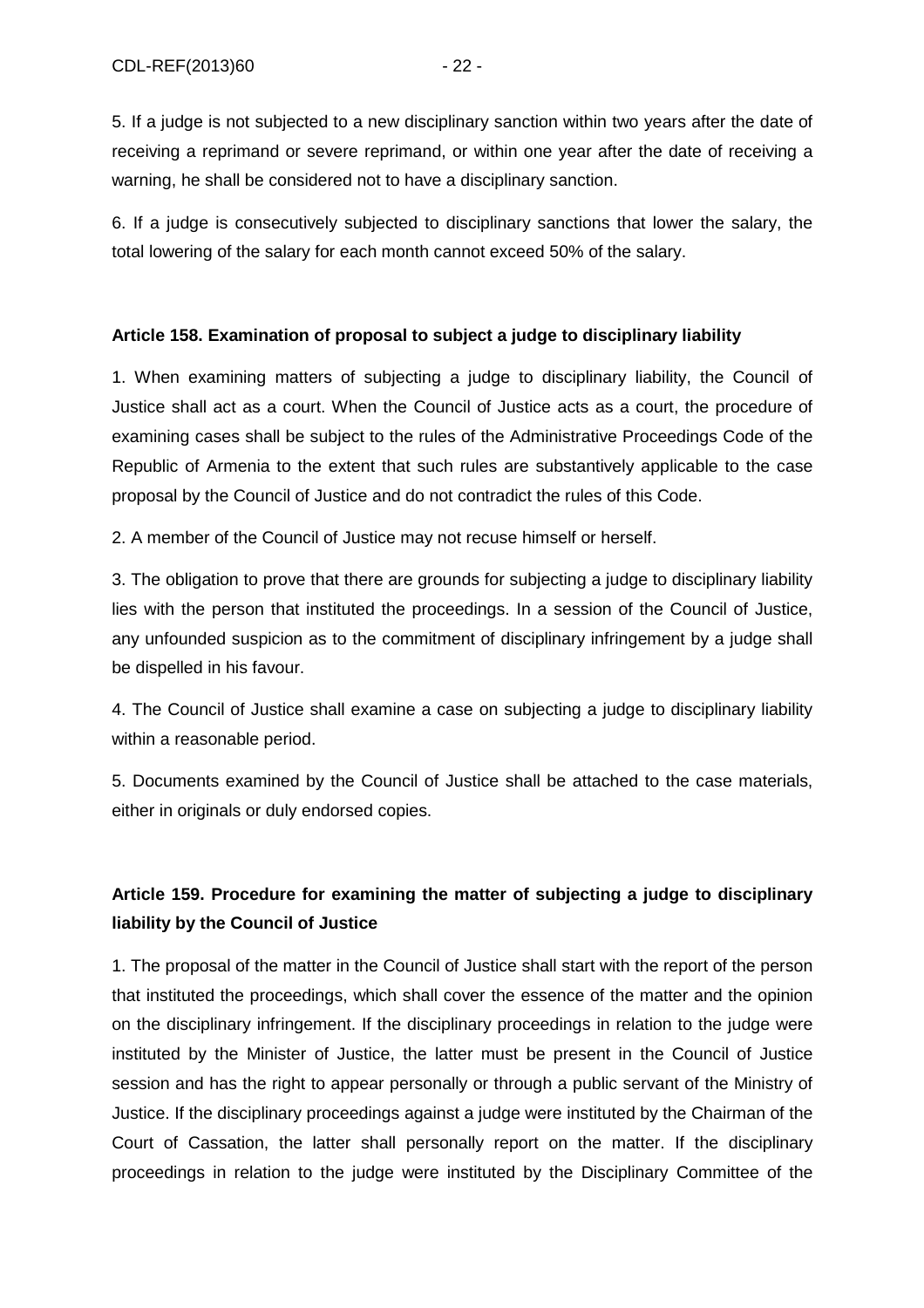5. If a judge is not subjected to a new disciplinary sanction within two years after the date of receiving a reprimand or severe reprimand, or within one year after the date of receiving a warning, he shall be considered not to have a disciplinary sanction.

6. If a judge is consecutively subjected to disciplinary sanctions that lower the salary, the total lowering of the salary for each month cannot exceed 50% of the salary.

**Article 158. Examination of proposal to subject a judge to disciplinary liability**

1. When examining matters of subjecting a judge to disciplinary liability, the Council of Justice shall act as a court. When the Council of Justice acts as a court, the procedure of examining cases shall be subject to the rules of the Administrative Proceedings Code of the Republic of Armenia to the extent that such rules are substantively applicable to the case proposal by the Council of Justice and do not contradict the rules of this Code.

2. A member of the Council of Justice may not recuse himself or herself.

3. The obligation to prove that there are grounds for subjecting a judge to disciplinary liability lies with the person that instituted the proceedings. In a session of the Council of Justice, any unfounded suspicion as to the commitment of disciplinary infringement by a judge shall be dispelled in his favour.

4. The Council of Justice shall examine a case on subjecting a judge to disciplinary liability within a reasonable period.

5. Documents examined by the Council of Justice shall be attached to the case materials, either in originals or duly endorsed copies.

**Article 159. Procedure for examining the matter of subjecting a judge to disciplinary liability by the Council of Justice**

1. The proposal of the matter in the Council of Justice shall start with the report of the person that instituted the proceedings, which shall cover the essence of the matter and the opinion on the disciplinary infringement. If the disciplinary proceedings in relation to the judge were instituted by the Minister of Justice, the latter must be present in the Council of Justice session and has the right to appear personally or through a public servant of the Ministry of Justice. If the disciplinary proceedings against a judge were instituted by the Chairman of the Court of Cassation, the latter shall personally report on the matter. If the disciplinary proceedings in relation to the judge were instituted by the Disciplinary Committee of the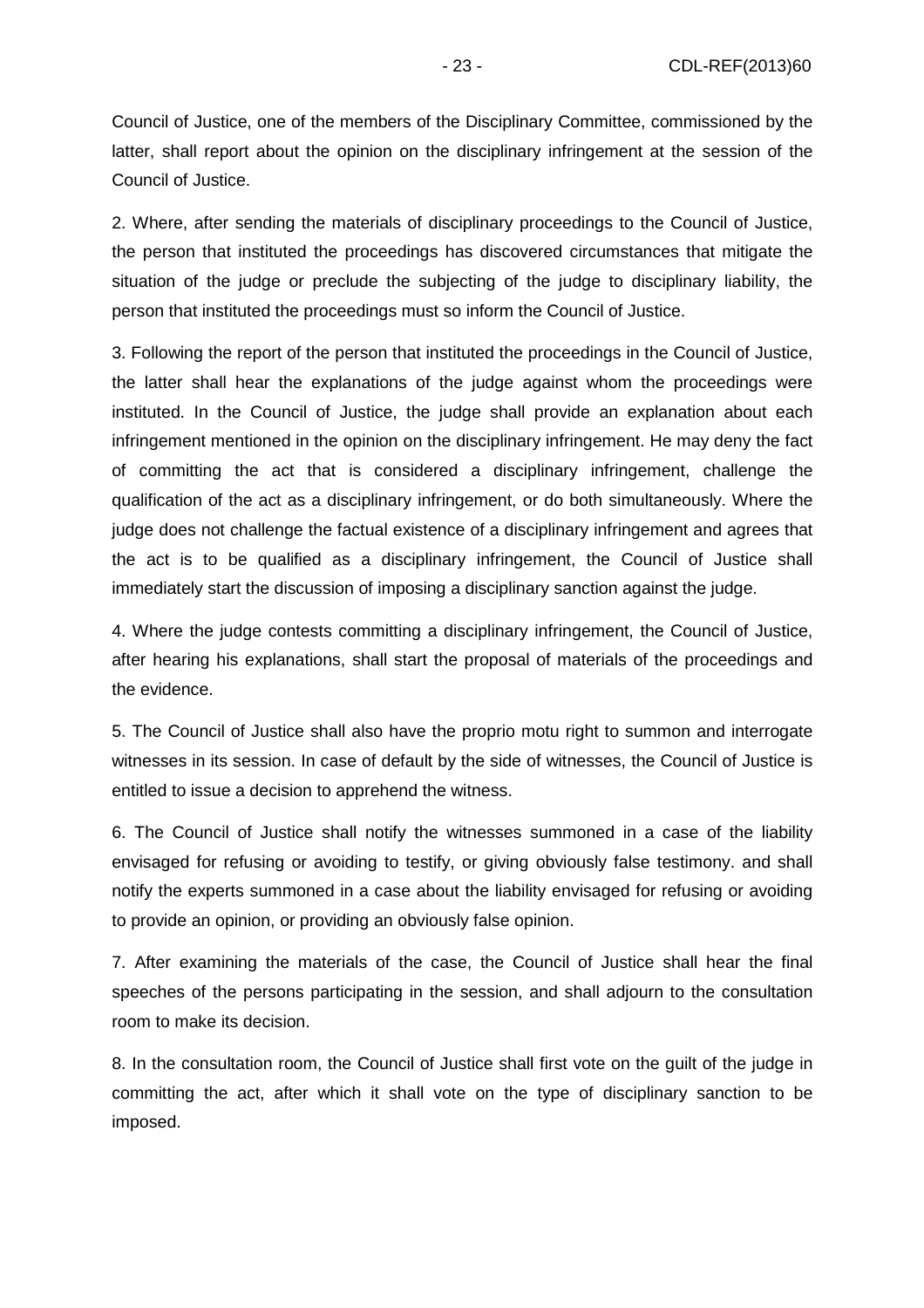Council of Justice, one of the members of the Disciplinary Committee, commissioned by the latter, shall report about the opinion on the disciplinary infringement at the session of the Council of Justice.

2. Where, after sending the materials of disciplinary proceedings to the Council of Justice, the person that instituted the proceedings has discovered circumstances that mitigate the situation of the judge or preclude the subjecting of the judge to disciplinary liability, the person that instituted the proceedings must so inform the Council of Justice.

3. Following the report of the person that instituted the proceedings in the Council of Justice, the latter shall hear the explanations of the judge against whom the proceedings were instituted. In the Council of Justice, the judge shall provide an explanation about each infringement mentioned in the opinion on the disciplinary infringement. He may deny the fact of committing the act that is considered a disciplinary infringement, challenge the qualification of the act as a disciplinary infringement, or do both simultaneously. Where the judge does not challenge the factual existence of a disciplinary infringement and agrees that the act is to be qualified as a disciplinary infringement, the Council of Justice shall immediately start the discussion of imposing a disciplinary sanction against the judge.

4. Where the judge contests committing a disciplinary infringement, the Council of Justice, after hearing his explanations, shall start the proposal of materials of the proceedings and the evidence.

5. The Council of Justice shall also have the proprio motu right to summon and interrogate witnesses in its session. In case of default by the side of witnesses, the Council of Justice is entitled to issue a decision to apprehend the witness.

6. The Council of Justice shall notify the witnesses summoned in a case of the liability envisaged for refusing or avoiding to testify, or giving obviously false testimony. and shall notify the experts summoned in a case about the liability envisaged for refusing or avoiding to provide an opinion, or providing an obviously false opinion.

7. After examining the materials of the case, the Council of Justice shall hear the final speeches of the persons participating in the session, and shall adjourn to the consultation room to make its decision.

8. In the consultation room, the Council of Justice shall first vote on the guilt of the judge in committing the act, after which it shall vote on the type of disciplinary sanction to be imposed.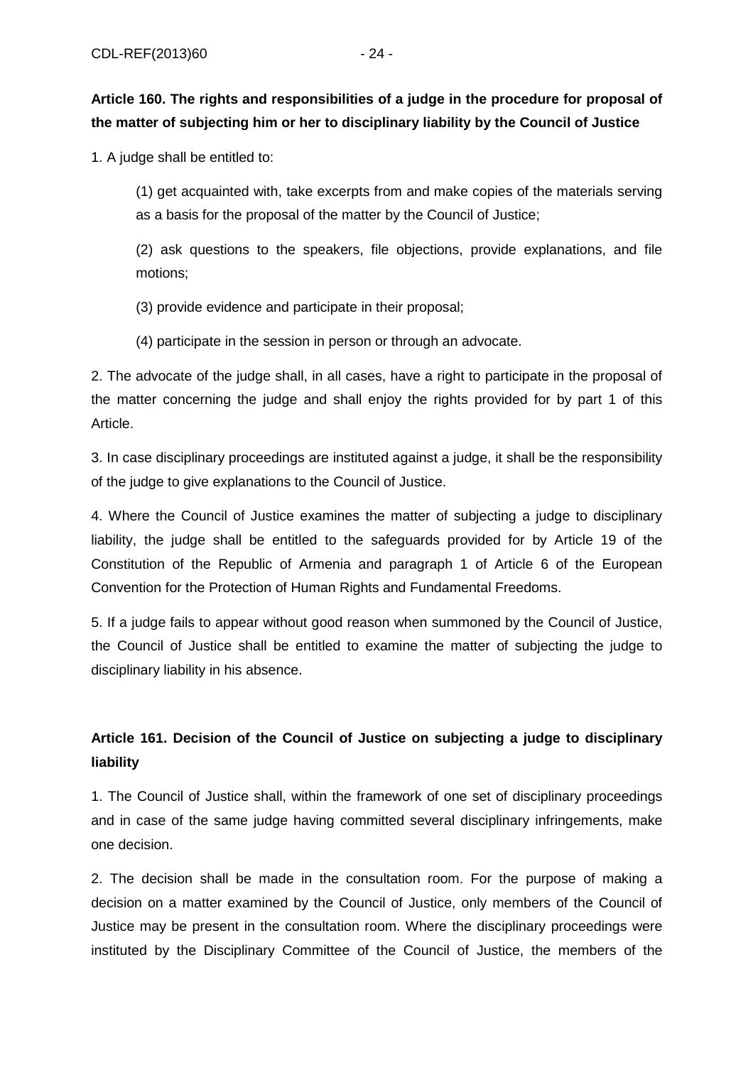**Article 160. The rights and responsibilities of a judge in the procedure for proposal of the matter of subjecting him or her to disciplinary liability by the Council of Justice**

1. A judge shall be entitled to:

(1) get acquainted with, take excerpts from and make copies of the materials serving as a basis for the proposal of the matter by the Council of Justice;

(2) ask questions to the speakers, file objections, provide explanations, and file motions;

(3) provide evidence and participate in their proposal;

(4) participate in the session in person or through an advocate.

2. The advocate of the judge shall, in all cases, have a right to participate in the proposal of the matter concerning the judge and shall enjoy the rights provided for by part 1 of this Article.

3. In case disciplinary proceedings are instituted against a judge, it shall be the responsibility of the judge to give explanations to the Council of Justice.

4. Where the Council of Justice examines the matter of subjecting a judge to disciplinary liability, the judge shall be entitled to the safeguards provided for by Article 19 of the Constitution of the Republic of Armenia and paragraph 1 of Article 6 of the European Convention for the Protection of Human Rights and Fundamental Freedoms.

5. If a judge fails to appear without good reason when summoned by the Council of Justice, the Council of Justice shall be entitled to examine the matter of subjecting the judge to disciplinary liability in his absence.

**Article 161. Decision of the Council of Justice on subjecting a judge to disciplinary liability**

1. The Council of Justice shall, within the framework of one set of disciplinary proceedings and in case of the same judge having committed several disciplinary infringements, make one decision.

2. The decision shall be made in the consultation room. For the purpose of making a decision on a matter examined by the Council of Justice, only members of the Council of Justice may be present in the consultation room. Where the disciplinary proceedings were instituted by the Disciplinary Committee of the Council of Justice, the members of the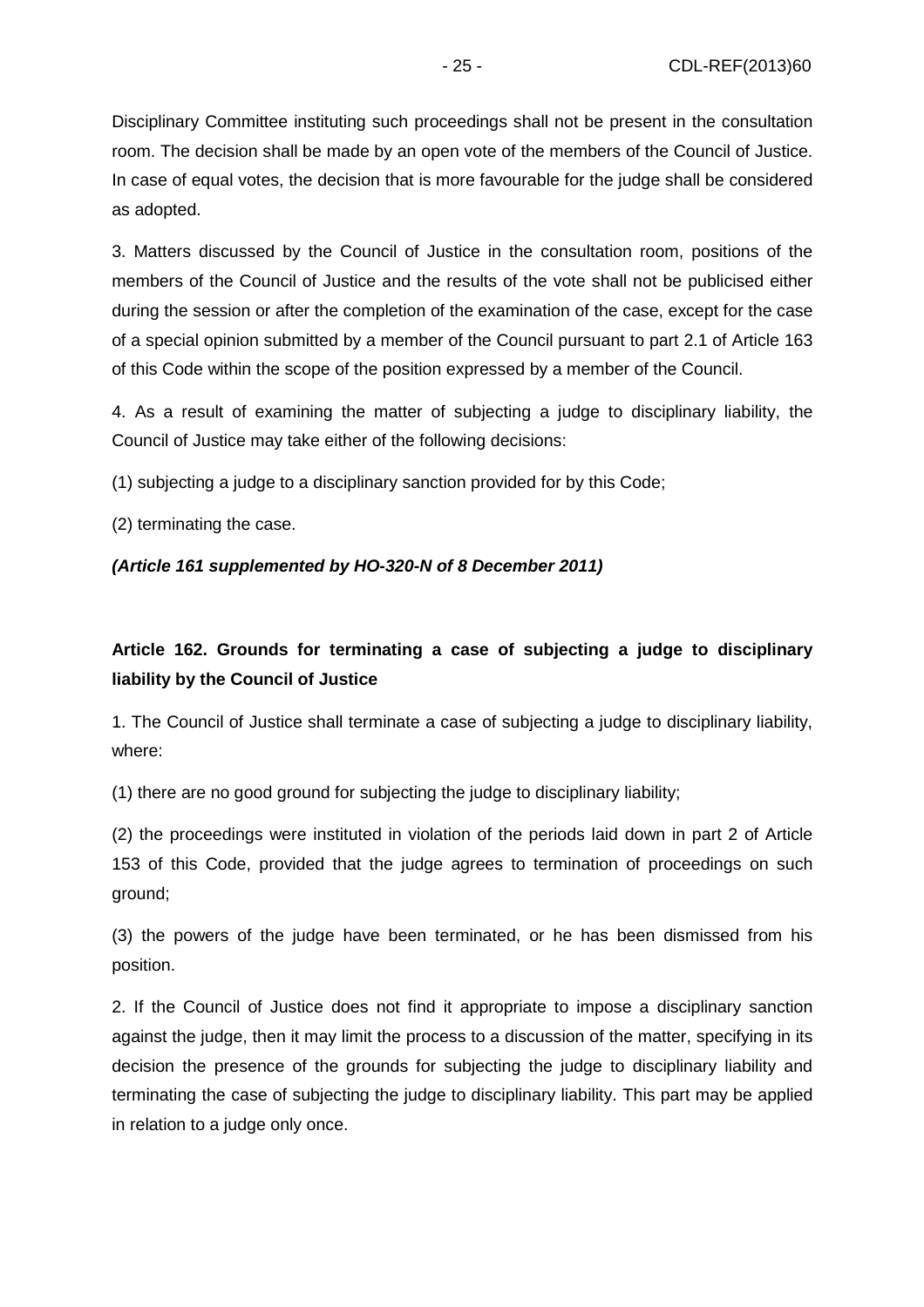Disciplinary Committee instituting such proceedings shall not be present in the consultation room. The decision shall be made by an open vote of the members of the Council of Justice. In case of equal votes, the decision that is more favourable for the judge shall be considered as adopted.

3. Matters discussed by the Council of Justice in the consultation room, positions of the members of the Council of Justice and the results of the vote shall not be publicised either during the session or after the completion of the examination of the case, except for the case of a special opinion submitted by a member of the Council pursuant to part 2.1 of Article 163 of this Code within the scope of the position expressed by a member of the Council.

4. As a result of examining the matter of subjecting a judge to disciplinary liability, the Council of Justice may take either of the following decisions:

(1) subjecting a judge to a disciplinary sanction provided for by this Code;

(2) terminating the case.

***(Article 161 supplemented by HO-320-N of 8 December 2011)***

**Article 162. Grounds for terminating a case of subjecting a judge to disciplinary liability by the Council of Justice**

1. The Council of Justice shall terminate a case of subjecting a judge to disciplinary liability, where:

(1) there are no good ground for subjecting the judge to disciplinary liability;

(2) the proceedings were instituted in violation of the periods laid down in part 2 of Article 153 of this Code, provided that the judge agrees to termination of proceedings on such ground;

(3) the powers of the judge have been terminated, or he has been dismissed from his position.

2. If the Council of Justice does not find it appropriate to impose a disciplinary sanction against the judge, then it may limit the process to a discussion of the matter, specifying in its decision the presence of the grounds for subjecting the judge to disciplinary liability and terminating the case of subjecting the judge to disciplinary liability. This part may be applied in relation to a judge only once.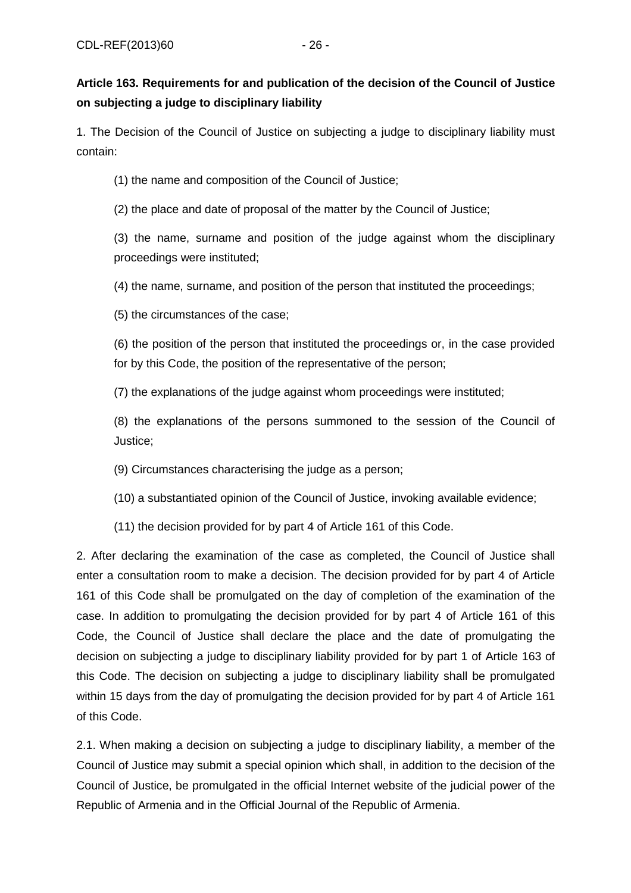**Article 163. Requirements for and publication of the decision of the Council of Justice on subjecting a judge to disciplinary liability**

1. The Decision of the Council of Justice on subjecting a judge to disciplinary liability must contain:

(1) the name and composition of the Council of Justice;

(2) the place and date of proposal of the matter by the Council of Justice;

(3) the name, surname and position of the judge against whom the disciplinary proceedings were instituted;

(4) the name, surname, and position of the person that instituted the proceedings;

(5) the circumstances of the case;

(6) the position of the person that instituted the proceedings or, in the case provided for by this Code, the position of the representative of the person;

(7) the explanations of the judge against whom proceedings were instituted;

(8) the explanations of the persons summoned to the session of the Council of Justice;

(9) Circumstances characterising the judge as a person;

(10) a substantiated opinion of the Council of Justice, invoking available evidence;

(11) the decision provided for by part 4 of Article 161 of this Code.

2. After declaring the examination of the case as completed, the Council of Justice shall enter a consultation room to make a decision. The decision provided for by part 4 of Article 161 of this Code shall be promulgated on the day of completion of the examination of the case. In addition to promulgating the decision provided for by part 4 of Article 161 of this Code, the Council of Justice shall declare the place and the date of promulgating the decision on subjecting a judge to disciplinary liability provided for by part 1 of Article 163 of this Code. The decision on subjecting a judge to disciplinary liability shall be promulgated within 15 days from the day of promulgating the decision provided for by part 4 of Article 161 of this Code.

2.1. When making a decision on subjecting a judge to disciplinary liability, a member of the Council of Justice may submit a special opinion which shall, in addition to the decision of the Council of Justice, be promulgated in the official Internet website of the judicial power of the Republic of Armenia and in the Official Journal of the Republic of Armenia.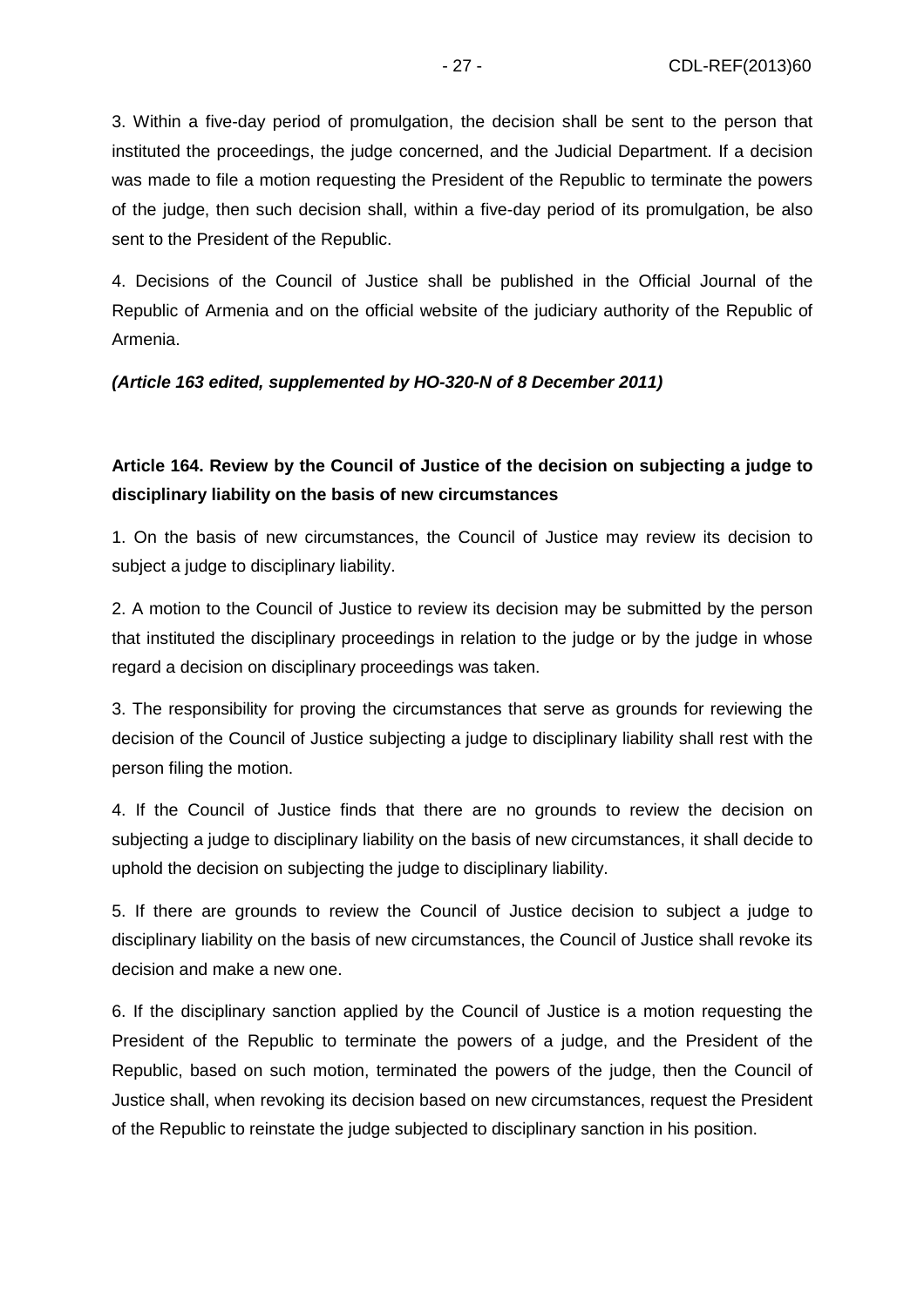3. Within a five-day period of promulgation, the decision shall be sent to the person that instituted the proceedings, the judge concerned, and the Judicial Department. If a decision was made to file a motion requesting the President of the Republic to terminate the powers of the judge, then such decision shall, within a five-day period of its promulgation, be also sent to the President of the Republic.

4. Decisions of the Council of Justice shall be published in the Official Journal of the Republic of Armenia and on the official website of the judiciary authority of the Republic of Armenia.

***(Article 163 edited, supplemented by HO-320-N of 8 December 2011)***

**Article 164. Review by the Council of Justice of the decision on subjecting a judge to disciplinary liability on the basis of new circumstances**

1. On the basis of new circumstances, the Council of Justice may review its decision to subject a judge to disciplinary liability.

2. A motion to the Council of Justice to review its decision may be submitted by the person that instituted the disciplinary proceedings in relation to the judge or by the judge in whose regard a decision on disciplinary proceedings was taken.

3. The responsibility for proving the circumstances that serve as grounds for reviewing the decision of the Council of Justice subjecting a judge to disciplinary liability shall rest with the person filing the motion.

4. If the Council of Justice finds that there are no grounds to review the decision on subjecting a judge to disciplinary liability on the basis of new circumstances, it shall decide to uphold the decision on subjecting the judge to disciplinary liability.

5. If there are grounds to review the Council of Justice decision to subject a judge to disciplinary liability on the basis of new circumstances, the Council of Justice shall revoke its decision and make a new one.

6. If the disciplinary sanction applied by the Council of Justice is a motion requesting the President of the Republic to terminate the powers of a judge, and the President of the Republic, based on such motion, terminated the powers of the judge, then the Council of Justice shall, when revoking its decision based on new circumstances, request the President of the Republic to reinstate the judge subjected to disciplinary sanction in his position.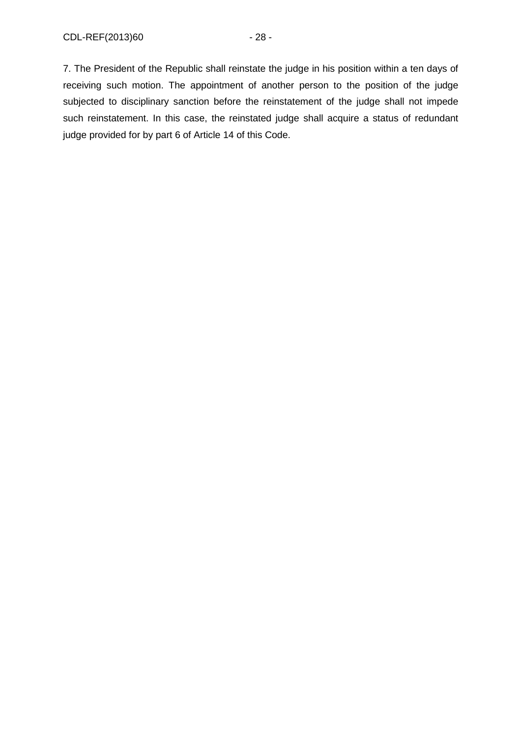7. The President of the Republic shall reinstate the judge in his position within a ten days of receiving such motion. The appointment of another person to the position of the judge subjected to disciplinary sanction before the reinstatement of the judge shall not impede such reinstatement. In this case, the reinstated judge shall acquire a status of redundant judge provided for by part 6 of Article 14 of this Code.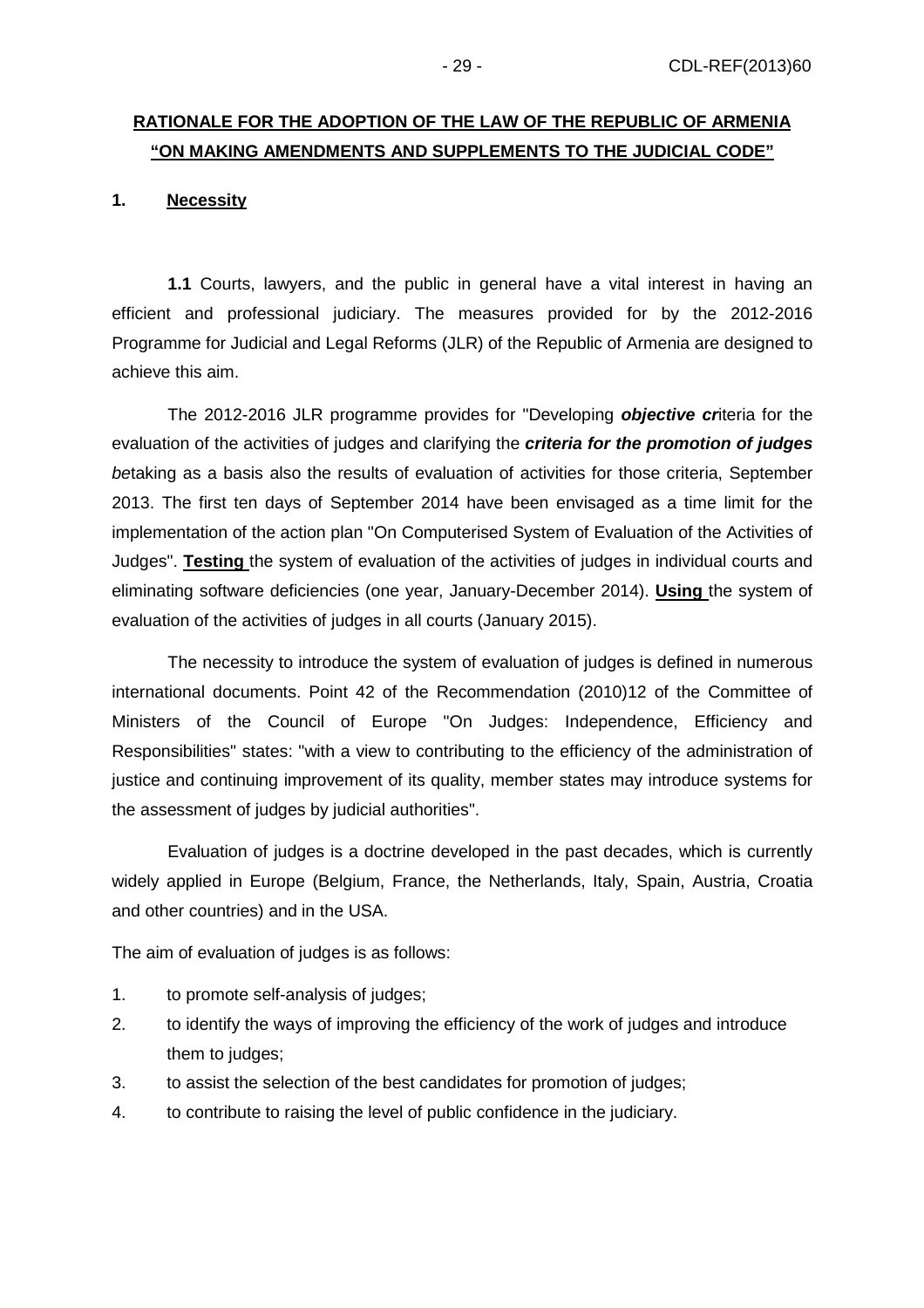## <u>RATIONALE FOR THE ADOPTION OF THE LAW OF THE REPUBLIC OF ARMENIA "ON MAKING AMENDMENTS AND SUPPLEMENTS TO THE JUDICIAL CODE"</u>

### 1. <u>Necessity</u>

**1.1** Courts, lawyers, and the public in general have a vital interest in having an efficient and professional judiciary. The measures provided for by the 2012-2016 Programme for Judicial and Legal Reforms (JLR) of the Republic of Armenia are designed to achieve this aim.

The 2012-2016 JLR programme provides for "Developing ***objective cr***iteria for the evaluation of the activities of judges and clarifying the ***criteria for the promotion of judges*** *be*taking as a basis also the results of evaluation of activities for those criteria, September 2013. The first ten days of September 2014 have been envisaged as a time limit for the implementation of the action plan "On Computerised System of Evaluation of the Activities of Judges". **<u>Testing</u>** the system of evaluation of the activities of judges in individual courts and eliminating software deficiencies (one year, January-December 2014). **<u>Using</u>** the system of evaluation of the activities of judges in all courts (January 2015).

The necessity to introduce the system of evaluation of judges is defined in numerous international documents. Point 42 of the Recommendation (2010)12 of the Committee of Ministers of the Council of Europe "On Judges: Independence, Efficiency and Responsibilities" states: "with a view to contributing to the efficiency of the administration of justice and continuing improvement of its quality, member states may introduce systems for the assessment of judges by judicial authorities".

Evaluation of judges is a doctrine developed in the past decades, which is currently widely applied in Europe (Belgium, France, the Netherlands, Italy, Spain, Austria, Croatia and other countries) and in the USA.

The aim of evaluation of judges is as follows:

1. to promote self-analysis of judges;
2. to identify the ways of improving the efficiency of the work of judges and introduce them to judges;
3. to assist the selection of the best candidates for promotion of judges;
4. to contribute to raising the level of public confidence in the judiciary.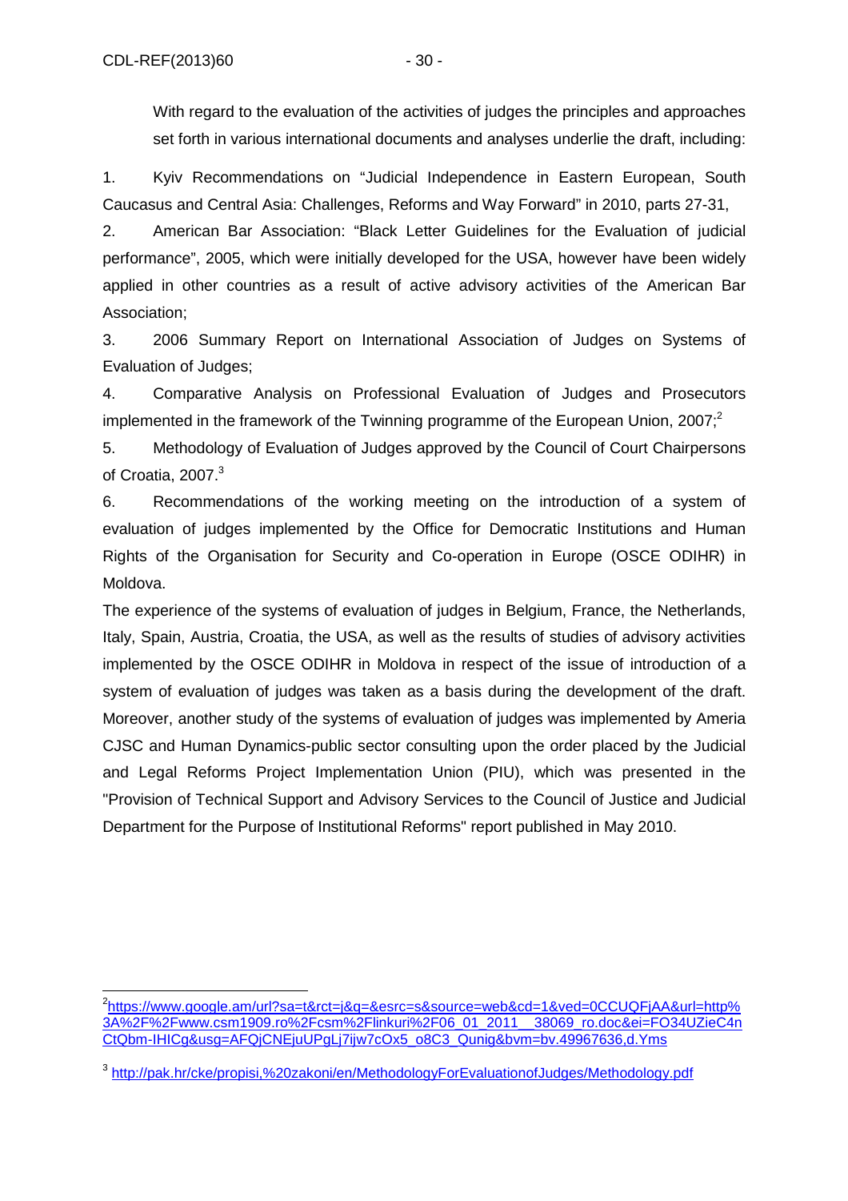With regard to the evaluation of the activities of judges the principles and approaches set forth in various international documents and analyses underlie the draft, including:

1. Kyiv Recommendations on "Judicial Independence in Eastern European, South Caucasus and Central Asia: Challenges, Reforms and Way Forward" in 2010, parts 27-31,
2. American Bar Association: "Black Letter Guidelines for the Evaluation of judicial performance", 2005, which were initially developed for the USA, however have been widely applied in other countries as a result of active advisory activities of the American Bar Association;
3. 2006 Summary Report on International Association of Judges on Systems of Evaluation of Judges;
4. Comparative Analysis on Professional Evaluation of Judges and Prosecutors implemented in the framework of the Twinning programme of the European Union, 2007;[2]
5. Methodology of Evaluation of Judges approved by the Council of Court Chairpersons of Croatia, 2007.[3]
6. Recommendations of the working meeting on the introduction of a system of evaluation of judges implemented by the Office for Democratic Institutions and Human Rights of the Organisation for Security and Co-operation in Europe (OSCE ODIHR) in Moldova.

The experience of the systems of evaluation of judges in Belgium, France, the Netherlands, Italy, Spain, Austria, Croatia, the USA, as well as the results of studies of advisory activities implemented by the OSCE ODIHR in Moldova in respect of the issue of introduction of a system of evaluation of judges was taken as a basis during the development of the draft. Moreover, another study of the systems of evaluation of judges was implemented by Ameria CJSC and Human Dynamics-public sector consulting upon the order placed by the Judicial and Legal Reforms Project Implementation Union (PIU), which was presented in the "Provision of Technical Support and Advisory Services to the Council of Justice and Judicial Department for the Purpose of Institutional Reforms" report published in May 2010.

---

[2] https://www.google.am/url?sa=t&rct=j&q=&esrc=s&source=web&cd=1&ved=0CCUQFjAA&url=http%3A%2F%2Fwww.csm1909.ro%2Fcsm%2Flinkuri%2F06_01_2011__38069_ro.doc&ei=FO34UZieC4nCtQbm-IHICg&usg=AFQjCNEjuUPgLj7ijw7cOx5_o8C3_Qunig&bvm=bv.49967636,d.Yms

[3] http://pak.hr/cke/propisi,%20zakoni/en/MethodologyForEvaluationofJudges/Methodology.pdf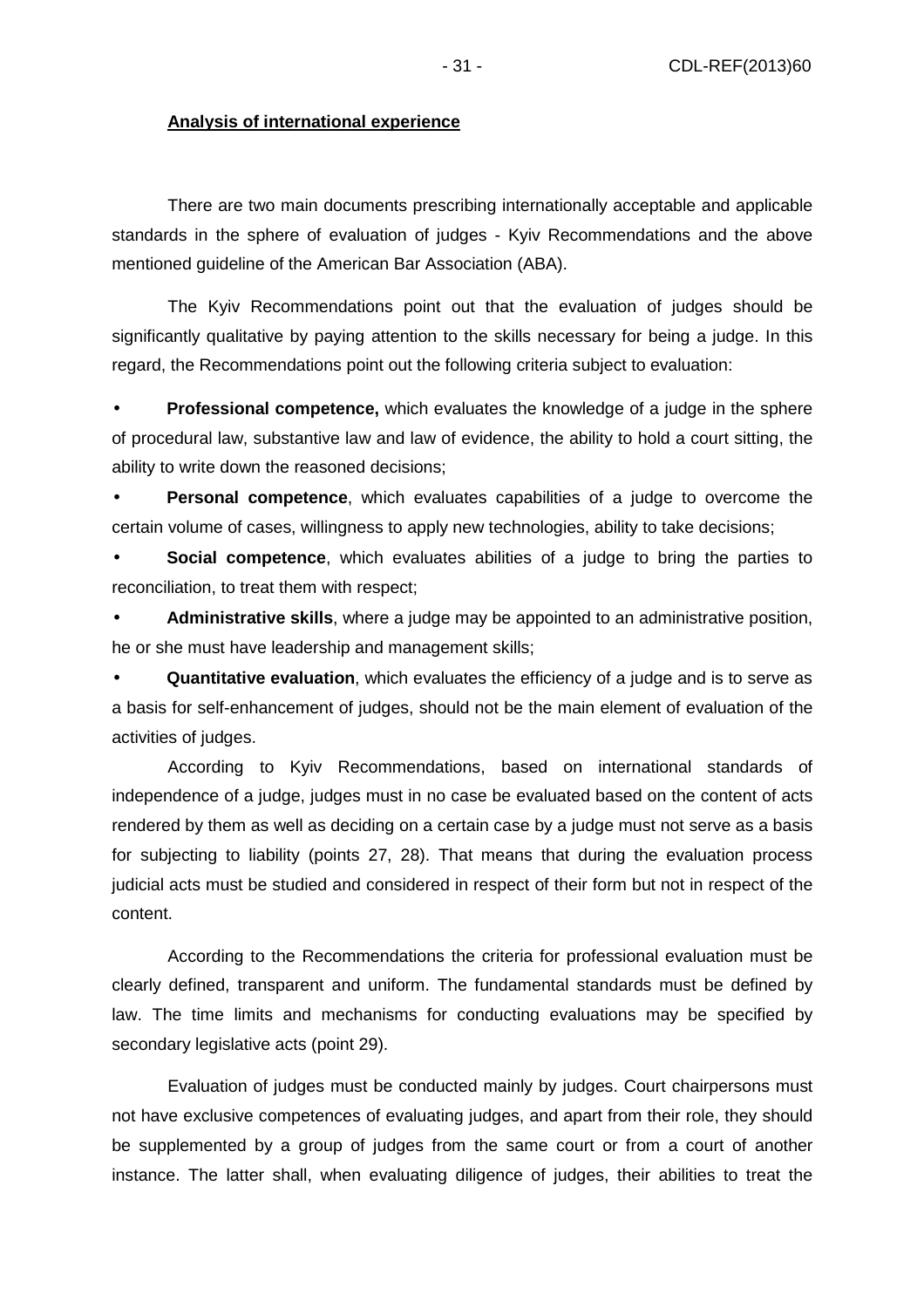**Analysis of international experience**

There are two main documents prescribing internationally acceptable and applicable standards in the sphere of evaluation of judges - Kyiv Recommendations and the above mentioned guideline of the American Bar Association (ABA).

The Kyiv Recommendations point out that the evaluation of judges should be significantly qualitative by paying attention to the skills necessary for being a judge. In this regard, the Recommendations point out the following criteria subject to evaluation:

- **Professional competence,** which evaluates the knowledge of a judge in the sphere of procedural law, substantive law and law of evidence, the ability to hold a court sitting, the ability to write down the reasoned decisions;
- **Personal competence**, which evaluates capabilities of a judge to overcome the certain volume of cases, willingness to apply new technologies, ability to take decisions;
- **Social competence**, which evaluates abilities of a judge to bring the parties to reconciliation, to treat them with respect;
- **Administrative skills**, where a judge may be appointed to an administrative position, he or she must have leadership and management skills;
- **Quantitative evaluation**, which evaluates the efficiency of a judge and is to serve as a basis for self-enhancement of judges, should not be the main element of evaluation of the activities of judges.

According to Kyiv Recommendations, based on international standards of independence of a judge, judges must in no case be evaluated based on the content of acts rendered by them as well as deciding on a certain case by a judge must not serve as a basis for subjecting to liability (points 27, 28). That means that during the evaluation process judicial acts must be studied and considered in respect of their form but not in respect of the content.

According to the Recommendations the criteria for professional evaluation must be clearly defined, transparent and uniform. The fundamental standards must be defined by law. The time limits and mechanisms for conducting evaluations may be specified by secondary legislative acts (point 29).

Evaluation of judges must be conducted mainly by judges. Court chairpersons must not have exclusive competences of evaluating judges, and apart from their role, they should be supplemented by a group of judges from the same court or from a court of another instance. The latter shall, when evaluating diligence of judges, their abilities to treat the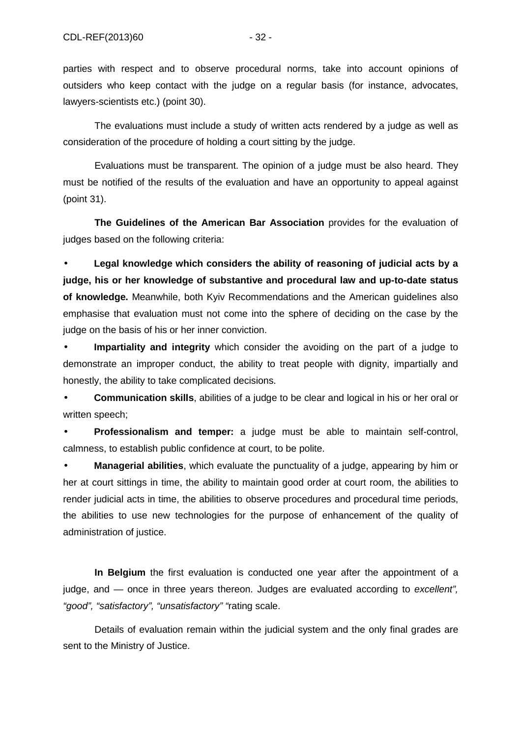parties with respect and to observe procedural norms, take into account opinions of outsiders who keep contact with the judge on a regular basis (for instance, advocates, lawyers-scientists etc.) (point 30).

The evaluations must include a study of written acts rendered by a judge as well as consideration of the procedure of holding a court sitting by the judge.

Evaluations must be transparent. The opinion of a judge must be also heard. They must be notified of the results of the evaluation and have an opportunity to appeal against (point 31).

**The Guidelines of the American Bar Association** provides for the evaluation of judges based on the following criteria:

- **Legal knowledge which considers the ability of reasoning of judicial acts by a judge, his or her knowledge of substantive and procedural law and up-to-date status of knowledge.** Meanwhile, both Kyiv Recommendations and the American guidelines also emphasise that evaluation must not come into the sphere of deciding on the case by the judge on the basis of his or her inner conviction.
- **Impartiality and integrity** which consider the avoiding on the part of a judge to demonstrate an improper conduct, the ability to treat people with dignity, impartially and honestly, the ability to take complicated decisions.
- **Communication skills**, abilities of a judge to be clear and logical in his or her oral or written speech;
- **Professionalism and temper:** a judge must be able to maintain self-control, calmness, to establish public confidence at court, to be polite.
- **Managerial abilities**, which evaluate the punctuality of a judge, appearing by him or her at court sittings in time, the ability to maintain good order at court room, the abilities to render judicial acts in time, the abilities to observe procedures and procedural time periods, the abilities to use new technologies for the purpose of enhancement of the quality of administration of justice.

**In Belgium** the first evaluation is conducted one year after the appointment of a judge, and — once in three years thereon. Judges are evaluated according to *excellent", "good", "satisfactory", "unsatisfactory" "*rating scale.

Details of evaluation remain within the judicial system and the only final grades are sent to the Ministry of Justice.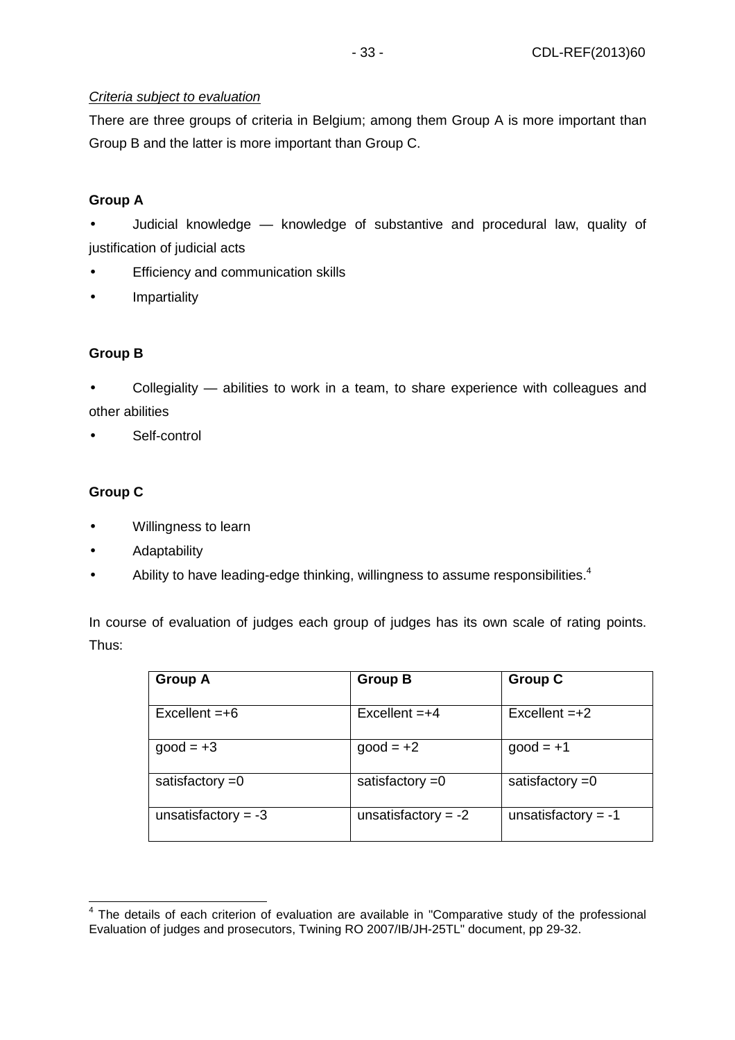*Criteria subject to evaluation*

There are three groups of criteria in Belgium; among them Group A is more important than Group B and the latter is more important than Group C.

**Group A**

- Judicial knowledge — knowledge of substantive and procedural law, quality of justification of judicial acts
- Efficiency and communication skills
- Impartiality

**Group B**

- Collegiality — abilities to work in a team, to share experience with colleagues and other abilities
- Self-control

**Group C**

- Willingness to learn
- Adaptability
- Ability to have leading-edge thinking, willingness to assume responsibilities.[4]

In course of evaluation of judges each group of judges has its own scale of rating points. Thus:

| Group A | Group B | Group C |
|---|---|---|
| Excellent =+6 | Excellent =+4 | Excellent =+2 |
| good = +3 | good = +2 | good = +1 |
| satisfactory =0 | satisfactory =0 | satisfactory =0 |
| unsatisfactory = -3 | unsatisfactory = -2 | unsatisfactory = -1 |

[4] The details of each criterion of evaluation are available in "Comparative study of the professional Evaluation of judges and prosecutors, Twining RO 2007/IB/JH-25TL" document, pp 29-32.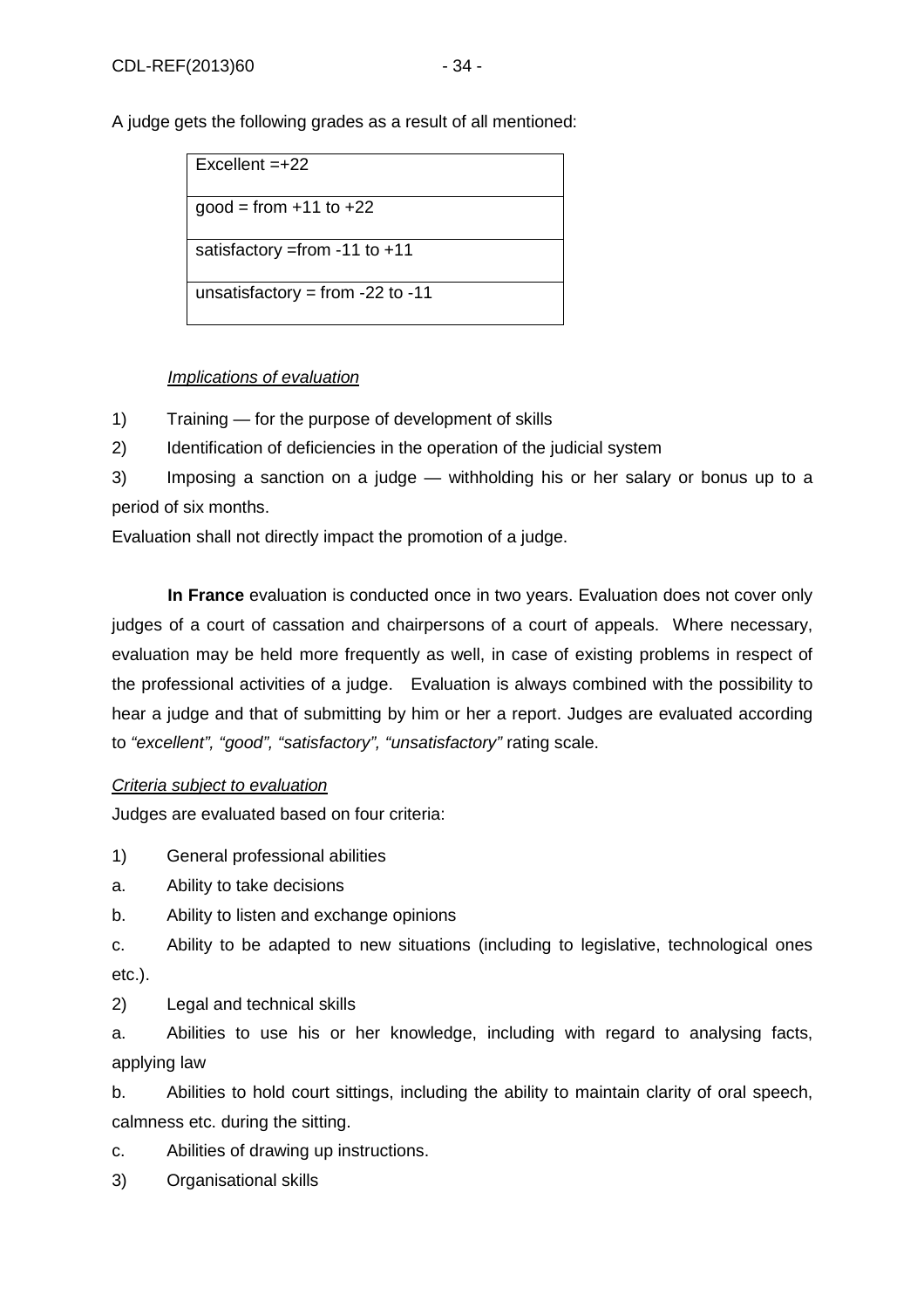A judge gets the following grades as a result of all mentioned:

| Excellent =+22 |
|---|
| good = from +11 to +22 |
| satisfactory =from -11 to +11 |
| unsatisfactory = from -22 to -11 |

*Implications of evaluation*

1) Training — for the purpose of development of skills

2) Identification of deficiencies in the operation of the judicial system

3) Imposing a sanction on a judge — withholding his or her salary or bonus up to a period of six months.

Evaluation shall not directly impact the promotion of a judge.

**In France** evaluation is conducted once in two years. Evaluation does not cover only judges of a court of cassation and chairpersons of a court of appeals. Where necessary, evaluation may be held more frequently as well, in case of existing problems in respect of the professional activities of a judge. Evaluation is always combined with the possibility to hear a judge and that of submitting by him or her a report. Judges are evaluated according to *"excellent", "good", "satisfactory", "unsatisfactory"* rating scale.

*Criteria subject to evaluation*

Judges are evaluated based on four criteria:

1) General professional abilities

a. Ability to take decisions

b. Ability to listen and exchange opinions

c. Ability to be adapted to new situations (including to legislative, technological ones etc.).

2) Legal and technical skills

a. Abilities to use his or her knowledge, including with regard to analysing facts, applying law

b. Abilities to hold court sittings, including the ability to maintain clarity of oral speech, calmness etc. during the sitting.

c. Abilities of drawing up instructions.

3) Organisational skills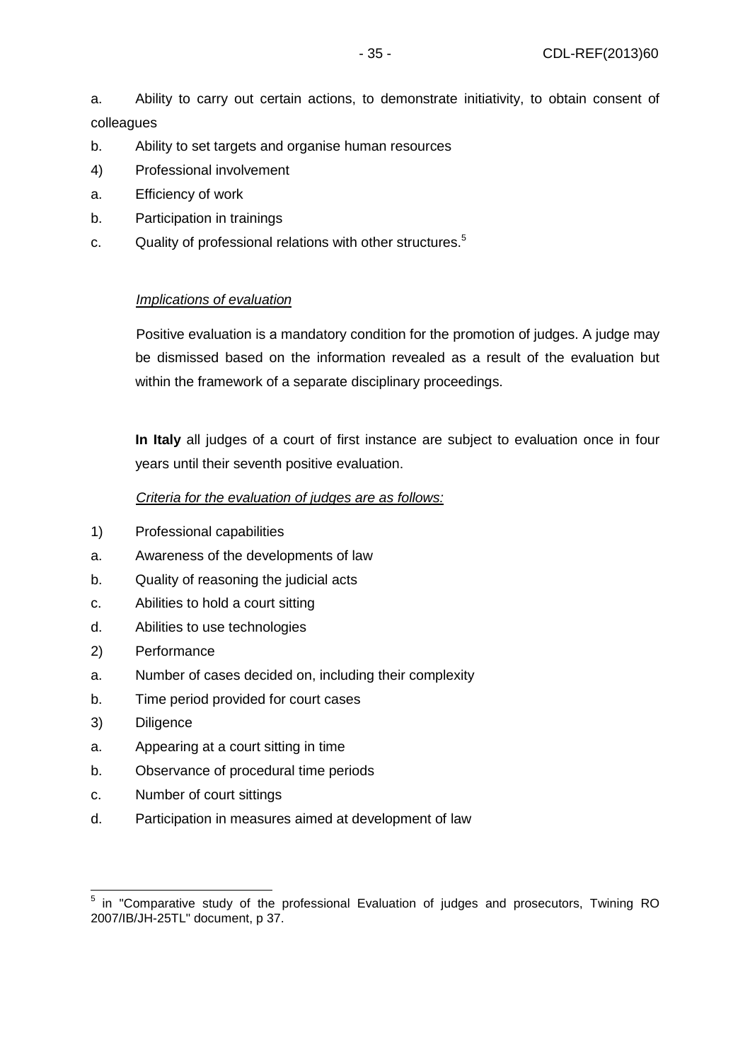a. Ability to carry out certain actions, to demonstrate initiativity, to obtain consent of colleagues

b. Ability to set targets and organise human resources

4) Professional involvement

a. Efficiency of work

b. Participation in trainings

c. Quality of professional relations with other structures.[5]

*Implications of evaluation*

Positive evaluation is a mandatory condition for the promotion of judges. A judge may be dismissed based on the information revealed as a result of the evaluation but within the framework of a separate disciplinary proceedings.

**In Italy** all judges of a court of first instance are subject to evaluation once in four years until their seventh positive evaluation.

*Criteria for the evaluation of judges are as follows:*

1) Professional capabilities

a. Awareness of the developments of law

b. Quality of reasoning the judicial acts

c. Abilities to hold a court sitting

d. Abilities to use technologies

2) Performance

a. Number of cases decided on, including their complexity

b. Time period provided for court cases

3) Diligence

a. Appearing at a court sitting in time

b. Observance of procedural time periods

c. Number of court sittings

d. Participation in measures aimed at development of law

---

[5] in "Comparative study of the professional Evaluation of judges and prosecutors, Twining RO 2007/IB/JH-25TL" document, p 37.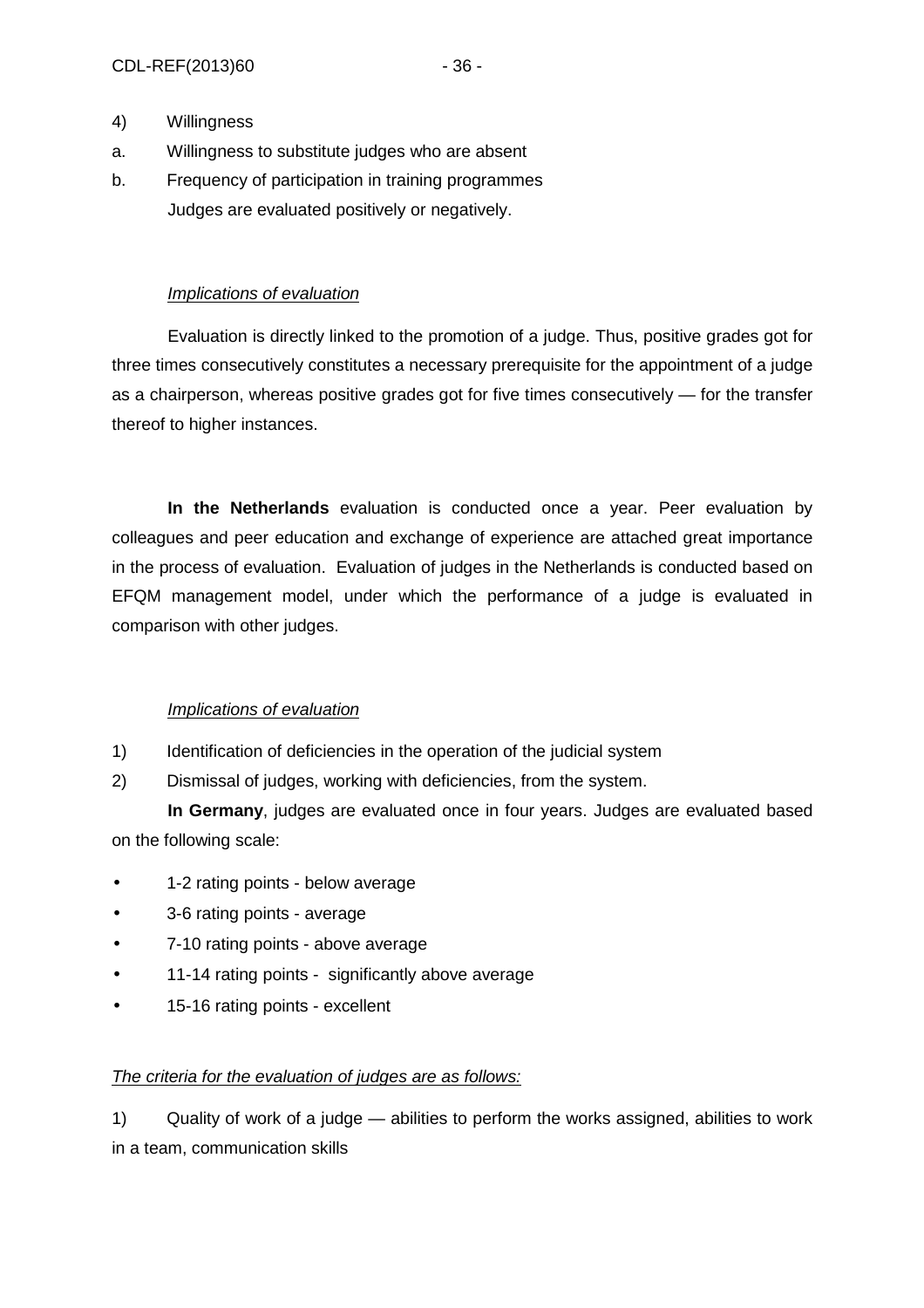4) Willingness

a. Willingness to substitute judges who are absent

b. Frequency of participation in training programmes

Judges are evaluated positively or negatively.

*Implications of evaluation*

Evaluation is directly linked to the promotion of a judge. Thus, positive grades got for three times consecutively constitutes a necessary prerequisite for the appointment of a judge as a chairperson, whereas positive grades got for five times consecutively — for the transfer thereof to higher instances.

**In the Netherlands** evaluation is conducted once a year. Peer evaluation by colleagues and peer education and exchange of experience are attached great importance in the process of evaluation. Evaluation of judges in the Netherlands is conducted based on EFQM management model, under which the performance of a judge is evaluated in comparison with other judges.

*Implications of evaluation*

1) Identification of deficiencies in the operation of the judicial system

2) Dismissal of judges, working with deficiencies, from the system.

**In Germany**, judges are evaluated once in four years. Judges are evaluated based on the following scale:

- 1-2 rating points - below average
- 3-6 rating points - average
- 7-10 rating points - above average
- 11-14 rating points - significantly above average
- 15-16 rating points - excellent

*The criteria for the evaluation of judges are as follows:*

1) Quality of work of a judge — abilities to perform the works assigned, abilities to work in a team, communication skills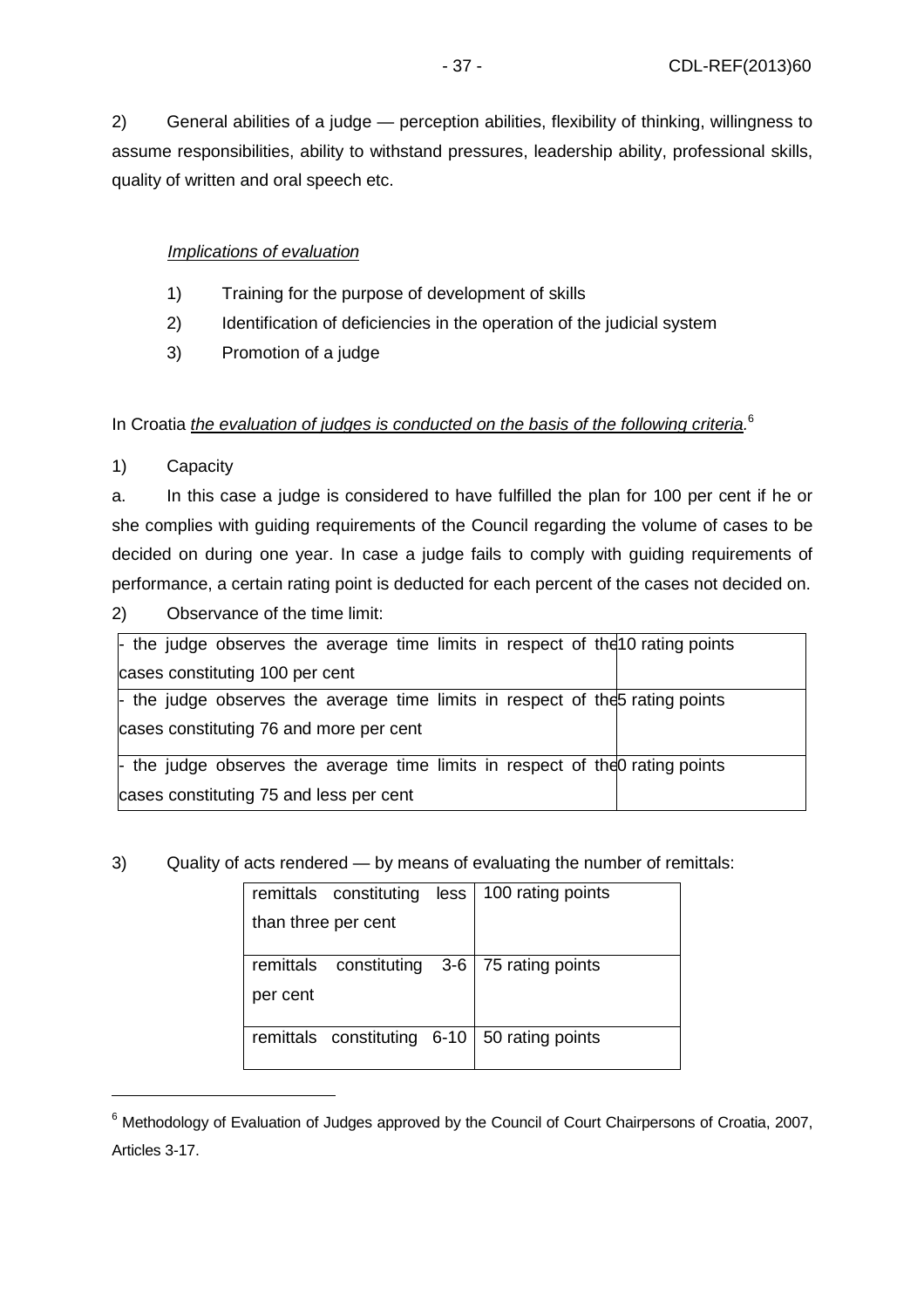2) General abilities of a judge — perception abilities, flexibility of thinking, willingness to assume responsibilities, ability to withstand pressures, leadership ability, professional skills, quality of written and oral speech etc.

*Implications of evaluation*

1) Training for the purpose of development of skills
2) Identification of deficiencies in the operation of the judicial system
3) Promotion of a judge

In Croatia *the evaluation of judges is conducted on the basis of the following criteria.*[6]

1) Capacity

a. In this case a judge is considered to have fulfilled the plan for 100 per cent if he or she complies with guiding requirements of the Council regarding the volume of cases to be decided on during one year. In case a judge fails to comply with guiding requirements of performance, a certain rating point is deducted for each percent of the cases not decided on.

2) Observance of the time limit:

| | |
|---|---|
| - the judge observes the average time limits in respect of the cases constituting 100 per cent | 10 rating points |
| - the judge observes the average time limits in respect of the cases constituting 76 and more per cent | 5 rating points |
| - the judge observes the average time limits in respect of the cases constituting 75 and less per cent | 0 rating points |

3) Quality of acts rendered — by means of evaluating the number of remittals:

| | |
|---|---|
| remittals constituting less than three per cent | 100 rating points |
| remittals constituting 3-6 per cent | 75 rating points |
| remittals constituting 6-10 | 50 rating points |

[6] Methodology of Evaluation of Judges approved by the Council of Court Chairpersons of Croatia, 2007, Articles 3-17.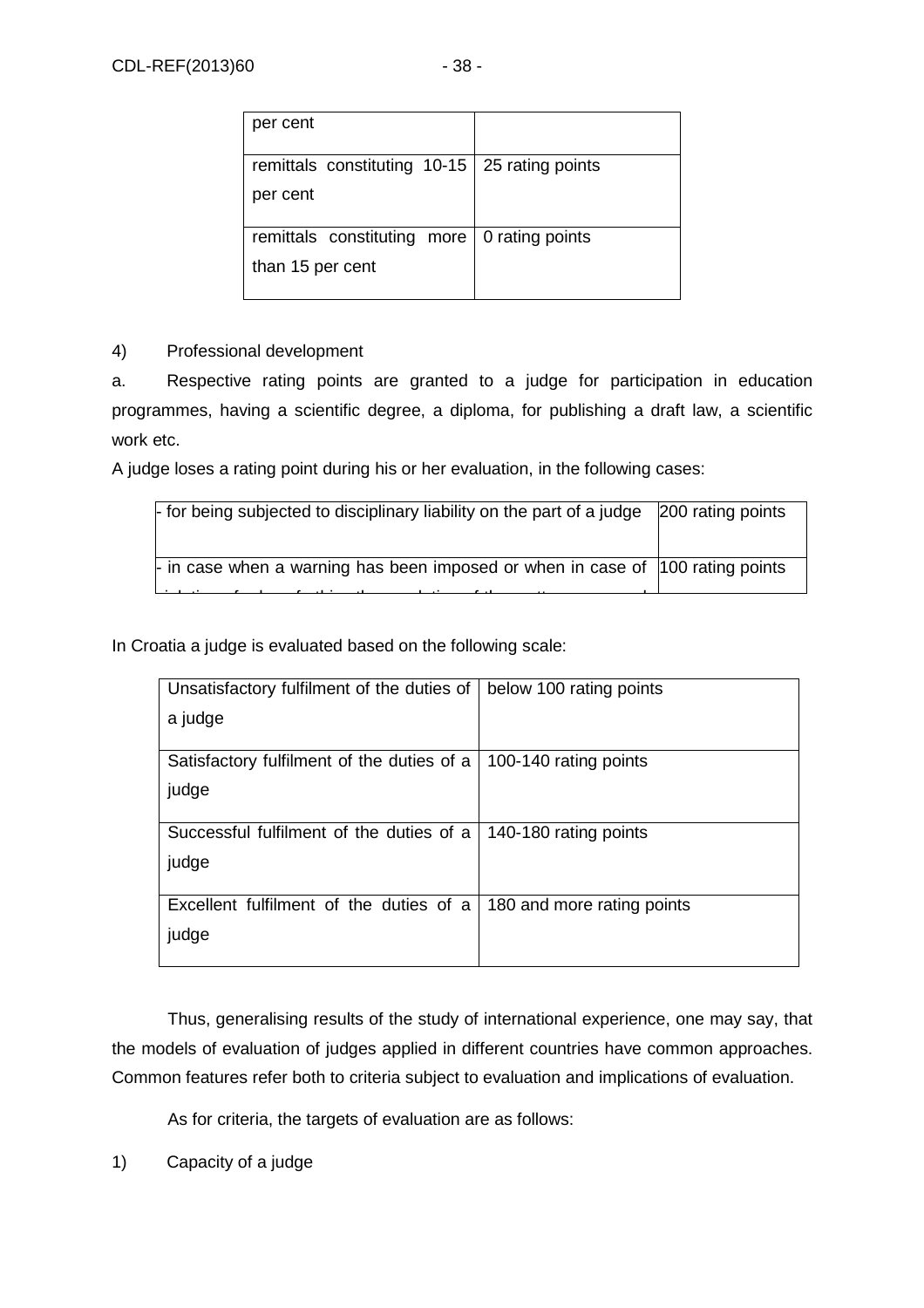| | |
|---|---|
| per cent | |
| remittals constituting 10-15 per cent | 25 rating points |
| remittals constituting more than 15 per cent | 0 rating points |

4) Professional development

a. Respective rating points are granted to a judge for participation in education programmes, having a scientific degree, a diploma, for publishing a draft law, a scientific work etc.

A judge loses a rating point during his or her evaluation, in the following cases:

| | |
|---|---|
| - for being subjected to disciplinary liability on the part of a judge | 200 rating points |
| - in case when a warning has been imposed or when in case of | 100 rating points |

In Croatia a judge is evaluated based on the following scale:

| | |
|---|---|
| Unsatisfactory fulfilment of the duties of a judge | below 100 rating points |
| Satisfactory fulfilment of the duties of a judge | 100-140 rating points |
| Successful fulfilment of the duties of a judge | 140-180 rating points |
| Excellent fulfilment of the duties of a judge | 180 and more rating points |

Thus, generalising results of the study of international experience, one may say, that the models of evaluation of judges applied in different countries have common approaches. Common features refer both to criteria subject to evaluation and implications of evaluation.

As for criteria, the targets of evaluation are as follows:

1) Capacity of a judge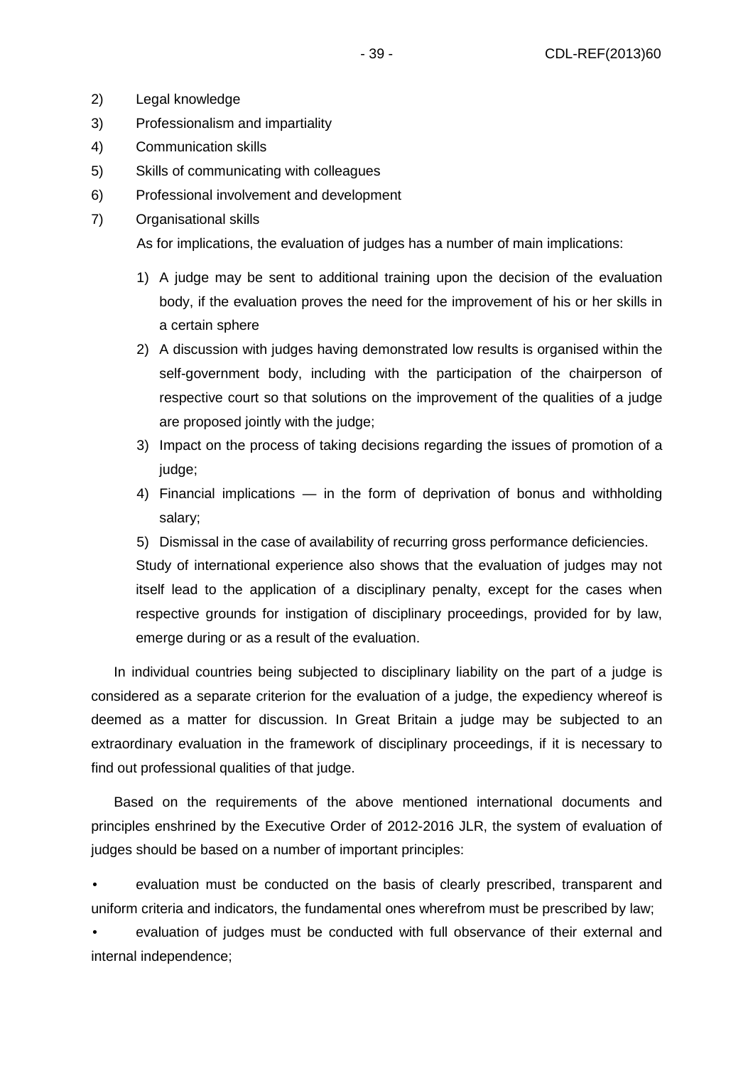2) Legal knowledge

3) Professionalism and impartiality

4) Communication skills

5) Skills of communicating with colleagues

6) Professional involvement and development

7) Organisational skills

As for implications, the evaluation of judges has a number of main implications:

1) A judge may be sent to additional training upon the decision of the evaluation body, if the evaluation proves the need for the improvement of his or her skills in a certain sphere
2) A discussion with judges having demonstrated low results is organised within the self-government body, including with the participation of the chairperson of respective court so that solutions on the improvement of the qualities of a judge are proposed jointly with the judge;
3) Impact on the process of taking decisions regarding the issues of promotion of a judge;
4) Financial implications — in the form of deprivation of bonus and withholding salary;
5) Dismissal in the case of availability of recurring gross performance deficiencies.

Study of international experience also shows that the evaluation of judges may not itself lead to the application of a disciplinary penalty, except for the cases when respective grounds for instigation of disciplinary proceedings, provided for by law, emerge during or as a result of the evaluation.

In individual countries being subjected to disciplinary liability on the part of a judge is considered as a separate criterion for the evaluation of a judge, the expediency whereof is deemed as a matter for discussion. In Great Britain a judge may be subjected to an extraordinary evaluation in the framework of disciplinary proceedings, if it is necessary to find out professional qualities of that judge.

Based on the requirements of the above mentioned international documents and principles enshrined by the Executive Order of 2012-2016 JLR, the system of evaluation of judges should be based on a number of important principles:

- evaluation must be conducted on the basis of clearly prescribed, transparent and uniform criteria and indicators, the fundamental ones wherefrom must be prescribed by law;
- evaluation of judges must be conducted with full observance of their external and internal independence;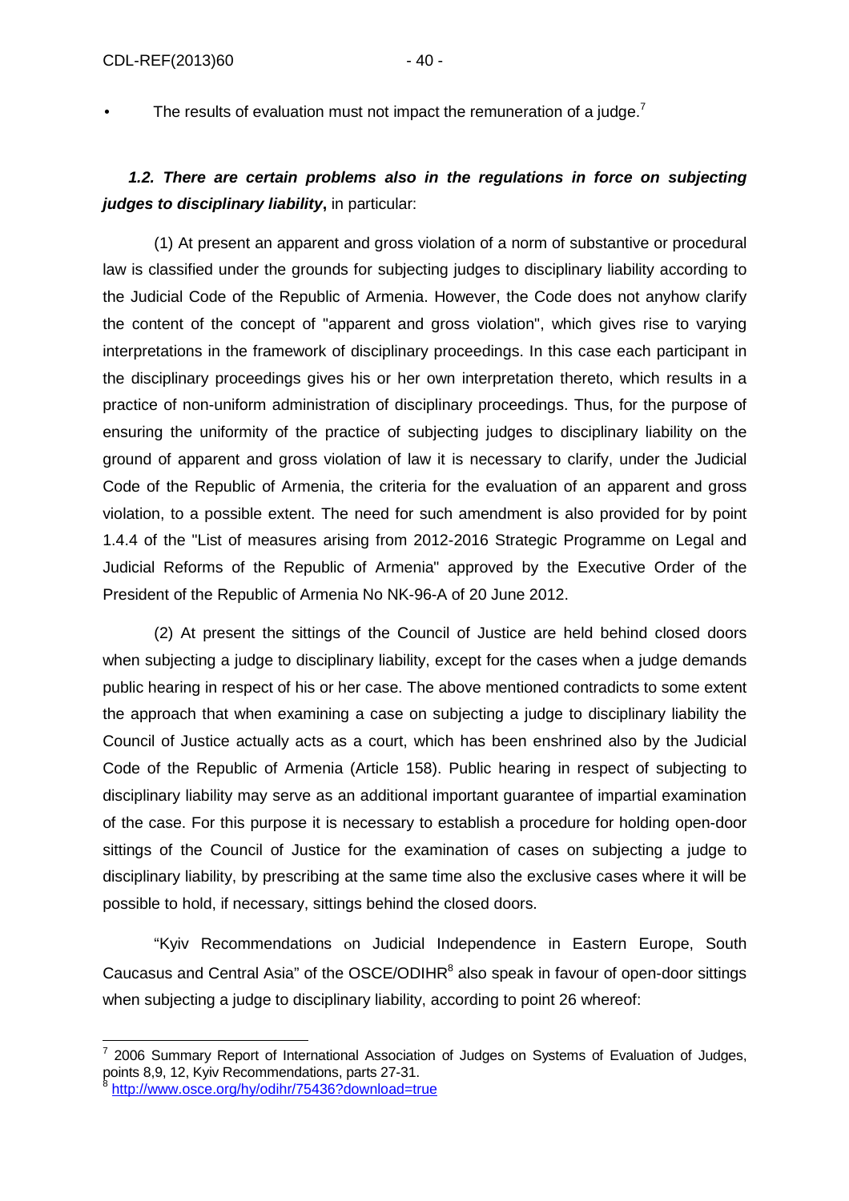- The results of evaluation must not impact the remuneration of a judge.[7]

***1.2. There are certain problems also in the regulations in force on subjecting judges to disciplinary liability*****,** in particular:

(1) At present an apparent and gross violation of a norm of substantive or procedural law is classified under the grounds for subjecting judges to disciplinary liability according to the Judicial Code of the Republic of Armenia. However, the Code does not anyhow clarify the content of the concept of "apparent and gross violation", which gives rise to varying interpretations in the framework of disciplinary proceedings. In this case each participant in the disciplinary proceedings gives his or her own interpretation thereto, which results in a practice of non-uniform administration of disciplinary proceedings. Thus, for the purpose of ensuring the uniformity of the practice of subjecting judges to disciplinary liability on the ground of apparent and gross violation of law it is necessary to clarify, under the Judicial Code of the Republic of Armenia, the criteria for the evaluation of an apparent and gross violation, to a possible extent. The need for such amendment is also provided for by point 1.4.4 of the "List of measures arising from 2012-2016 Strategic Programme on Legal and Judicial Reforms of the Republic of Armenia" approved by the Executive Order of the President of the Republic of Armenia No NK-96-A of 20 June 2012.

(2) At present the sittings of the Council of Justice are held behind closed doors when subjecting a judge to disciplinary liability, except for the cases when a judge demands public hearing in respect of his or her case. The above mentioned contradicts to some extent the approach that when examining a case on subjecting a judge to disciplinary liability the Council of Justice actually acts as a court, which has been enshrined also by the Judicial Code of the Republic of Armenia (Article 158). Public hearing in respect of subjecting to disciplinary liability may serve as an additional important guarantee of impartial examination of the case. For this purpose it is necessary to establish a procedure for holding open-door sittings of the Council of Justice for the examination of cases on subjecting a judge to disciplinary liability, by prescribing at the same time also the exclusive cases where it will be possible to hold, if necessary, sittings behind the closed doors.

"Kyiv Recommendations on Judicial Independence in Eastern Europe, South Caucasus and Central Asia" of the OSCE/ODIHR[8] also speak in favour of open-door sittings when subjecting a judge to disciplinary liability, according to point 26 whereof:

---

[7] 2006 Summary Report of International Association of Judges on Systems of Evaluation of Judges, points 8,9, 12, Kyiv Recommendations, parts 27-31.

[8] http://www.osce.org/hy/odihr/75436?download=true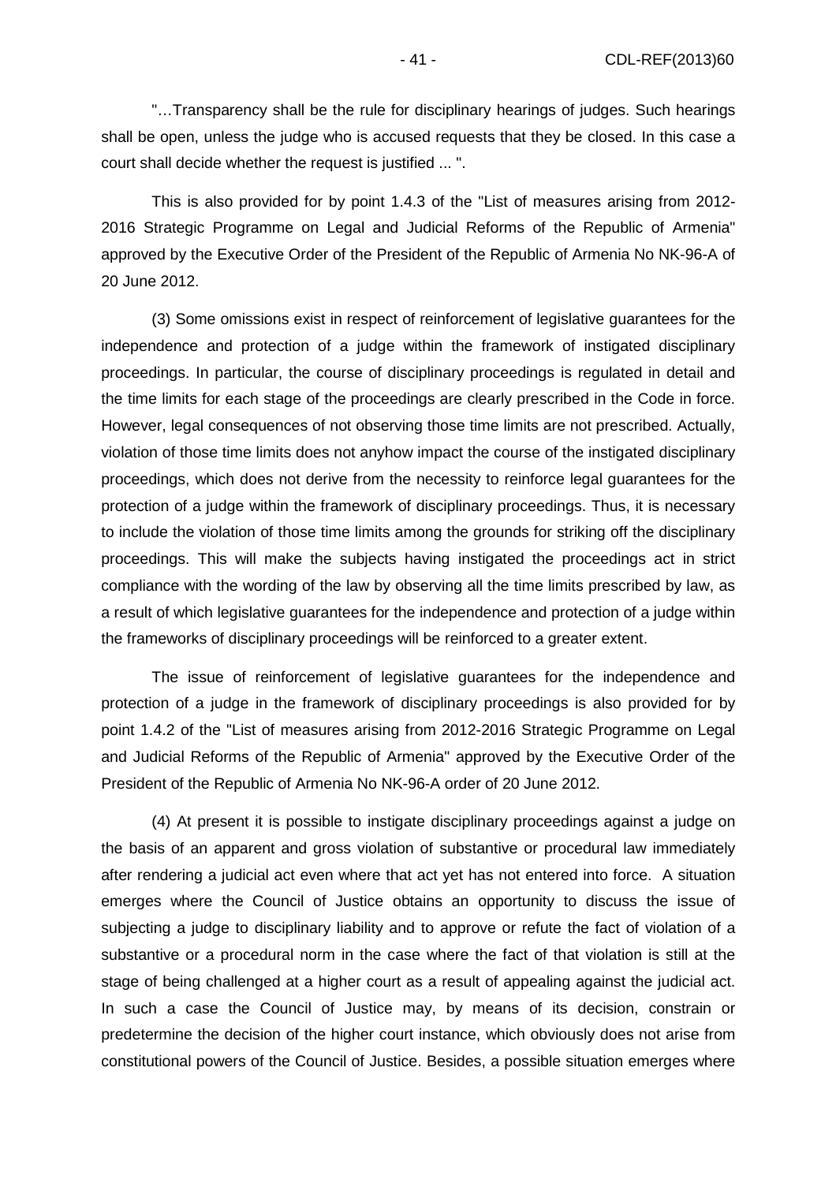"…Transparency shall be the rule for disciplinary hearings of judges. Such hearings shall be open, unless the judge who is accused requests that they be closed. In this case a court shall decide whether the request is justified ... ".

This is also provided for by point 1.4.3 of the "List of measures arising from 2012-2016 Strategic Programme on Legal and Judicial Reforms of the Republic of Armenia" approved by the Executive Order of the President of the Republic of Armenia No NK-96-A of 20 June 2012.

(3) Some omissions exist in respect of reinforcement of legislative guarantees for the independence and protection of a judge within the framework of instigated disciplinary proceedings. In particular, the course of disciplinary proceedings is regulated in detail and the time limits for each stage of the proceedings are clearly prescribed in the Code in force. However, legal consequences of not observing those time limits are not prescribed. Actually, violation of those time limits does not anyhow impact the course of the instigated disciplinary proceedings, which does not derive from the necessity to reinforce legal guarantees for the protection of a judge within the framework of disciplinary proceedings. Thus, it is necessary to include the violation of those time limits among the grounds for striking off the disciplinary proceedings. This will make the subjects having instigated the proceedings act in strict compliance with the wording of the law by observing all the time limits prescribed by law, as a result of which legislative guarantees for the independence and protection of a judge within the frameworks of disciplinary proceedings will be reinforced to a greater extent.

The issue of reinforcement of legislative guarantees for the independence and protection of a judge in the framework of disciplinary proceedings is also provided for by point 1.4.2 of the "List of measures arising from 2012-2016 Strategic Programme on Legal and Judicial Reforms of the Republic of Armenia" approved by the Executive Order of the President of the Republic of Armenia No NK-96-A order of 20 June 2012.

(4) At present it is possible to instigate disciplinary proceedings against a judge on the basis of an apparent and gross violation of substantive or procedural law immediately after rendering a judicial act even where that act yet has not entered into force. A situation emerges where the Council of Justice obtains an opportunity to discuss the issue of subjecting a judge to disciplinary liability and to approve or refute the fact of violation of a substantive or a procedural norm in the case where the fact of that violation is still at the stage of being challenged at a higher court as a result of appealing against the judicial act. In such a case the Council of Justice may, by means of its decision, constrain or predetermine the decision of the higher court instance, which obviously does not arise from constitutional powers of the Council of Justice. Besides, a possible situation emerges where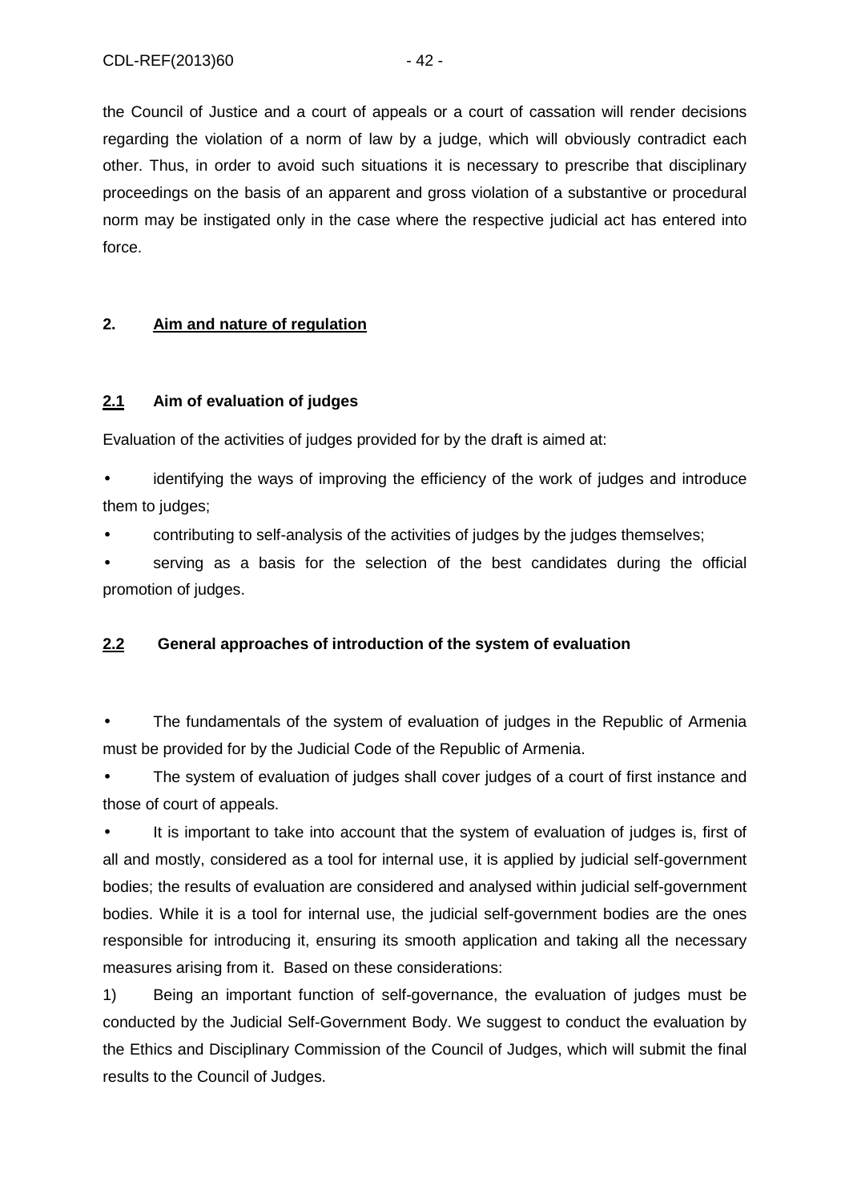the Council of Justice and a court of appeals or a court of cassation will render decisions regarding the violation of a norm of law by a judge, which will obviously contradict each other. Thus, in order to avoid such situations it is necessary to prescribe that disciplinary proceedings on the basis of an apparent and gross violation of a substantive or procedural norm may be instigated only in the case where the respective judicial act has entered into force.

## 2. Aim and nature of regulation

### 2.1 Aim of evaluation of judges

Evaluation of the activities of judges provided for by the draft is aimed at:

- identifying the ways of improving the efficiency of the work of judges and introduce them to judges;
- contributing to self-analysis of the activities of judges by the judges themselves;
- serving as a basis for the selection of the best candidates during the official promotion of judges.

### 2.2 General approaches of introduction of the system of evaluation

- The fundamentals of the system of evaluation of judges in the Republic of Armenia must be provided for by the Judicial Code of the Republic of Armenia.
- The system of evaluation of judges shall cover judges of a court of first instance and those of court of appeals.
- It is important to take into account that the system of evaluation of judges is, first of all and mostly, considered as a tool for internal use, it is applied by judicial self-government bodies; the results of evaluation are considered and analysed within judicial self-government bodies. While it is a tool for internal use, the judicial self-government bodies are the ones responsible for introducing it, ensuring its smooth application and taking all the necessary measures arising from it. Based on these considerations:

1) Being an important function of self-governance, the evaluation of judges must be conducted by the Judicial Self-Government Body. We suggest to conduct the evaluation by the Ethics and Disciplinary Commission of the Council of Judges, which will submit the final results to the Council of Judges.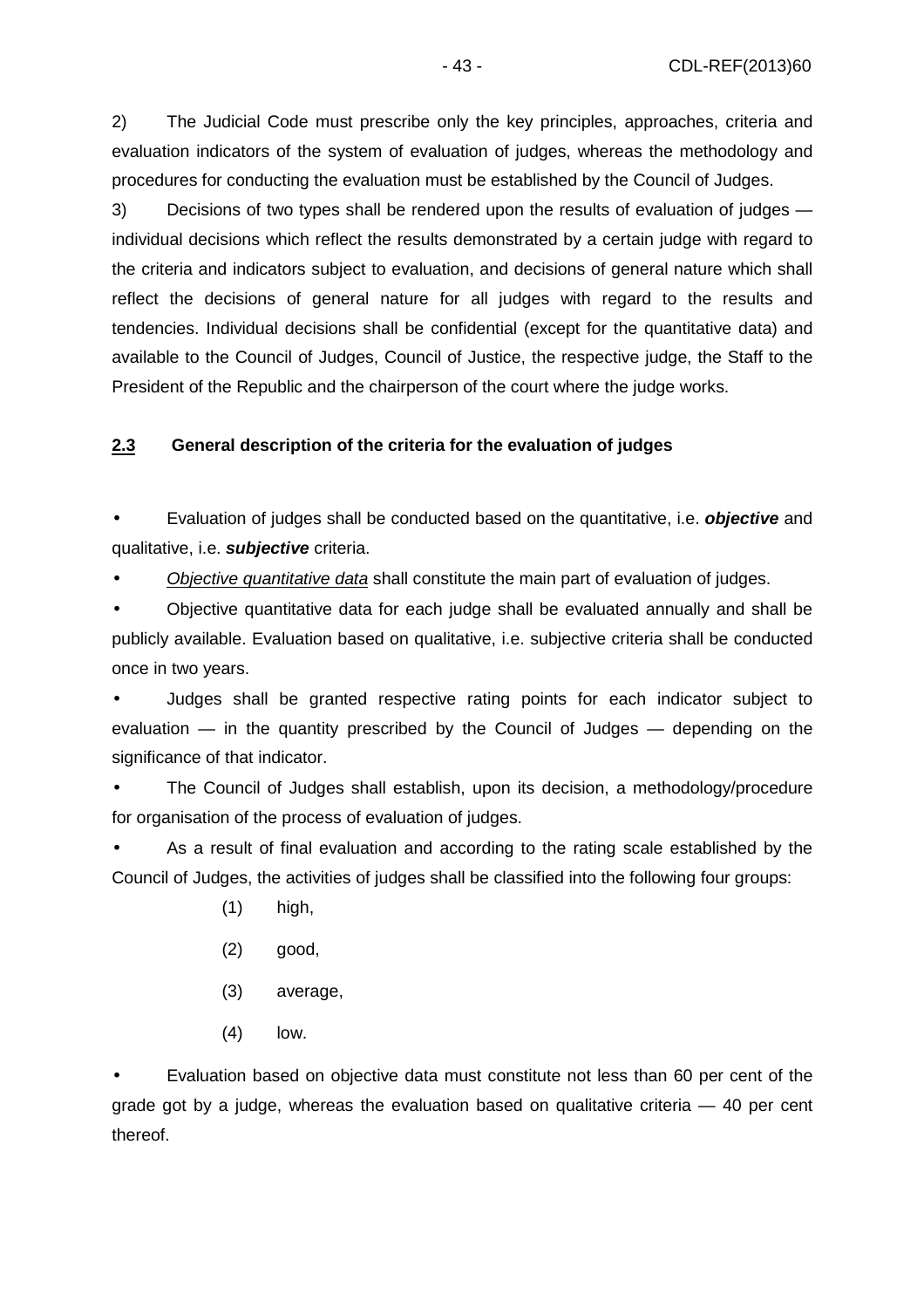2) The Judicial Code must prescribe only the key principles, approaches, criteria and evaluation indicators of the system of evaluation of judges, whereas the methodology and procedures for conducting the evaluation must be established by the Council of Judges.

3) Decisions of two types shall be rendered upon the results of evaluation of judges — individual decisions which reflect the results demonstrated by a certain judge with regard to the criteria and indicators subject to evaluation, and decisions of general nature which shall reflect the decisions of general nature for all judges with regard to the results and tendencies. Individual decisions shall be confidential (except for the quantitative data) and available to the Council of Judges, Council of Justice, the respective judge, the Staff to the President of the Republic and the chairperson of the court where the judge works.

### 2.3 General description of the criteria for the evaluation of judges

- Evaluation of judges shall be conducted based on the quantitative, i.e. ***objective*** and qualitative, i.e. ***subjective*** criteria.
- *Objective quantitative data* shall constitute the main part of evaluation of judges.
- Objective quantitative data for each judge shall be evaluated annually and shall be publicly available. Evaluation based on qualitative, i.e. subjective criteria shall be conducted once in two years.
- Judges shall be granted respective rating points for each indicator subject to evaluation — in the quantity prescribed by the Council of Judges — depending on the significance of that indicator.
- The Council of Judges shall establish, upon its decision, a methodology/procedure for organisation of the process of evaluation of judges.
- As a result of final evaluation and according to the rating scale established by the Council of Judges, the activities of judges shall be classified into the following four groups:

  (1) high,

  (2) good,

  (3) average,

  (4) low.

- Evaluation based on objective data must constitute not less than 60 per cent of the grade got by a judge, whereas the evaluation based on qualitative criteria — 40 per cent thereof.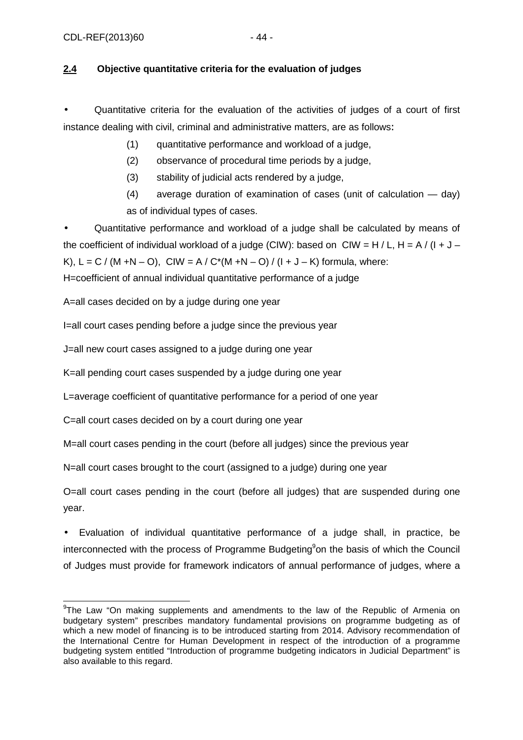## 2.4 Objective quantitative criteria for the evaluation of judges

- Quantitative criteria for the evaluation of the activities of judges of a court of first instance dealing with civil, criminal and administrative matters, are as follows:
  (1) quantitative performance and workload of a judge,
  (2) observance of procedural time periods by a judge,
  (3) stability of judicial acts rendered by a judge,
  (4) average duration of examination of cases (unit of calculation — day) as of individual types of cases.
- Quantitative performance and workload of a judge shall be calculated by means of the coefficient of individual workload of a judge (CIW): based on $CIW = H / L$, $H = A / (I + J – K)$, $L = C / (M + N – O)$, $CIW = A / C*(M + N – O) / (I + J – K)$ formula, where:

H=coefficient of annual individual quantitative performance of a judge

A=all cases decided on by a judge during one year

I=all court cases pending before a judge since the previous year

J=all new court cases assigned to a judge during one year

K=all pending court cases suspended by a judge during one year

L=average coefficient of quantitative performance for a period of one year

C=all court cases decided on by a court during one year

M=all court cases pending in the court (before all judges) since the previous year

N=all court cases brought to the court (assigned to a judge) during one year

O=all court cases pending in the court (before all judges) that are suspended during one year.

- Evaluation of individual quantitative performance of a judge shall, in practice, be interconnected with the process of Programme Budgeting[9] on the basis of which the Council of Judges must provide for framework indicators of annual performance of judges, where a

[9] The Law "On making supplements and amendments to the law of the Republic of Armenia on budgetary system" prescribes mandatory fundamental provisions on programme budgeting as of which a new model of financing is to be introduced starting from 2014. Advisory recommendation of the International Centre for Human Development in respect of the introduction of a programme budgeting system entitled "Introduction of programme budgeting indicators in Judicial Department" is also available to this regard.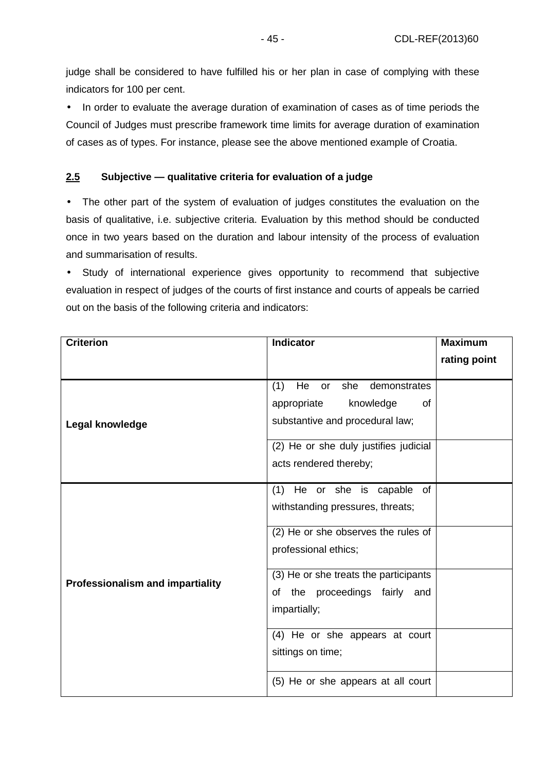judge shall be considered to have fulfilled his or her plan in case of complying with these indicators for 100 per cent.

- In order to evaluate the average duration of examination of cases as of time periods the Council of Judges must prescribe framework time limits for average duration of examination of cases as of types. For instance, please see the above mentioned example of Croatia.

### 2.5 Subjective — qualitative criteria for evaluation of a judge

- The other part of the system of evaluation of judges constitutes the evaluation on the basis of qualitative, i.e. subjective criteria. Evaluation by this method should be conducted once in two years based on the duration and labour intensity of the process of evaluation and summarisation of results.
- Study of international experience gives opportunity to recommend that subjective evaluation in respect of judges of the courts of first instance and courts of appeals be carried out on the basis of the following criteria and indicators:

| Criterion | Indicator | Maximum rating point |
|---|---|---|
| **Legal knowledge** | (1) He or she demonstrates appropriate knowledge of substantive and procedural law; | |
| | (2) He or she duly justifies judicial acts rendered thereby; | |
| **Professionalism and impartiality** | (1) He or she is capable of withstanding pressures, threats; | |
| | (2) He or she observes the rules of professional ethics; | |
| | (3) He or she treats the participants of the proceedings fairly and impartially; | |
| | (4) He or she appears at court sittings on time; | |
| | (5) He or she appears at all court | |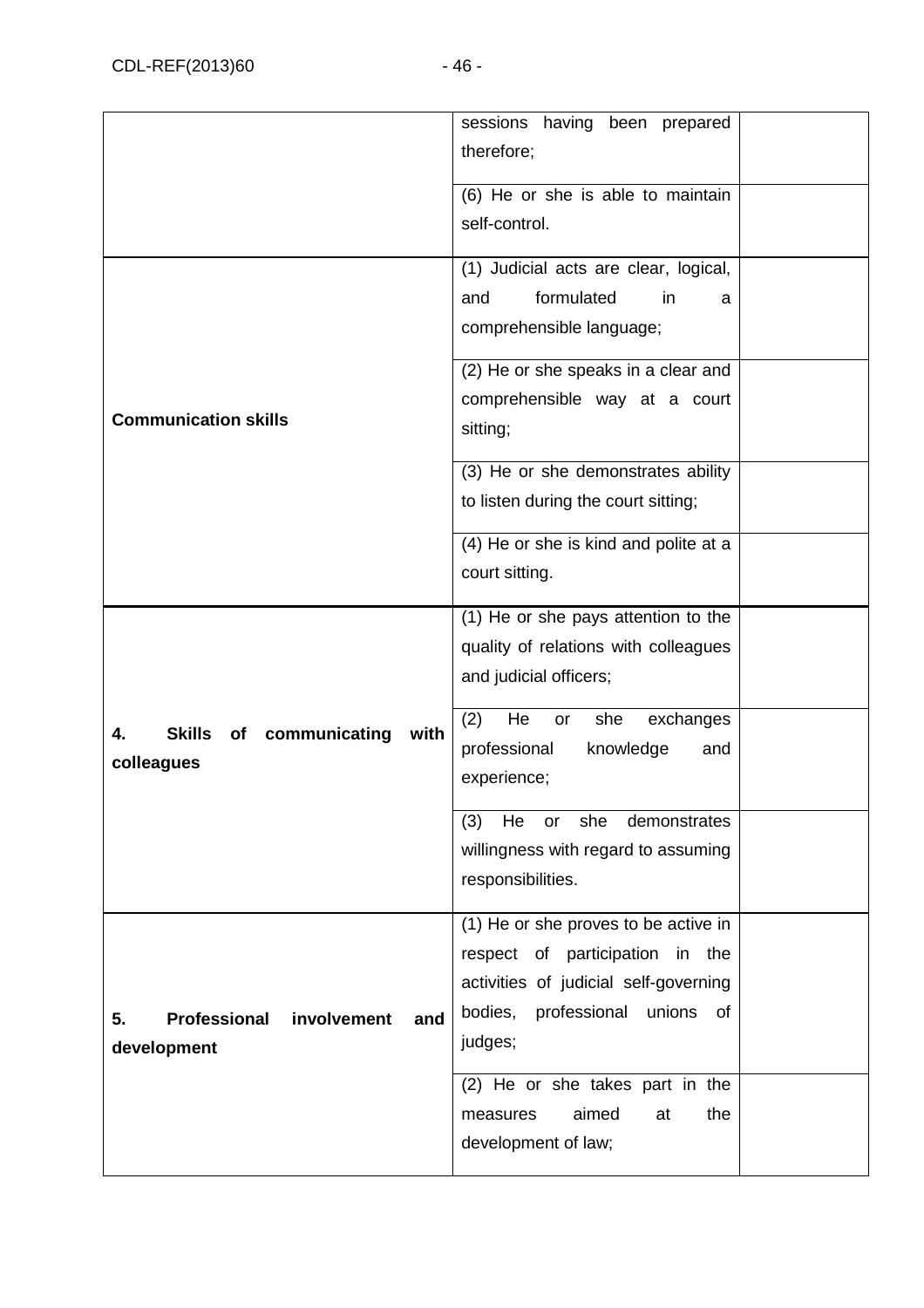| | | |
|---|---|---|
| | sessions having been prepared therefore; | |
| | (6) He or she is able to maintain self-control. | |
| **Communication skills** | (1) Judicial acts are clear, logical, and formulated in a comprehensible language; | |
| | (2) He or she speaks in a clear and comprehensible way at a court sitting; | |
| | (3) He or she demonstrates ability to listen during the court sitting; | |
| | (4) He or she is kind and polite at a court sitting. | |
| **4. Skills of communicating with colleagues** | (1) He or she pays attention to the quality of relations with colleagues and judicial officers; | |
| | (2) He or she exchanges professional knowledge and experience; | |
| | (3) He or she demonstrates willingness with regard to assuming responsibilities. | |
| **5. Professional involvement and development** | (1) He or she proves to be active in respect of participation in the activities of judicial self-governing bodies, professional unions of judges; | |
| | (2) He or she takes part in the measures aimed at the development of law; | |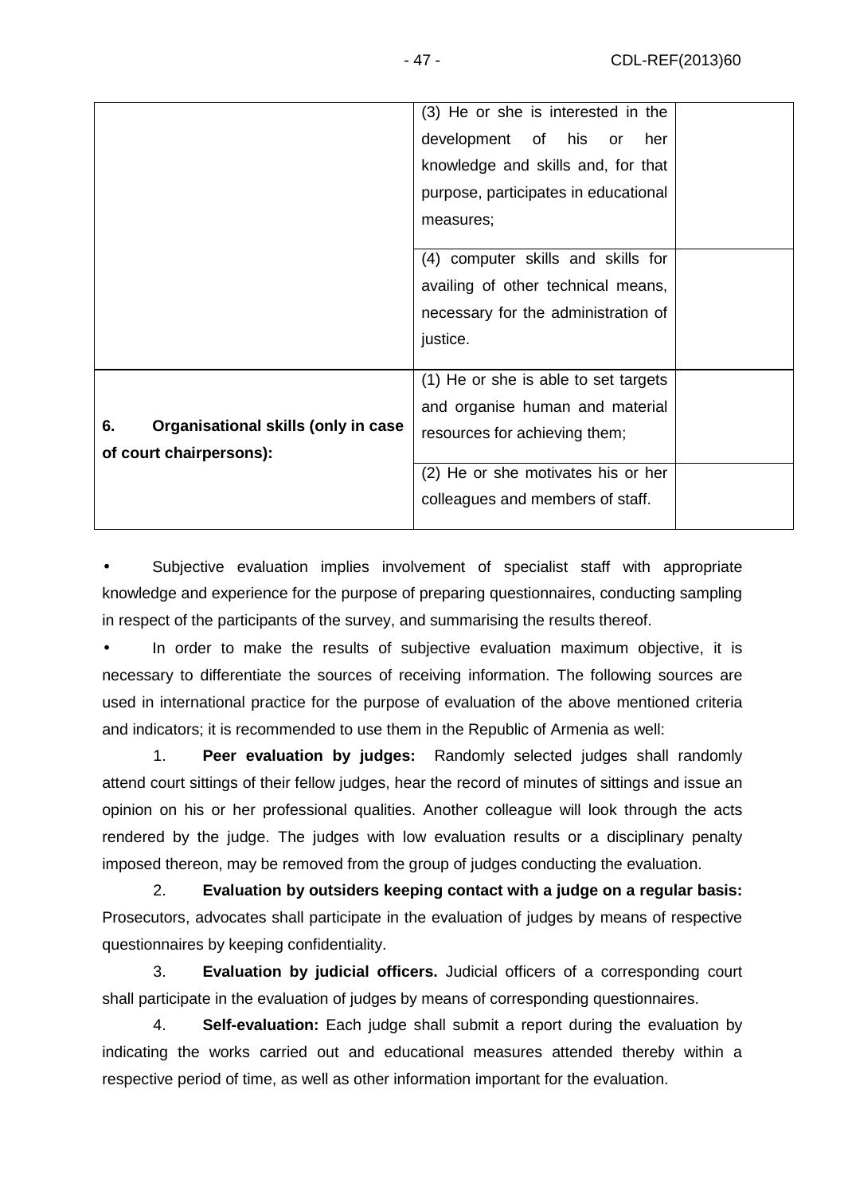| | | |
|---|---|---|
| | (3) He or she is interested in the development of his or her knowledge and skills and, for that purpose, participates in educational measures; | |
| | (4) computer skills and skills for availing of other technical means, necessary for the administration of justice. | |
| **6. Organisational skills (only in case of court chairpersons):** | (1) He or she is able to set targets and organise human and material resources for achieving them; | |
| | (2) He or she motivates his or her colleagues and members of staff. | |

- Subjective evaluation implies involvement of specialist staff with appropriate knowledge and experience for the purpose of preparing questionnaires, conducting sampling in respect of the participants of the survey, and summarising the results thereof.
- In order to make the results of subjective evaluation maximum objective, it is necessary to differentiate the sources of receiving information. The following sources are used in international practice for the purpose of evaluation of the above mentioned criteria and indicators; it is recommended to use them in the Republic of Armenia as well:

1. **Peer evaluation by judges:** Randomly selected judges shall randomly attend court sittings of their fellow judges, hear the record of minutes of sittings and issue an opinion on his or her professional qualities. Another colleague will look through the acts rendered by the judge. The judges with low evaluation results or a disciplinary penalty imposed thereon, may be removed from the group of judges conducting the evaluation.

2. **Evaluation by outsiders keeping contact with a judge on a regular basis:** Prosecutors, advocates shall participate in the evaluation of judges by means of respective questionnaires by keeping confidentiality.

3. **Evaluation by judicial officers.** Judicial officers of a corresponding court shall participate in the evaluation of judges by means of corresponding questionnaires.

4. **Self-evaluation:** Each judge shall submit a report during the evaluation by indicating the works carried out and educational measures attended thereby within a respective period of time, as well as other information important for the evaluation.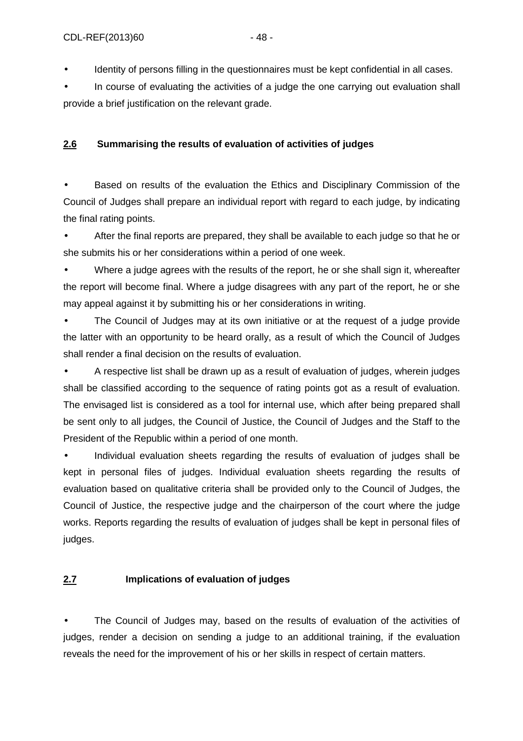- Identity of persons filling in the questionnaires must be kept confidential in all cases.
- In course of evaluating the activities of a judge the one carrying out evaluation shall provide a brief justification on the relevant grade.

### 2.6 Summarising the results of evaluation of activities of judges

- Based on results of the evaluation the Ethics and Disciplinary Commission of the Council of Judges shall prepare an individual report with regard to each judge, by indicating the final rating points.
- After the final reports are prepared, they shall be available to each judge so that he or she submits his or her considerations within a period of one week.
- Where a judge agrees with the results of the report, he or she shall sign it, whereafter the report will become final. Where a judge disagrees with any part of the report, he or she may appeal against it by submitting his or her considerations in writing.
- The Council of Judges may at its own initiative or at the request of a judge provide the latter with an opportunity to be heard orally, as a result of which the Council of Judges shall render a final decision on the results of evaluation.
- A respective list shall be drawn up as a result of evaluation of judges, wherein judges shall be classified according to the sequence of rating points got as a result of evaluation. The envisaged list is considered as a tool for internal use, which after being prepared shall be sent only to all judges, the Council of Justice, the Council of Judges and the Staff to the President of the Republic within a period of one month.
- Individual evaluation sheets regarding the results of evaluation of judges shall be kept in personal files of judges. Individual evaluation sheets regarding the results of evaluation based on qualitative criteria shall be provided only to the Council of Judges, the Council of Justice, the respective judge and the chairperson of the court where the judge works. Reports regarding the results of evaluation of judges shall be kept in personal files of judges.

### 2.7 Implications of evaluation of judges

- The Council of Judges may, based on the results of evaluation of the activities of judges, render a decision on sending a judge to an additional training, if the evaluation reveals the need for the improvement of his or her skills in respect of certain matters.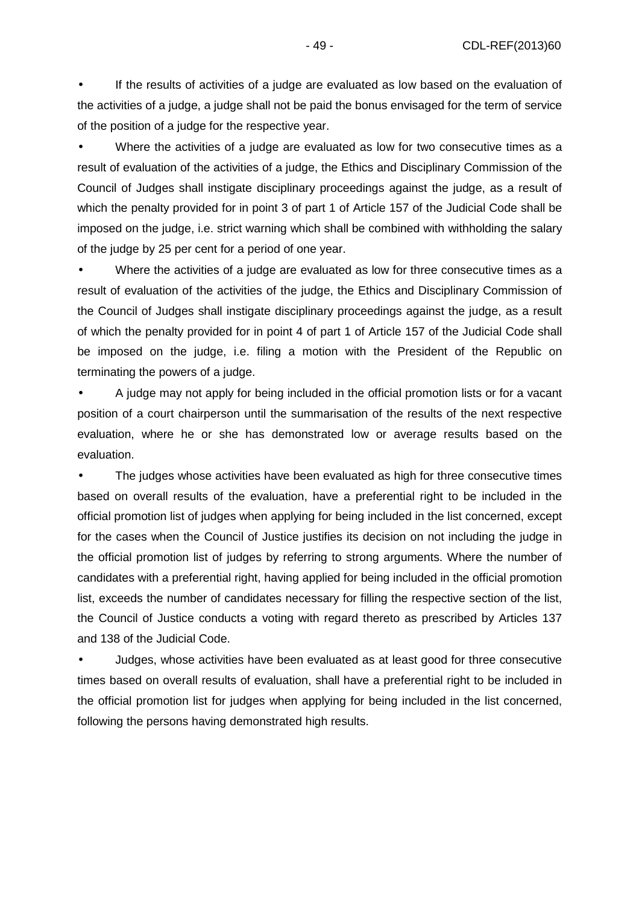- If the results of activities of a judge are evaluated as low based on the evaluation of the activities of a judge, a judge shall not be paid the bonus envisaged for the term of service of the position of a judge for the respective year.
- Where the activities of a judge are evaluated as low for two consecutive times as a result of evaluation of the activities of a judge, the Ethics and Disciplinary Commission of the Council of Judges shall instigate disciplinary proceedings against the judge, as a result of which the penalty provided for in point 3 of part 1 of Article 157 of the Judicial Code shall be imposed on the judge, i.e. strict warning which shall be combined with withholding the salary of the judge by 25 per cent for a period of one year.
- Where the activities of a judge are evaluated as low for three consecutive times as a result of evaluation of the activities of the judge, the Ethics and Disciplinary Commission of the Council of Judges shall instigate disciplinary proceedings against the judge, as a result of which the penalty provided for in point 4 of part 1 of Article 157 of the Judicial Code shall be imposed on the judge, i.e. filing a motion with the President of the Republic on terminating the powers of a judge.
- A judge may not apply for being included in the official promotion lists or for a vacant position of a court chairperson until the summarisation of the results of the next respective evaluation, where he or she has demonstrated low or average results based on the evaluation.
- The judges whose activities have been evaluated as high for three consecutive times based on overall results of the evaluation, have a preferential right to be included in the official promotion list of judges when applying for being included in the list concerned, except for the cases when the Council of Justice justifies its decision on not including the judge in the official promotion list of judges by referring to strong arguments. Where the number of candidates with a preferential right, having applied for being included in the official promotion list, exceeds the number of candidates necessary for filling the respective section of the list, the Council of Justice conducts a voting with regard thereto as prescribed by Articles 137 and 138 of the Judicial Code.
- Judges, whose activities have been evaluated as at least good for three consecutive times based on overall results of evaluation, shall have a preferential right to be included in the official promotion list for judges when applying for being included in the list concerned, following the persons having demonstrated high results.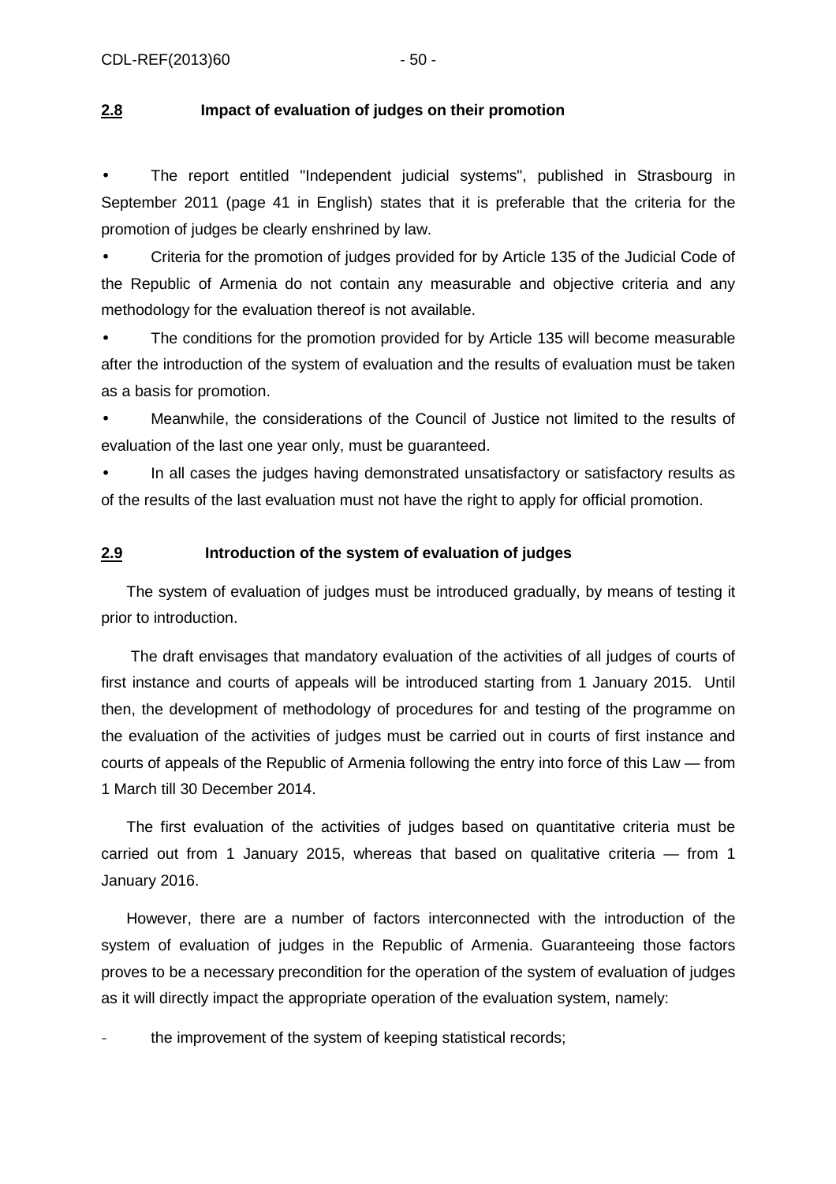## 2.8 Impact of evaluation of judges on their promotion

- The report entitled "Independent judicial systems", published in Strasbourg in September 2011 (page 41 in English) states that it is preferable that the criteria for the promotion of judges be clearly enshrined by law.
- Criteria for the promotion of judges provided for by Article 135 of the Judicial Code of the Republic of Armenia do not contain any measurable and objective criteria and any methodology for the evaluation thereof is not available.
- The conditions for the promotion provided for by Article 135 will become measurable after the introduction of the system of evaluation and the results of evaluation must be taken as a basis for promotion.
- Meanwhile, the considerations of the Council of Justice not limited to the results of evaluation of the last one year only, must be guaranteed.
- In all cases the judges having demonstrated unsatisfactory or satisfactory results as of the results of the last evaluation must not have the right to apply for official promotion.

## 2.9 Introduction of the system of evaluation of judges

The system of evaluation of judges must be introduced gradually, by means of testing it prior to introduction.

The draft envisages that mandatory evaluation of the activities of all judges of courts of first instance and courts of appeals will be introduced starting from 1 January 2015. Until then, the development of methodology of procedures for and testing of the programme on the evaluation of the activities of judges must be carried out in courts of first instance and courts of appeals of the Republic of Armenia following the entry into force of this Law — from 1 March till 30 December 2014.

The first evaluation of the activities of judges based on quantitative criteria must be carried out from 1 January 2015, whereas that based on qualitative criteria — from 1 January 2016.

However, there are a number of factors interconnected with the introduction of the system of evaluation of judges in the Republic of Armenia. Guaranteeing those factors proves to be a necessary precondition for the operation of the system of evaluation of judges as it will directly impact the appropriate operation of the evaluation system, namely:

- the improvement of the system of keeping statistical records;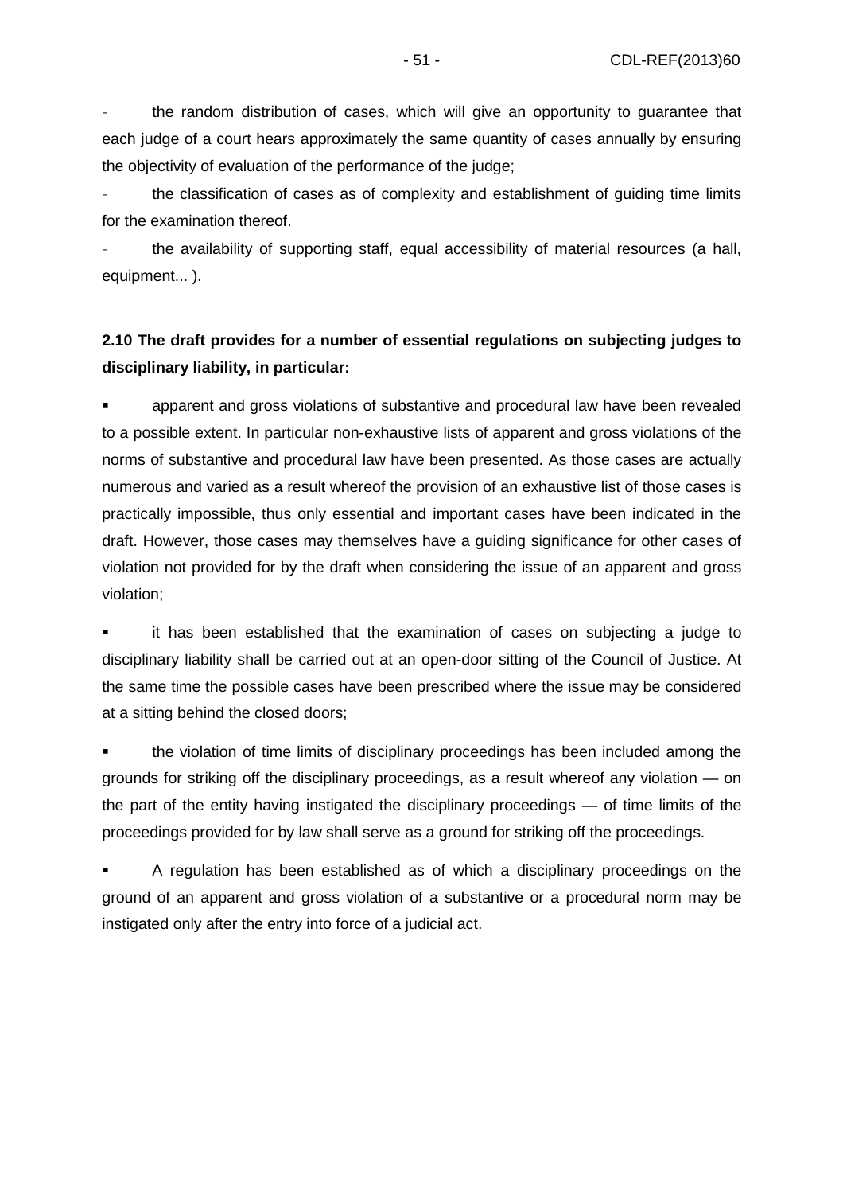- the random distribution of cases, which will give an opportunity to guarantee that each judge of a court hears approximately the same quantity of cases annually by ensuring the objectivity of evaluation of the performance of the judge;
- the classification of cases as of complexity and establishment of guiding time limits for the examination thereof.
- the availability of supporting staff, equal accessibility of material resources (a hall, equipment... ).

**2.10 The draft provides for a number of essential regulations on subjecting judges to disciplinary liability, in particular:**

- apparent and gross violations of substantive and procedural law have been revealed to a possible extent. In particular non-exhaustive lists of apparent and gross violations of the norms of substantive and procedural law have been presented. As those cases are actually numerous and varied as a result whereof the provision of an exhaustive list of those cases is practically impossible, thus only essential and important cases have been indicated in the draft. However, those cases may themselves have a guiding significance for other cases of violation not provided for by the draft when considering the issue of an apparent and gross violation;

- it has been established that the examination of cases on subjecting a judge to disciplinary liability shall be carried out at an open-door sitting of the Council of Justice. At the same time the possible cases have been prescribed where the issue may be considered at a sitting behind the closed doors;

- the violation of time limits of disciplinary proceedings has been included among the grounds for striking off the disciplinary proceedings, as a result whereof any violation — on the part of the entity having instigated the disciplinary proceedings — of time limits of the proceedings provided for by law shall serve as a ground for striking off the proceedings.

- A regulation has been established as of which a disciplinary proceedings on the ground of an apparent and gross violation of a substantive or a procedural norm may be instigated only after the entry into force of a judicial act.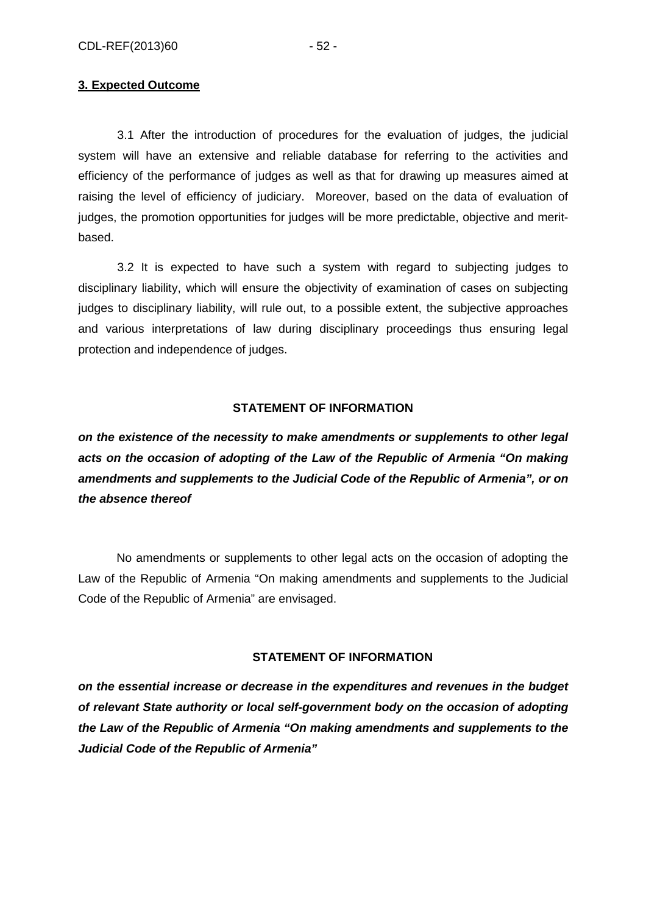**3. Expected Outcome**

3.1 After the introduction of procedures for the evaluation of judges, the judicial system will have an extensive and reliable database for referring to the activities and efficiency of the performance of judges as well as that for drawing up measures aimed at raising the level of efficiency of judiciary. Moreover, based on the data of evaluation of judges, the promotion opportunities for judges will be more predictable, objective and merit-based.

3.2 It is expected to have such a system with regard to subjecting judges to disciplinary liability, which will ensure the objectivity of examination of cases on subjecting judges to disciplinary liability, will rule out, to a possible extent, the subjective approaches and various interpretations of law during disciplinary proceedings thus ensuring legal protection and independence of judges.

**STATEMENT OF INFORMATION**

***on the existence of the necessity to make amendments or supplements to other legal acts on the occasion of adopting of the Law of the Republic of Armenia "On making amendments and supplements to the Judicial Code of the Republic of Armenia", or on the absence thereof***

No amendments or supplements to other legal acts on the occasion of adopting the Law of the Republic of Armenia "On making amendments and supplements to the Judicial Code of the Republic of Armenia" are envisaged.

**STATEMENT OF INFORMATION**

***on the essential increase or decrease in the expenditures and revenues in the budget of relevant State authority or local self-government body on the occasion of adopting the Law of the Republic of Armenia "On making amendments and supplements to the Judicial Code of the Republic of Armenia"***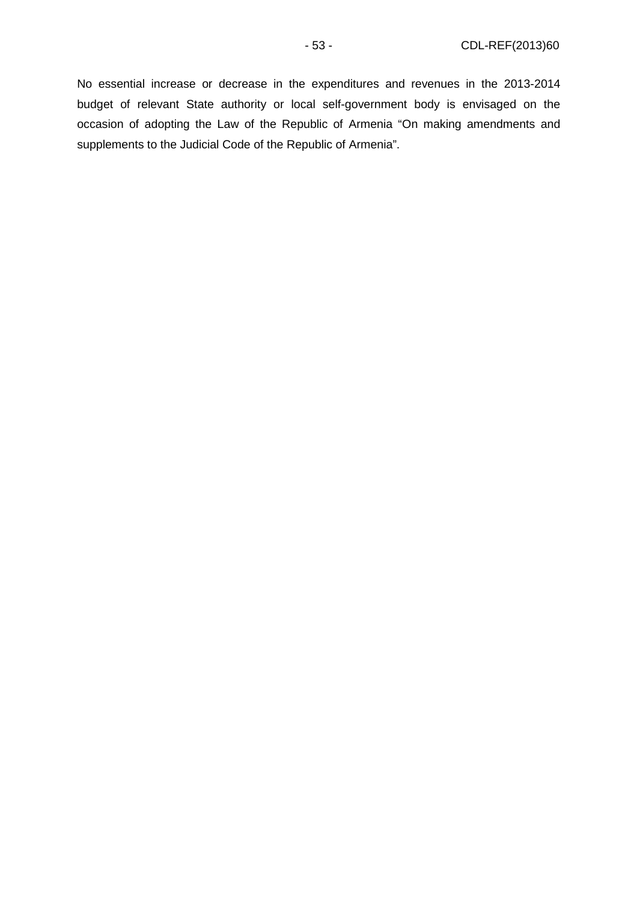No essential increase or decrease in the expenditures and revenues in the 2013-2014 budget of relevant State authority or local self-government body is envisaged on the occasion of adopting the Law of the Republic of Armenia "On making amendments and supplements to the Judicial Code of the Republic of Armenia".